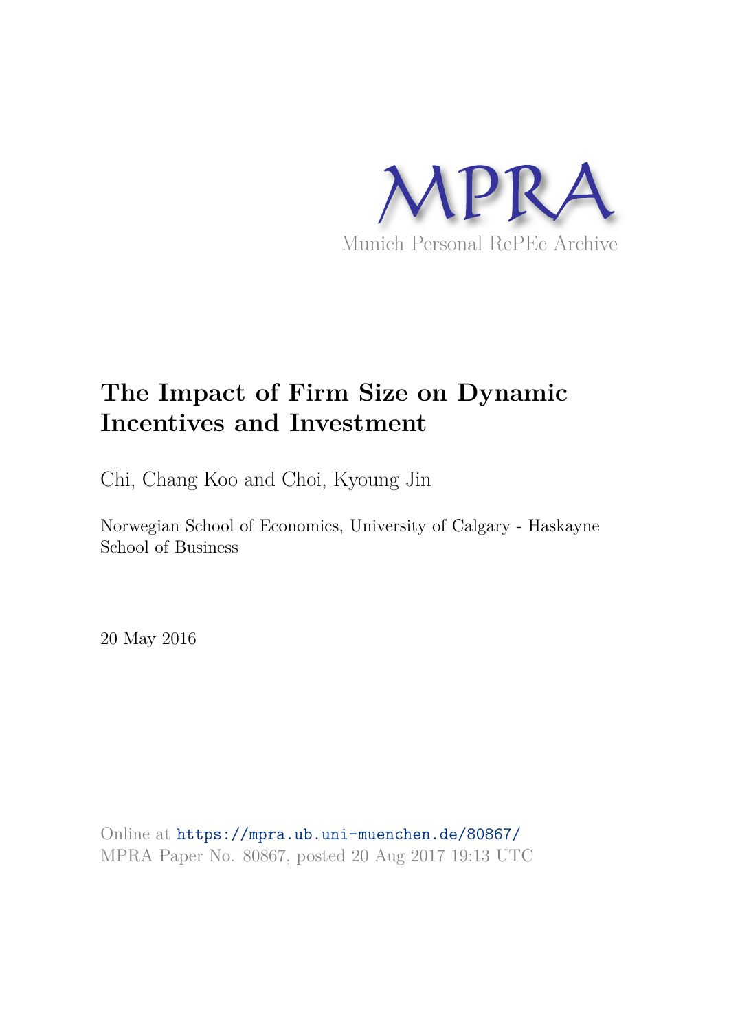# The Impact of Firm Size on Dynamic Incentives and Investment

Chi, Chang Koo and Choi, Kyoung Jin

Norwegian School of Economics, University of Calgary - Haskayne School of Business

20 May 2016

Online at https://mpra.ub.uni-muenchen.de/80867/
MPRA Paper No. 80867, posted 20 Aug 2017 19:13 UTC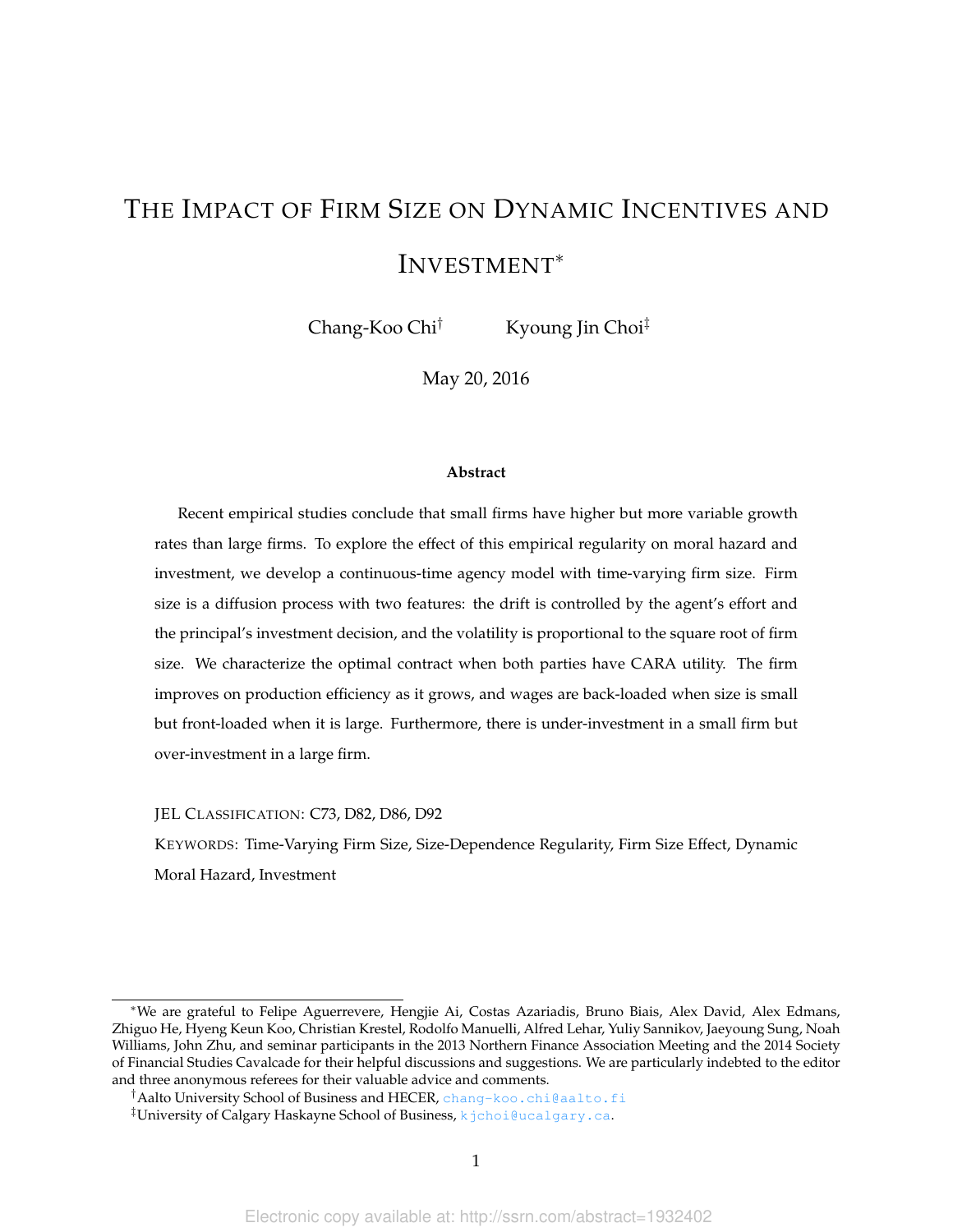# THE IMPACT OF FIRM SIZE ON DYNAMIC INCENTIVES AND INVESTMENT*

Chang-Koo Chi† Kyoung Jin Choi‡

May 20, 2016

### Abstract

Recent empirical studies conclude that small firms have higher but more variable growth rates than large firms. To explore the effect of this empirical regularity on moral hazard and investment, we develop a continuous-time agency model with time-varying firm size. Firm size is a diffusion process with two features: the drift is controlled by the agent's effort and the principal's investment decision, and the volatility is proportional to the square root of firm size. We characterize the optimal contract when both parties have CARA utility. The firm improves on production efficiency as it grows, and wages are back-loaded when size is small but front-loaded when it is large. Furthermore, there is under-investment in a small firm but over-investment in a large firm.

JEL CLASSIFICATION: C73, D82, D86, D92

KEYWORDS: Time-Varying Firm Size, Size-Dependence Regularity, Firm Size Effect, Dynamic Moral Hazard, Investment

---

*We are grateful to Felipe Aguerrevere, Hengjie Ai, Costas Azariadis, Bruno Biais, Alex David, Alex Edmans, Zhiguo He, Hyeng Keun Koo, Christian Krestel, Rodolfo Manuelli, Alfred Lehar, Yuliy Sannikov, Jaeyoung Sung, Noah Williams, John Zhu, and seminar participants in the 2013 Northern Finance Association Meeting and the 2014 Society of Financial Studies Cavalcade for their helpful discussions and suggestions. We are particularly indebted to the editor and three anonymous referees for their valuable advice and comments.

†Aalto University School of Business and HECER, chang-koo.chi@aalto.fi

‡University of Calgary Haskayne School of Business, kjchoi@ucalgary.ca.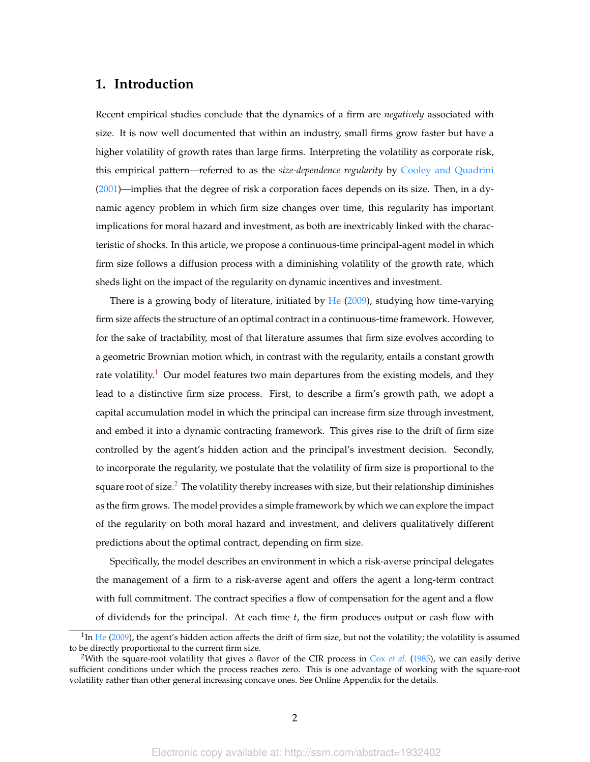## 1. Introduction

Recent empirical studies conclude that the dynamics of a firm are *negatively* associated with size. It is now well documented that within an industry, small firms grow faster but have a higher volatility of growth rates than large firms. Interpreting the volatility as corporate risk, this empirical pattern—referred to as the *size-dependence regularity* by Cooley and Quadrini (2001)—implies that the degree of risk a corporation faces depends on its size. Then, in a dynamic agency problem in which firm size changes over time, this regularity has important implications for moral hazard and investment, as both are inextricably linked with the characteristic of shocks. In this article, we propose a continuous-time principal-agent model in which firm size follows a diffusion process with a diminishing volatility of the growth rate, which sheds light on the impact of the regularity on dynamic incentives and investment.

There is a growing body of literature, initiated by He (2009), studying how time-varying firm size affects the structure of an optimal contract in a continuous-time framework. However, for the sake of tractability, most of that literature assumes that firm size evolves according to a geometric Brownian motion which, in contrast with the regularity, entails a constant growth rate volatility.[1] Our model features two main departures from the existing models, and they lead to a distinctive firm size process. First, to describe a firm's growth path, we adopt a capital accumulation model in which the principal can increase firm size through investment, and embed it into a dynamic contracting framework. This gives rise to the drift of firm size controlled by the agent's hidden action and the principal's investment decision. Secondly, to incorporate the regularity, we postulate that the volatility of firm size is proportional to the square root of size.[2] The volatility thereby increases with size, but their relationship diminishes as the firm grows. The model provides a simple framework by which we can explore the impact of the regularity on both moral hazard and investment, and delivers qualitatively different predictions about the optimal contract, depending on firm size.

Specifically, the model describes an environment in which a risk-averse principal delegates the management of a firm to a risk-averse agent and offers the agent a long-term contract with full commitment. The contract specifies a flow of compensation for the agent and a flow of dividends for the principal. At each time $t$, the firm produces output or cash flow with

[1] In He (2009), the agent's hidden action affects the drift of firm size, but not the volatility; the volatility is assumed to be directly proportional to the current firm size.

[2] With the square-root volatility that gives a flavor of the CIR process in Cox *et al.* (1985), we can easily derive sufficient conditions under which the process reaches zero. This is one advantage of working with the square-root volatility rather than other general increasing concave ones. See Online Appendix for the details.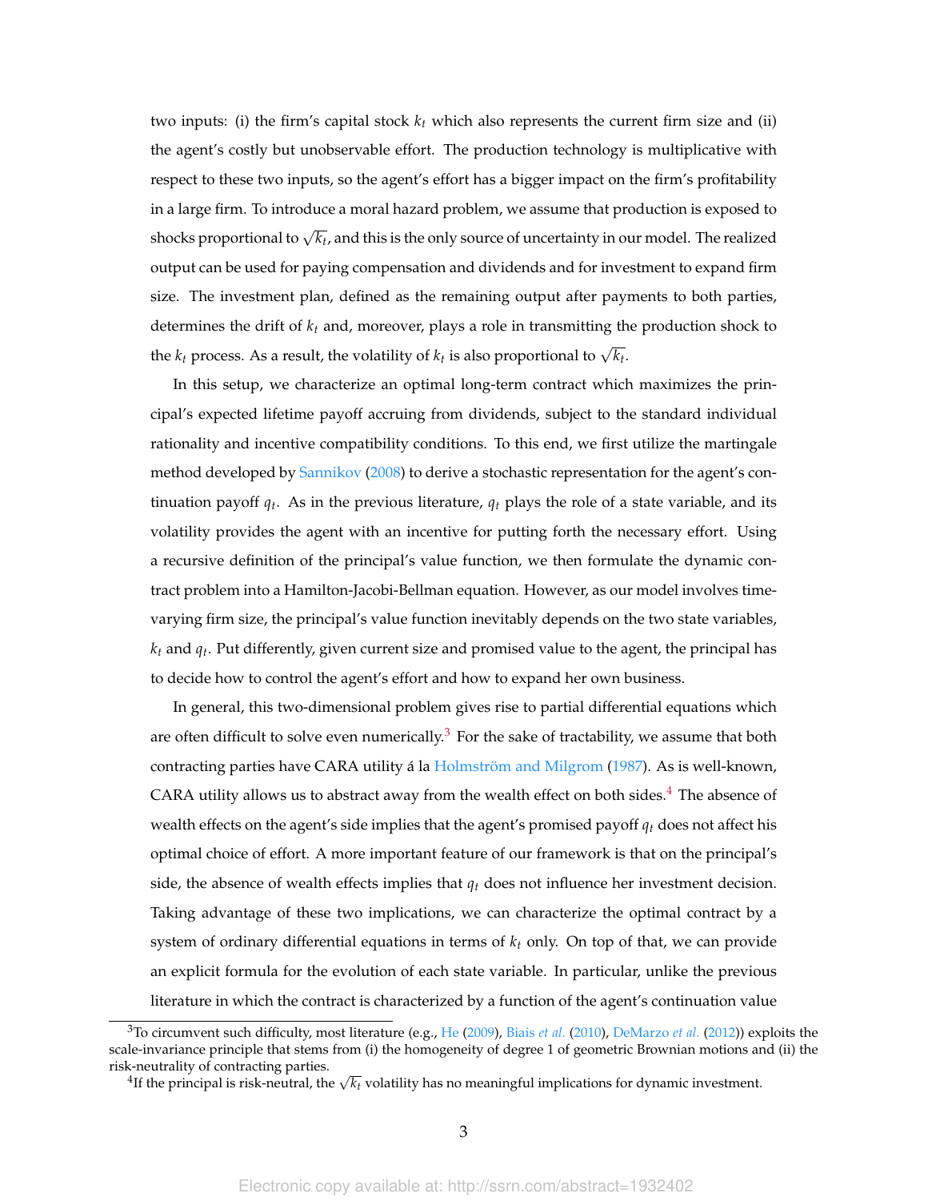two inputs: (i) the firm's capital stock $k_t$ which also represents the current firm size and (ii) the agent's costly but unobservable effort. The production technology is multiplicative with respect to these two inputs, so the agent's effort has a bigger impact on the firm's profitability in a large firm. To introduce a moral hazard problem, we assume that production is exposed to shocks proportional to $\sqrt{k_t}$, and this is the only source of uncertainty in our model. The realized output can be used for paying compensation and dividends and for investment to expand firm size. The investment plan, defined as the remaining output after payments to both parties, determines the drift of $k_t$ and, moreover, plays a role in transmitting the production shock to the $k_t$ process. As a result, the volatility of $k_t$ is also proportional to $\sqrt{k_t}$.

In this setup, we characterize an optimal long-term contract which maximizes the principal's expected lifetime payoff accruing from dividends, subject to the standard individual rationality and incentive compatibility conditions. To this end, we first utilize the martingale method developed by Sannikov (2008) to derive a stochastic representation for the agent's continuation payoff $q_t$. As in the previous literature, $q_t$ plays the role of a state variable, and its volatility provides the agent with an incentive for putting forth the necessary effort. Using a recursive definition of the principal's value function, we then formulate the dynamic contract problem into a Hamilton-Jacobi-Bellman equation. However, as our model involves time-varying firm size, the principal's value function inevitably depends on the two state variables, $k_t$ and $q_t$. Put differently, given current size and promised value to the agent, the principal has to decide how to control the agent's effort and how to expand her own business.

In general, this two-dimensional problem gives rise to partial differential equations which are often difficult to solve even numerically.[3] For the sake of tractability, we assume that both contracting parties have CARA utility á la Holmström and Milgrom (1987). As is well-known, CARA utility allows us to abstract away from the wealth effect on both sides.[4] The absence of wealth effects on the agent's side implies that the agent's promised payoff $q_t$ does not affect his optimal choice of effort. A more important feature of our framework is that on the principal's side, the absence of wealth effects implies that $q_t$ does not influence her investment decision. Taking advantage of these two implications, we can characterize the optimal contract by a system of ordinary differential equations in terms of $k_t$ only. On top of that, we can provide an explicit formula for the evolution of each state variable. In particular, unlike the previous literature in which the contract is characterized by a function of the agent's continuation value

[3] To circumvent such difficulty, most literature (e.g., He (2009), Biais *et al.* (2010), DeMarzo *et al.* (2012)) exploits the scale-invariance principle that stems from (i) the homogeneity of degree 1 of geometric Brownian motions and (ii) the risk-neutrality of contracting parties.

[4] If the principal is risk-neutral, the $\sqrt{k_t}$ volatility has no meaningful implications for dynamic investment.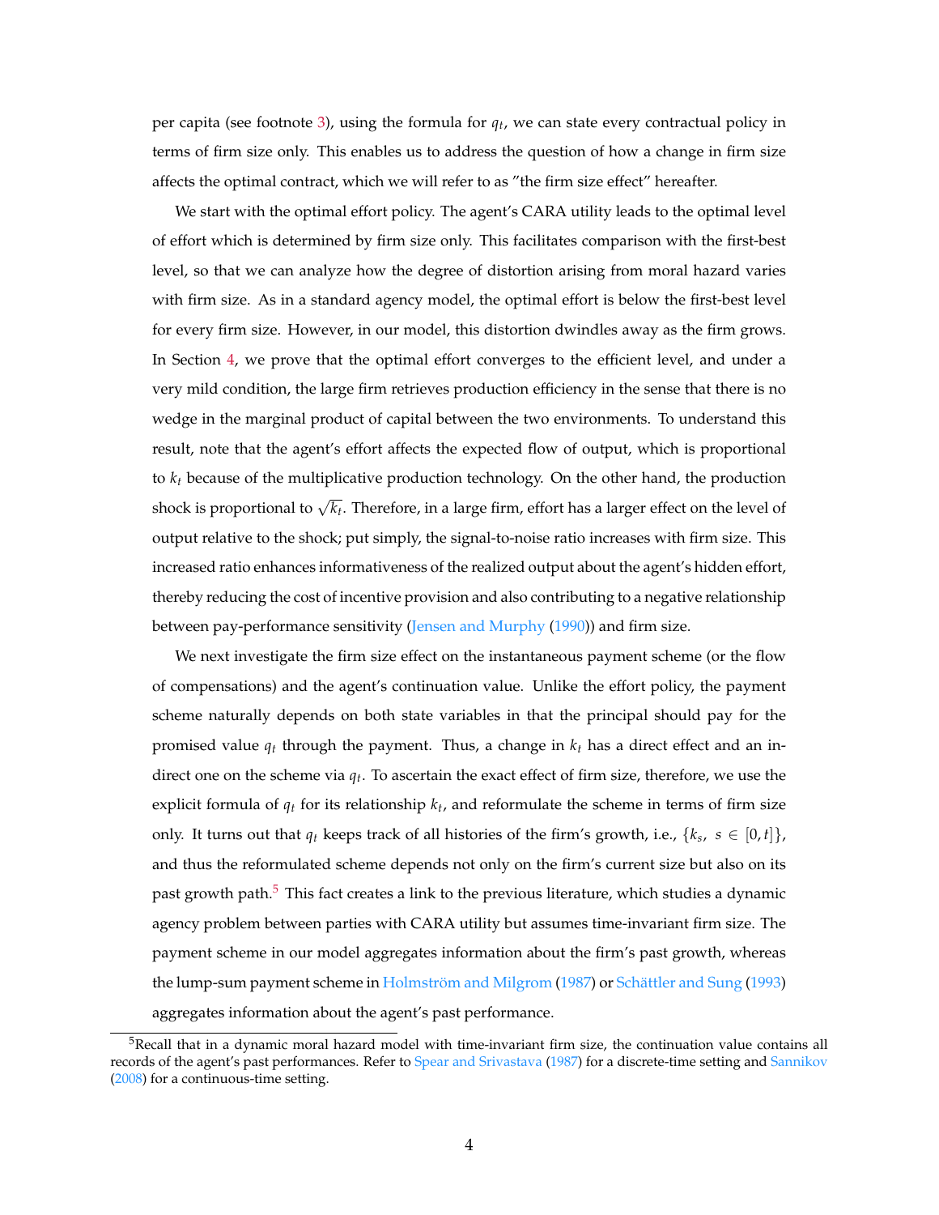per capita (see footnote 3), using the formula for $q_t$, we can state every contractual policy in terms of firm size only. This enables us to address the question of how a change in firm size affects the optimal contract, which we will refer to as "the firm size effect" hereafter.

We start with the optimal effort policy. The agent's CARA utility leads to the optimal level of effort which is determined by firm size only. This facilitates comparison with the first-best level, so that we can analyze how the degree of distortion arising from moral hazard varies with firm size. As in a standard agency model, the optimal effort is below the first-best level for every firm size. However, in our model, this distortion dwindles away as the firm grows. In Section 4, we prove that the optimal effort converges to the efficient level, and under a very mild condition, the large firm retrieves production efficiency in the sense that there is no wedge in the marginal product of capital between the two environments. To understand this result, note that the agent's effort affects the expected flow of output, which is proportional to $k_t$ because of the multiplicative production technology. On the other hand, the production shock is proportional to $\sqrt{k_t}$. Therefore, in a large firm, effort has a larger effect on the level of output relative to the shock; put simply, the signal-to-noise ratio increases with firm size. This increased ratio enhances informativeness of the realized output about the agent's hidden effort, thereby reducing the cost of incentive provision and also contributing to a negative relationship between pay-performance sensitivity (Jensen and Murphy (1990)) and firm size.

We next investigate the firm size effect on the instantaneous payment scheme (or the flow of compensations) and the agent's continuation value. Unlike the effort policy, the payment scheme naturally depends on both state variables in that the principal should pay for the promised value $q_t$ through the payment. Thus, a change in $k_t$ has a direct effect and an indirect one on the scheme via $q_t$. To ascertain the exact effect of firm size, therefore, we use the explicit formula of $q_t$ for its relationship $k_t$, and reformulate the scheme in terms of firm size only. It turns out that $q_t$ keeps track of all histories of the firm's growth, i.e., $\{k_s,\ s \in [0,t]\}$, and thus the reformulated scheme depends not only on the firm's current size but also on its past growth path.[5] This fact creates a link to the previous literature, which studies a dynamic agency problem between parties with CARA utility but assumes time-invariant firm size. The payment scheme in our model aggregates information about the firm's past growth, whereas the lump-sum payment scheme in Holmström and Milgrom (1987) or Schättler and Sung (1993) aggregates information about the agent's past performance.

[5] Recall that in a dynamic moral hazard model with time-invariant firm size, the continuation value contains all records of the agent's past performances. Refer to Spear and Srivastava (1987) for a discrete-time setting and Sannikov (2008) for a continuous-time setting.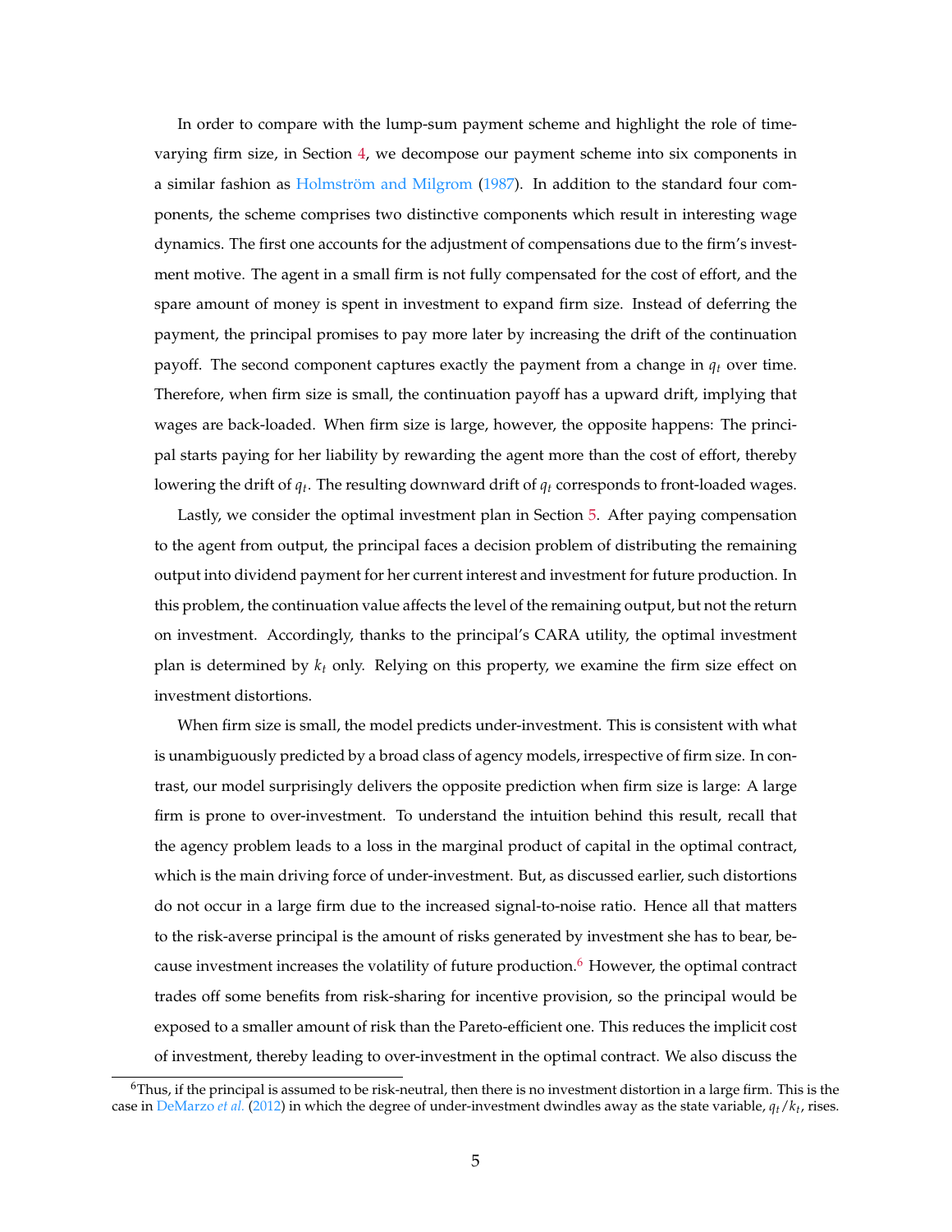In order to compare with the lump-sum payment scheme and highlight the role of time-varying firm size, in Section 4, we decompose our payment scheme into six components in a similar fashion as Holmström and Milgrom (1987). In addition to the standard four components, the scheme comprises two distinctive components which result in interesting wage dynamics. The first one accounts for the adjustment of compensations due to the firm's investment motive. The agent in a small firm is not fully compensated for the cost of effort, and the spare amount of money is spent in investment to expand firm size. Instead of deferring the payment, the principal promises to pay more later by increasing the drift of the continuation payoff. The second component captures exactly the payment from a change in $q_t$ over time. Therefore, when firm size is small, the continuation payoff has a upward drift, implying that wages are back-loaded. When firm size is large, however, the opposite happens: The principal starts paying for her liability by rewarding the agent more than the cost of effort, thereby lowering the drift of $q_t$. The resulting downward drift of $q_t$ corresponds to front-loaded wages.

Lastly, we consider the optimal investment plan in Section 5. After paying compensation to the agent from output, the principal faces a decision problem of distributing the remaining output into dividend payment for her current interest and investment for future production. In this problem, the continuation value affects the level of the remaining output, but not the return on investment. Accordingly, thanks to the principal's CARA utility, the optimal investment plan is determined by $k_t$ only. Relying on this property, we examine the firm size effect on investment distortions.

When firm size is small, the model predicts under-investment. This is consistent with what is unambiguously predicted by a broad class of agency models, irrespective of firm size. In contrast, our model surprisingly delivers the opposite prediction when firm size is large: A large firm is prone to over-investment. To understand the intuition behind this result, recall that the agency problem leads to a loss in the marginal product of capital in the optimal contract, which is the main driving force of under-investment. But, as discussed earlier, such distortions do not occur in a large firm due to the increased signal-to-noise ratio. Hence all that matters to the risk-averse principal is the amount of risks generated by investment she has to bear, because investment increases the volatility of future production.[6] However, the optimal contract trades off some benefits from risk-sharing for incentive provision, so the principal would be exposed to a smaller amount of risk than the Pareto-efficient one. This reduces the implicit cost of investment, thereby leading to over-investment in the optimal contract. We also discuss the

[6] Thus, if the principal is assumed to be risk-neutral, then there is no investment distortion in a large firm. This is the case in DeMarzo *et al.* (2012) in which the degree of under-investment dwindles away as the state variable, $q_t/k_t$, rises.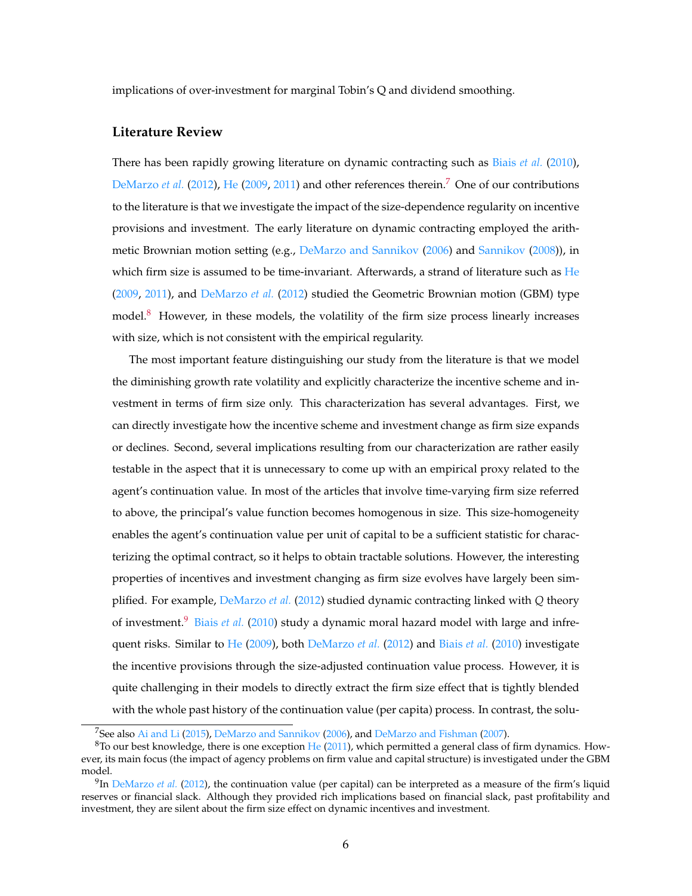implications of over-investment for marginal Tobin's Q and dividend smoothing.

## Literature Review

There has been rapidly growing literature on dynamic contracting such as Biais *et al.* (2010), DeMarzo *et al.* (2012), He (2009, 2011) and other references therein.[7] One of our contributions to the literature is that we investigate the impact of the size-dependence regularity on incentive provisions and investment. The early literature on dynamic contracting employed the arithmetic Brownian motion setting (e.g., DeMarzo and Sannikov (2006) and Sannikov (2008)), in which firm size is assumed to be time-invariant. Afterwards, a strand of literature such as He (2009, 2011), and DeMarzo *et al.* (2012) studied the Geometric Brownian motion (GBM) type model.[8] However, in these models, the volatility of the firm size process linearly increases with size, which is not consistent with the empirical regularity.

The most important feature distinguishing our study from the literature is that we model the diminishing growth rate volatility and explicitly characterize the incentive scheme and investment in terms of firm size only. This characterization has several advantages. First, we can directly investigate how the incentive scheme and investment change as firm size expands or declines. Second, several implications resulting from our characterization are rather easily testable in the aspect that it is unnecessary to come up with an empirical proxy related to the agent's continuation value. In most of the articles that involve time-varying firm size referred to above, the principal's value function becomes homogenous in size. This size-homogeneity enables the agent's continuation value per unit of capital to be a sufficient statistic for characterizing the optimal contract, so it helps to obtain tractable solutions. However, the interesting properties of incentives and investment changing as firm size evolves have largely been simplified. For example, DeMarzo *et al.* (2012) studied dynamic contracting linked with $Q$ theory of investment.[9] Biais *et al.* (2010) study a dynamic moral hazard model with large and infrequent risks. Similar to He (2009), both DeMarzo *et al.* (2012) and Biais *et al.* (2010) investigate the incentive provisions through the size-adjusted continuation value process. However, it is quite challenging in their models to directly extract the firm size effect that is tightly blended with the whole past history of the continuation value (per capita) process. In contrast, the solu-

[7] See also Ai and Li (2015), DeMarzo and Sannikov (2006), and DeMarzo and Fishman (2007).

[8] To our best knowledge, there is one exception He (2011), which permitted a general class of firm dynamics. However, its main focus (the impact of agency problems on firm value and capital structure) is investigated under the GBM model.

[9] In DeMarzo *et al.* (2012), the continuation value (per capital) can be interpreted as a measure of the firm's liquid reserves or financial slack. Although they provided rich implications based on financial slack, past profitability and investment, they are silent about the firm size effect on dynamic incentives and investment.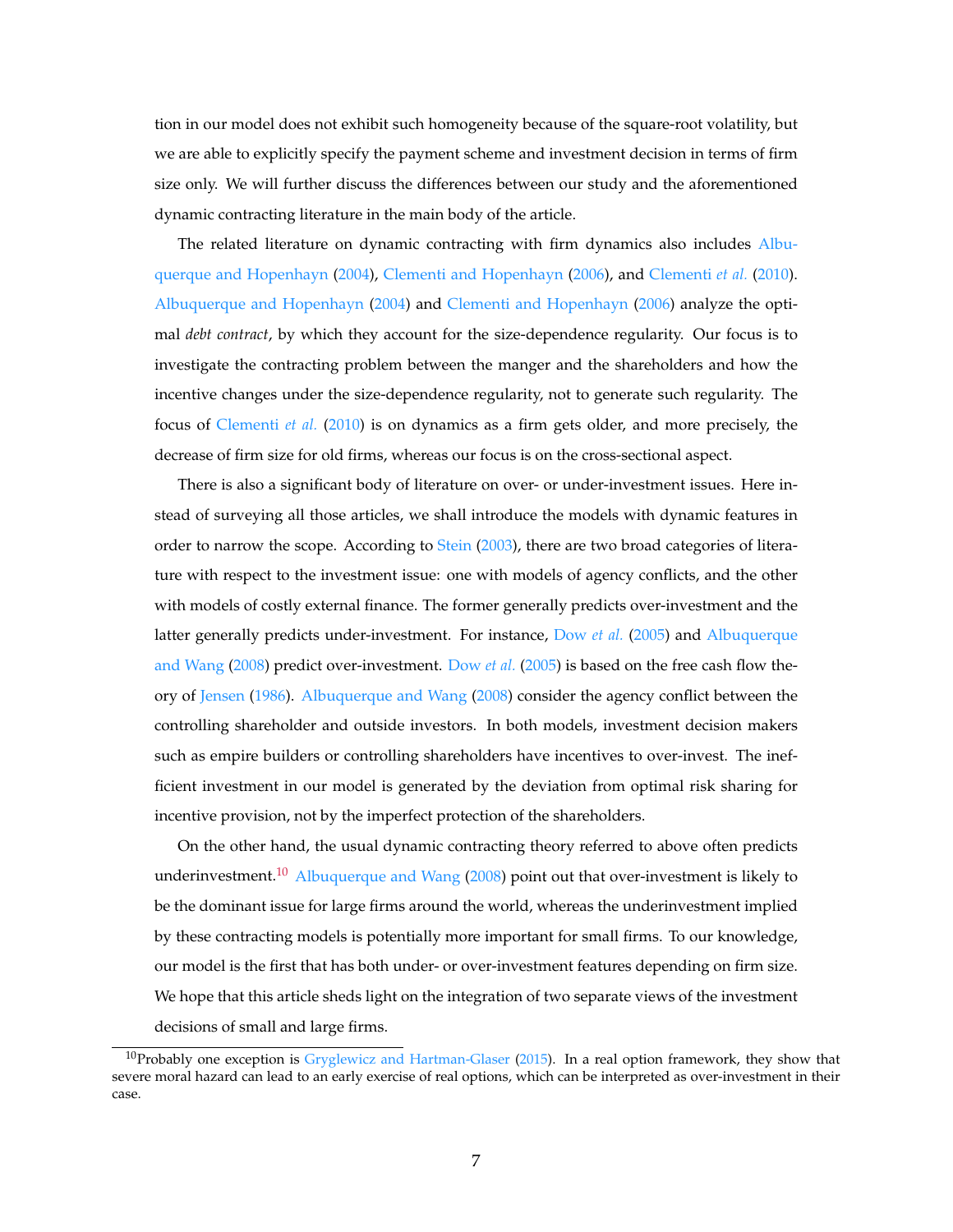tion in our model does not exhibit such homogeneity because of the square-root volatility, but we are able to explicitly specify the payment scheme and investment decision in terms of firm size only. We will further discuss the differences between our study and the aforementioned dynamic contracting literature in the main body of the article.

The related literature on dynamic contracting with firm dynamics also includes Albuquerque and Hopenhayn (2004), Clementi and Hopenhayn (2006), and Clementi *et al.* (2010). Albuquerque and Hopenhayn (2004) and Clementi and Hopenhayn (2006) analyze the optimal *debt contract*, by which they account for the size-dependence regularity. Our focus is to investigate the contracting problem between the manger and the shareholders and how the incentive changes under the size-dependence regularity, not to generate such regularity. The focus of Clementi *et al.* (2010) is on dynamics as a firm gets older, and more precisely, the decrease of firm size for old firms, whereas our focus is on the cross-sectional aspect.

There is also a significant body of literature on over- or under-investment issues. Here instead of surveying all those articles, we shall introduce the models with dynamic features in order to narrow the scope. According to Stein (2003), there are two broad categories of literature with respect to the investment issue: one with models of agency conflicts, and the other with models of costly external finance. The former generally predicts over-investment and the latter generally predicts under-investment. For instance, Dow *et al.* (2005) and Albuquerque and Wang (2008) predict over-investment. Dow *et al.* (2005) is based on the free cash flow theory of Jensen (1986). Albuquerque and Wang (2008) consider the agency conflict between the controlling shareholder and outside investors. In both models, investment decision makers such as empire builders or controlling shareholders have incentives to over-invest. The inefficient investment in our model is generated by the deviation from optimal risk sharing for incentive provision, not by the imperfect protection of the shareholders.

On the other hand, the usual dynamic contracting theory referred to above often predicts underinvestment.[10] Albuquerque and Wang (2008) point out that over-investment is likely to be the dominant issue for large firms around the world, whereas the underinvestment implied by these contracting models is potentially more important for small firms. To our knowledge, our model is the first that has both under- or over-investment features depending on firm size. We hope that this article sheds light on the integration of two separate views of the investment decisions of small and large firms.

[10] Probably one exception is Gryglewicz and Hartman-Glaser (2015). In a real option framework, they show that severe moral hazard can lead to an early exercise of real options, which can be interpreted as over-investment in their case.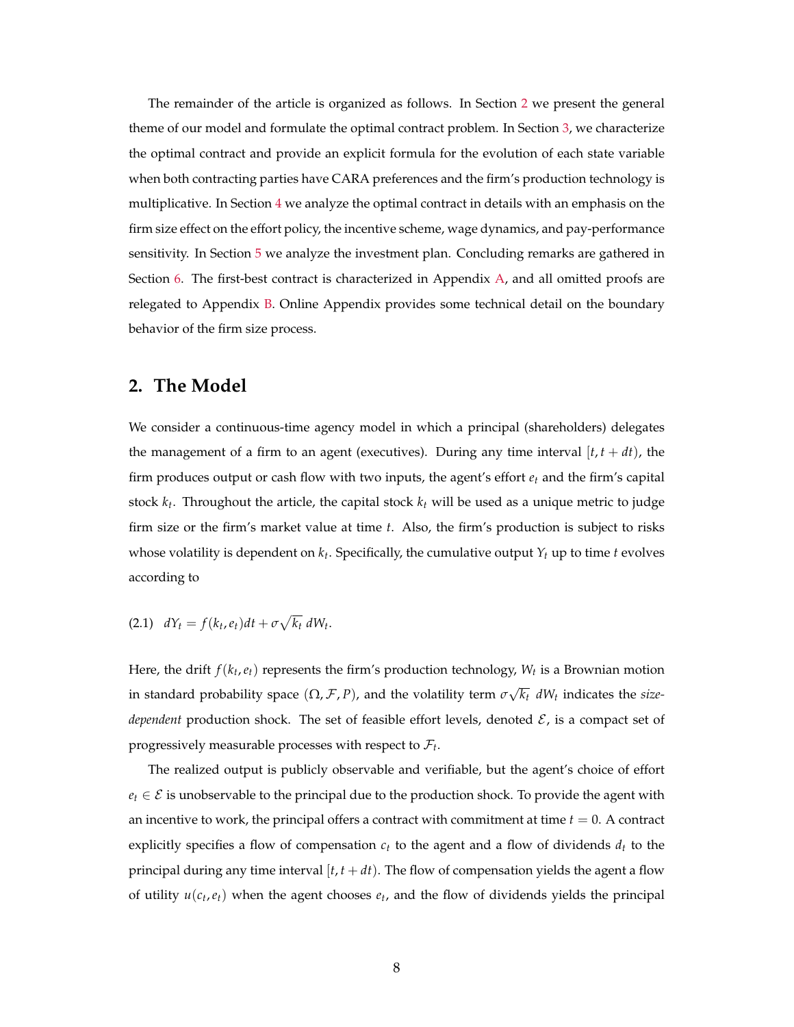The remainder of the article is organized as follows. In Section 2 we present the general theme of our model and formulate the optimal contract problem. In Section 3, we characterize the optimal contract and provide an explicit formula for the evolution of each state variable when both contracting parties have CARA preferences and the firm's production technology is multiplicative. In Section 4 we analyze the optimal contract in details with an emphasis on the firm size effect on the effort policy, the incentive scheme, wage dynamics, and pay-performance sensitivity. In Section 5 we analyze the investment plan. Concluding remarks are gathered in Section 6. The first-best contract is characterized in Appendix A, and all omitted proofs are relegated to Appendix B. Online Appendix provides some technical detail on the boundary behavior of the firm size process.

## 2. The Model

We consider a continuous-time agency model in which a principal (shareholders) delegates the management of a firm to an agent (executives). During any time interval $[t, t+dt)$, the firm produces output or cash flow with two inputs, the agent's effort $e_t$ and the firm's capital stock $k_t$. Throughout the article, the capital stock $k_t$ will be used as a unique metric to judge firm size or the firm's market value at time $t$. Also, the firm's production is subject to risks whose volatility is dependent on $k_t$. Specifically, the cumulative output $Y_t$ up to time $t$ evolves according to

$$dY_t = f(k_t, e_t)dt + \sigma\sqrt{k_t}\, dW_t. \tag{2.1}$$

Here, the drift $f(k_t, e_t)$ represents the firm's production technology, $W_t$ is a Brownian motion in standard probability space $(\Omega, \mathcal{F}, P)$, and the volatility term $\sigma\sqrt{k_t}\, dW_t$ indicates the *size-dependent* production shock. The set of feasible effort levels, denoted $\mathcal{E}$, is a compact set of progressively measurable processes with respect to $\mathcal{F}_t$.

The realized output is publicly observable and verifiable, but the agent's choice of effort $e_t \in \mathcal{E}$ is unobservable to the principal due to the production shock. To provide the agent with an incentive to work, the principal offers a contract with commitment at time $t = 0$. A contract explicitly specifies a flow of compensation $c_t$ to the agent and a flow of dividends $d_t$ to the principal during any time interval $[t, t+dt)$. The flow of compensation yields the agent a flow of utility $u(c_t, e_t)$ when the agent chooses $e_t$, and the flow of dividends yields the principal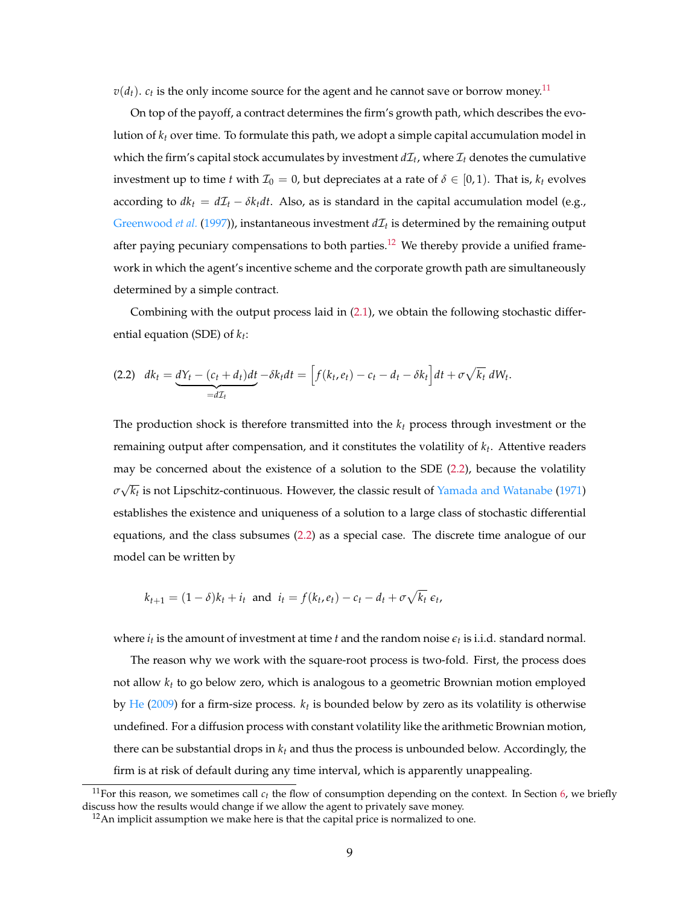$v(d_t)$. $c_t$ is the only income source for the agent and he cannot save or borrow money.[11]

On top of the payoff, a contract determines the firm's growth path, which describes the evolution of $k_t$ over time. To formulate this path, we adopt a simple capital accumulation model in which the firm's capital stock accumulates by investment $d\mathcal{I}_t$, where $\mathcal{I}_t$ denotes the cumulative investment up to time $t$ with $\mathcal{I}_0 = 0$, but depreciates at a rate of $\delta \in [0, 1)$. That is, $k_t$ evolves according to $dk_t = d\mathcal{I}_t - \delta k_t dt$. Also, as is standard in the capital accumulation model (e.g., Greenwood *et al.* (1997)), instantaneous investment $d\mathcal{I}_t$ is determined by the remaining output after paying pecuniary compensations to both parties.[12] We thereby provide a unified framework in which the agent's incentive scheme and the corporate growth path are simultaneously determined by a simple contract.

Combining with the output process laid in (2.1), we obtain the following stochastic differential equation (SDE) of $k_t$:

$$
(2.2)\quad dk_t = \underbrace{dY_t - (c_t + d_t)dt}_{=d\mathcal{I}_t} - \delta k_t dt = \Big[f(k_t, e_t) - c_t - d_t - \delta k_t\Big]dt + \sigma\sqrt{k_t}\, dW_t.
$$

The production shock is therefore transmitted into the $k_t$ process through investment or the remaining output after compensation, and it constitutes the volatility of $k_t$. Attentive readers may be concerned about the existence of a solution to the SDE (2.2), because the volatility $\sigma\sqrt{k_t}$ is not Lipschitz-continuous. However, the classic result of Yamada and Watanabe (1971) establishes the existence and uniqueness of a solution to a large class of stochastic differential equations, and the class subsumes (2.2) as a special case. The discrete time analogue of our model can be written by

$$
k_{t+1} = (1 - \delta)k_t + i_t \quad \text{and} \quad i_t = f(k_t, e_t) - c_t - d_t + \sigma\sqrt{k_t}\, \epsilon_t,
$$

where $i_t$ is the amount of investment at time $t$ and the random noise $\epsilon_t$ is i.i.d. standard normal.

The reason why we work with the square-root process is two-fold. First, the process does not allow $k_t$ to go below zero, which is analogous to a geometric Brownian motion employed by He (2009) for a firm-size process. $k_t$ is bounded below by zero as its volatility is otherwise undefined. For a diffusion process with constant volatility like the arithmetic Brownian motion, there can be substantial drops in $k_t$ and thus the process is unbounded below. Accordingly, the firm is at risk of default during any time interval, which is apparently unappealing.

[11] For this reason, we sometimes call $c_t$ the flow of consumption depending on the context. In Section 6, we briefly discuss how the results would change if we allow the agent to privately save money.

[12] An implicit assumption we make here is that the capital price is normalized to one.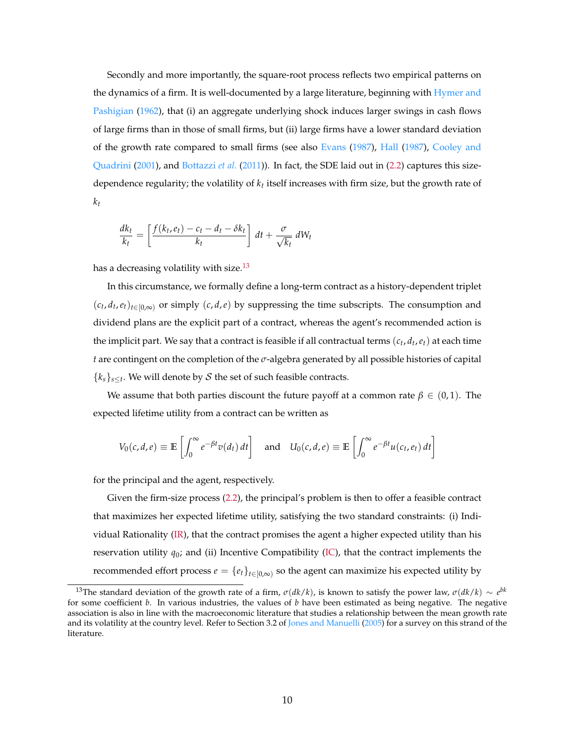Secondly and more importantly, the square-root process reflects two empirical patterns on the dynamics of a firm. It is well-documented by a large literature, beginning with Hymer and Pashigian (1962), that (i) an aggregate underlying shock induces larger swings in cash flows of large firms than in those of small firms, but (ii) large firms have a lower standard deviation of the growth rate compared to small firms (see also Evans (1987), Hall (1987), Cooley and Quadrini (2001), and Bottazzi *et al.* (2011)). In fact, the SDE laid out in (2.2) captures this size-dependence regularity; the volatility of $k_t$ itself increases with firm size, but the growth rate of $k_t$

$$\frac{dk_t}{k_t} = \left[\frac{f(k_t, e_t) - c_t - d_t - \delta k_t}{k_t}\right] dt + \frac{\sigma}{\sqrt{k_t}}\, dW_t$$

has a decreasing volatility with size.[13]

In this circumstance, we formally define a long-term contract as a history-dependent triplet $(c_t, d_t, e_t)_{t\in[0,\infty)}$ or simply $(c, d, e)$ by suppressing the time subscripts. The consumption and dividend plans are the explicit part of a contract, whereas the agent's recommended action is the implicit part. We say that a contract is feasible if all contractual terms $(c_t, d_t, e_t)$ at each time $t$ are contingent on the completion of the $\sigma$-algebra generated by all possible histories of capital $\{k_s\}_{s\leq t}$. We will denote by $\mathcal{S}$ the set of such feasible contracts.

We assume that both parties discount the future payoff at a common rate $\beta \in (0, 1)$. The expected lifetime utility from a contract can be written as

$$V_0(c, d, e) \equiv \mathbb{E}\left[\int_0^\infty e^{-\beta t} v(d_t)\, dt\right] \quad \text{and} \quad U_0(c, d, e) \equiv \mathbb{E}\left[\int_0^\infty e^{-\beta t} u(c_t, e_t)\, dt\right]$$

for the principal and the agent, respectively.

Given the firm-size process (2.2), the principal's problem is then to offer a feasible contract that maximizes her expected lifetime utility, satisfying the two standard constraints: (i) Individual Rationality (IR), that the contract promises the agent a higher expected utility than his reservation utility $q_0$; and (ii) Incentive Compatibility (IC), that the contract implements the recommended effort process $e = \{e_t\}_{t\in[0,\infty)}$ so the agent can maximize his expected utility by

---

[13] The standard deviation of the growth rate of a firm, $\sigma(dk/k)$, is known to satisfy the power law, $\sigma(dk/k) \sim e^{bk}$ for some coefficient $b$. In various industries, the values of $b$ have been estimated as being negative. The negative association is also in line with the macroeconomic literature that studies a relationship between the mean growth rate and its volatility at the country level. Refer to Section 3.2 of Jones and Manuelli (2005) for a survey on this strand of the literature.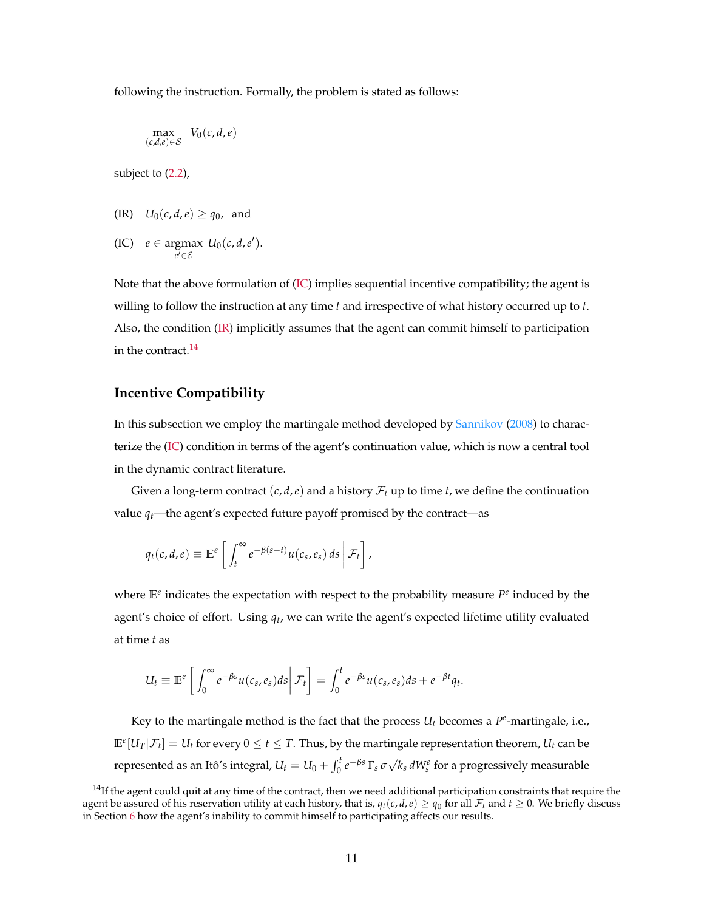following the instruction. Formally, the problem is stated as follows:

$$\max_{(c,d,e)\in\mathcal{S}} \; V_0(c,d,e)$$

subject to (2.2),

(IR) $\quad U_0(c,d,e) \geq q_0,$ and

(IC) $\quad e \in \underset{e' \in \mathcal{E}}{\operatorname{argmax}} \; U_0(c,d,e').$

Note that the above formulation of (IC) implies sequential incentive compatibility; the agent is willing to follow the instruction at any time $t$ and irrespective of what history occurred up to $t$. Also, the condition (IR) implicitly assumes that the agent can commit himself to participation in the contract.[14]

### Incentive Compatibility

In this subsection we employ the martingale method developed by Sannikov (2008) to characterize the (IC) condition in terms of the agent's continuation value, which is now a central tool in the dynamic contract literature.

Given a long-term contract $(c,d,e)$ and a history $\mathcal{F}_t$ up to time $t$, we define the continuation value $q_t$—the agent's expected future payoff promised by the contract—as

$$q_t(c,d,e) \equiv \mathbb{E}^e\left[\int_t^\infty e^{-\beta(s-t)} u(c_s,e_s)\,ds \,\middle|\, \mathcal{F}_t\right],$$

where $\mathbb{E}^e$ indicates the expectation with respect to the probability measure $P^e$ induced by the agent's choice of effort. Using $q_t$, we can write the agent's expected lifetime utility evaluated at time $t$ as

$$U_t \equiv \mathbb{E}^e\left[\int_0^\infty e^{-\beta s} u(c_s,e_s)ds \,\middle|\, \mathcal{F}_t\right] = \int_0^t e^{-\beta s} u(c_s,e_s)ds + e^{-\beta t} q_t.$$

Key to the martingale method is the fact that the process $U_t$ becomes a $P^e$-martingale, i.e., $\mathbb{E}^e[U_T|\mathcal{F}_t] = U_t$ for every $0 \leq t \leq T$. Thus, by the martingale representation theorem, $U_t$ can be represented as an Itô's integral, $U_t = U_0 + \int_0^t e^{-\beta s}\,\Gamma_s\,\sigma\sqrt{k_s}\,dW_s^e$ for a progressively measurable

[14] If the agent could quit at any time of the contract, then we need additional participation constraints that require the agent be assured of his reservation utility at each history, that is, $q_t(c,d,e) \geq q_0$ for all $\mathcal{F}_t$ and $t \geq 0$. We briefly discuss in Section 6 how the agent's inability to commit himself to participating affects our results.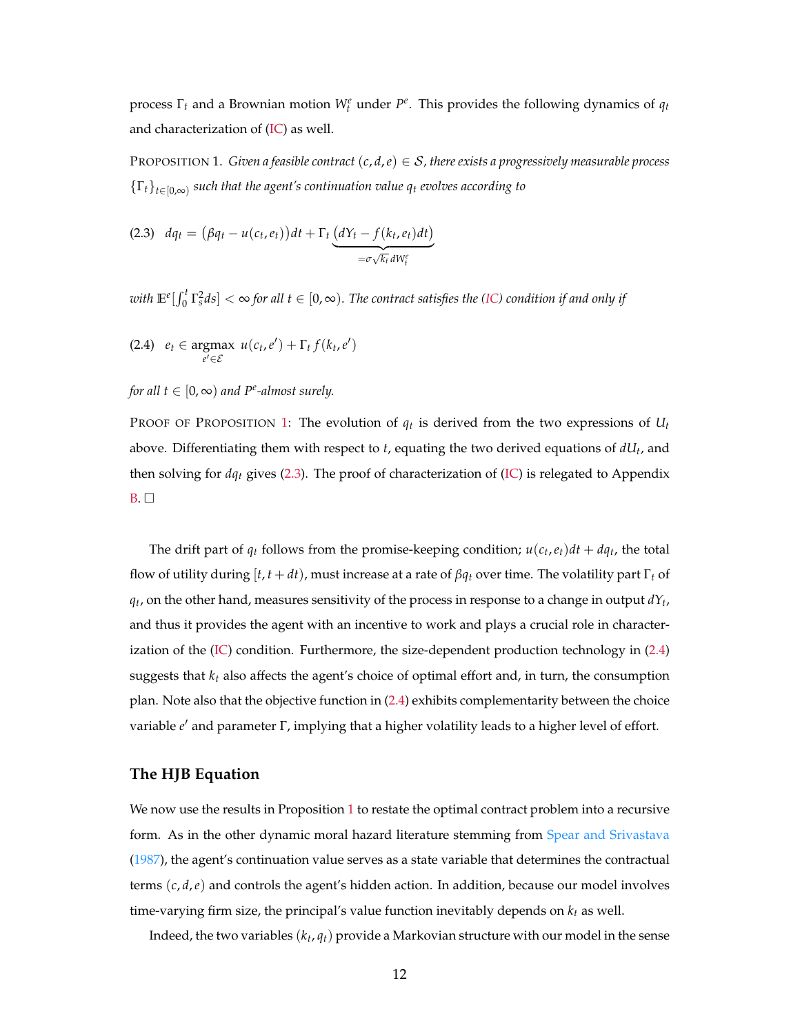process $\Gamma_t$ and a Brownian motion $W_t^e$ under $P^e$. This provides the following dynamics of $q_t$ and characterization of (IC) as well.

PROPOSITION 1. *Given a feasible contract $(c, d, e) \in \mathcal{S}$, there exists a progressively measurable process $\{\Gamma_t\}_{t\in[0,\infty)}$ such that the agent's continuation value $q_t$ evolves according to*

$$dq_t = \big(\beta q_t - u(c_t, e_t)\big)dt + \Gamma_t \underbrace{\big(dY_t - f(k_t, e_t)dt\big)}_{=\sigma\sqrt{k_t}\,dW_t^e} \tag{2.3}$$

*with $\mathbb{E}^e[\int_0^t \Gamma_s^2 ds] < \infty$ for all $t \in [0, \infty)$. The contract satisfies the (IC) condition if and only if*

$$e_t \in \underset{e' \in \mathcal{E}}{\operatorname{argmax}}\; u(c_t, e') + \Gamma_t\, f(k_t, e') \tag{2.4}$$

*for all $t \in [0, \infty)$ and $P^e$-almost surely.*

PROOF OF PROPOSITION 1: The evolution of $q_t$ is derived from the two expressions of $U_t$ above. Differentiating them with respect to $t$, equating the two derived equations of $dU_t$, and then solving for $dq_t$ gives (2.3). The proof of characterization of (IC) is relegated to Appendix B. □

The drift part of $q_t$ follows from the promise-keeping condition; $u(c_t, e_t)dt + dq_t$, the total flow of utility during $[t, t+dt)$, must increase at a rate of $\beta q_t$ over time. The volatility part $\Gamma_t$ of $q_t$, on the other hand, measures sensitivity of the process in response to a change in output $dY_t$, and thus it provides the agent with an incentive to work and plays a crucial role in characterization of the (IC) condition. Furthermore, the size-dependent production technology in (2.4) suggests that $k_t$ also affects the agent's choice of optimal effort and, in turn, the consumption plan. Note also that the objective function in (2.4) exhibits complementarity between the choice variable $e'$ and parameter $\Gamma$, implying that a higher volatility leads to a higher level of effort.

### The HJB Equation

We now use the results in Proposition 1 to restate the optimal contract problem into a recursive form. As in the other dynamic moral hazard literature stemming from Spear and Srivastava (1987), the agent's continuation value serves as a state variable that determines the contractual terms $(c, d, e)$ and controls the agent's hidden action. In addition, because our model involves time-varying firm size, the principal's value function inevitably depends on $k_t$ as well.

Indeed, the two variables $(k_t, q_t)$ provide a Markovian structure with our model in the sense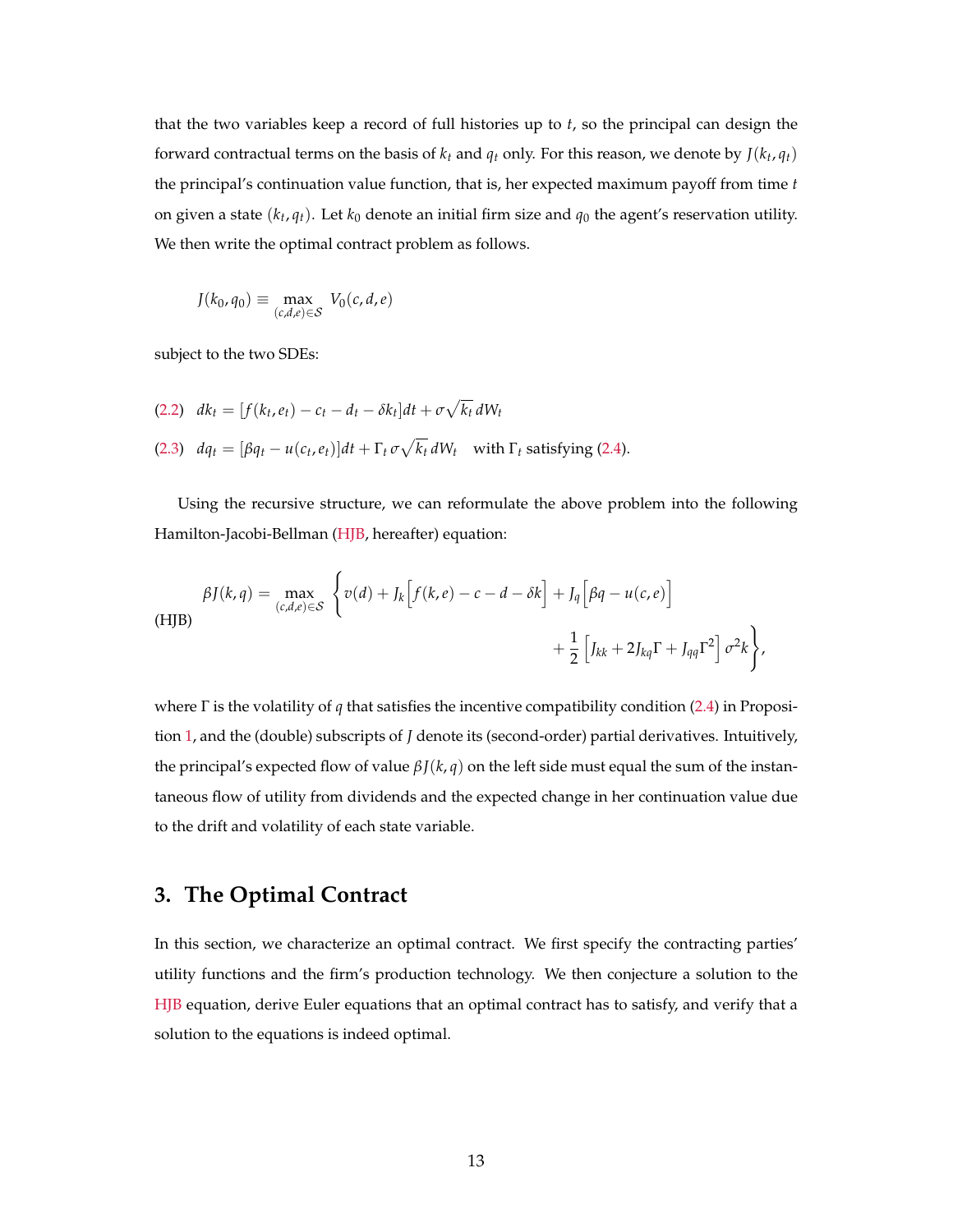that the two variables keep a record of full histories up to $t$, so the principal can design the forward contractual terms on the basis of $k_t$ and $q_t$ only. For this reason, we denote by $J(k_t, q_t)$ the principal's continuation value function, that is, her expected maximum payoff from time $t$ on given a state $(k_t, q_t)$. Let $k_0$ denote an initial firm size and $q_0$ the agent's reservation utility. We then write the optimal contract problem as follows.

$$J(k_0, q_0) \equiv \max_{(c,d,e)\in\mathcal{S}} V_0(c, d, e)$$

subject to the two SDEs:

(2.2) $\quad dk_t = [f(k_t, e_t) - c_t - d_t - \delta k_t]dt + \sigma\sqrt{k_t}\, dW_t$

(2.3) $\quad dq_t = [\beta q_t - u(c_t, e_t)]dt + \Gamma_t \sigma\sqrt{k_t}\, dW_t \quad$ with $\Gamma_t$ satisfying (2.4).

Using the recursive structure, we can reformulate the above problem into the following Hamilton-Jacobi-Bellman (HJB, hereafter) equation:

$$\beta J(k, q) = \max_{(c,d,e)\in\mathcal{S}} \Big\{ v(d) + J_k\Big[f(k, e) - c - d - \delta k\Big] + J_q\Big[\beta q - u(c, e)\Big] + \frac{1}{2}\Big[J_{kk} + 2J_{kq}\Gamma + J_{qq}\Gamma^2\Big]\sigma^2 k \Big\}, \qquad \text{(HJB)}$$

where $\Gamma$ is the volatility of $q$ that satisfies the incentive compatibility condition (2.4) in Proposition 1, and the (double) subscripts of $J$ denote its (second-order) partial derivatives. Intuitively, the principal's expected flow of value $\beta J(k, q)$ on the left side must equal the sum of the instantaneous flow of utility from dividends and the expected change in her continuation value due to the drift and volatility of each state variable.

## 3. The Optimal Contract

In this section, we characterize an optimal contract. We first specify the contracting parties' utility functions and the firm's production technology. We then conjecture a solution to the HJB equation, derive Euler equations that an optimal contract has to satisfy, and verify that a solution to the equations is indeed optimal.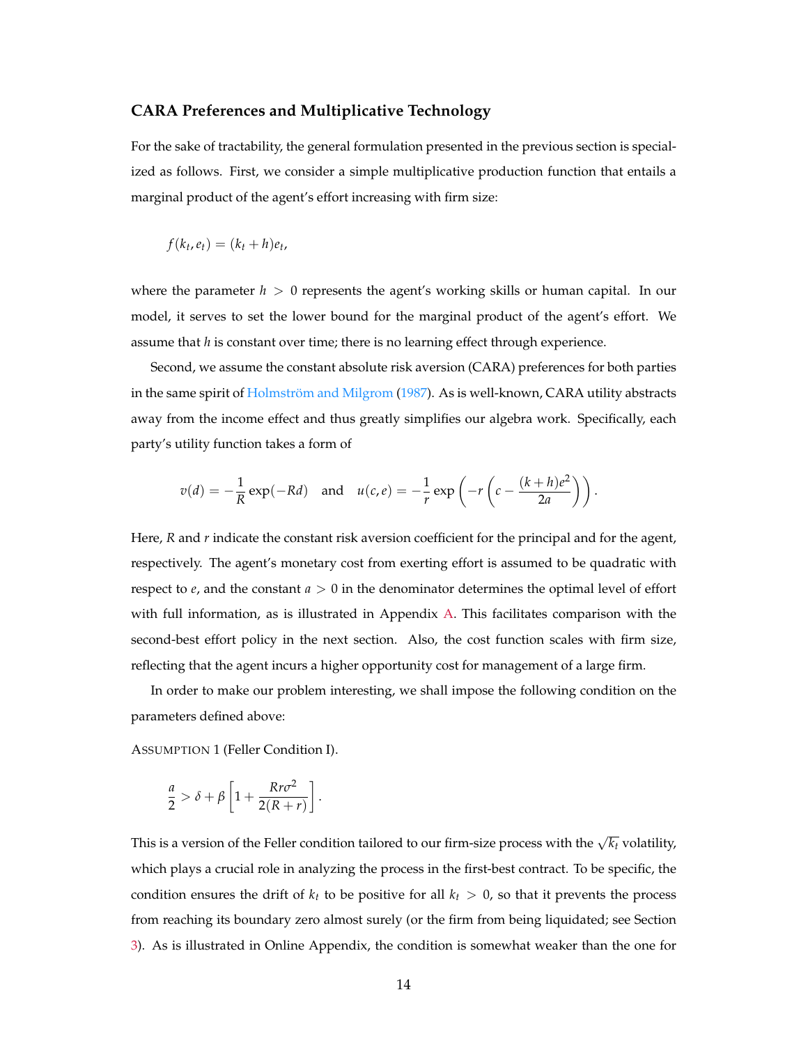### CARA Preferences and Multiplicative Technology

For the sake of tractability, the general formulation presented in the previous section is specialized as follows. First, we consider a simple multiplicative production function that entails a marginal product of the agent's effort increasing with firm size:

$$f(k_t, e_t) = (k_t + h)e_t,$$

where the parameter $h > 0$ represents the agent's working skills or human capital. In our model, it serves to set the lower bound for the marginal product of the agent's effort. We assume that $h$ is constant over time; there is no learning effect through experience.

Second, we assume the constant absolute risk aversion (CARA) preferences for both parties in the same spirit of Holmström and Milgrom (1987). As is well-known, CARA utility abstracts away from the income effect and thus greatly simplifies our algebra work. Specifically, each party's utility function takes a form of

$$v(d) = -\frac{1}{R}\exp(-Rd) \quad \text{and} \quad u(c, e) = -\frac{1}{r}\exp\left(-r\left(c - \frac{(k+h)e^2}{2a}\right)\right).$$

Here, $R$ and $r$ indicate the constant risk aversion coefficient for the principal and for the agent, respectively. The agent's monetary cost from exerting effort is assumed to be quadratic with respect to $e$, and the constant $a > 0$ in the denominator determines the optimal level of effort with full information, as is illustrated in Appendix A. This facilitates comparison with the second-best effort policy in the next section. Also, the cost function scales with firm size, reflecting that the agent incurs a higher opportunity cost for management of a large firm.

In order to make our problem interesting, we shall impose the following condition on the parameters defined above:

ASSUMPTION 1 (Feller Condition I).

$$\frac{a}{2} > \delta + \beta\left[1 + \frac{Rr\sigma^2}{2(R+r)}\right].$$

This is a version of the Feller condition tailored to our firm-size process with the $\sqrt{k_t}$ volatility, which plays a crucial role in analyzing the process in the first-best contract. To be specific, the condition ensures the drift of $k_t$ to be positive for all $k_t > 0$, so that it prevents the process from reaching its boundary zero almost surely (or the firm from being liquidated; see Section 3). As is illustrated in Online Appendix, the condition is somewhat weaker than the one for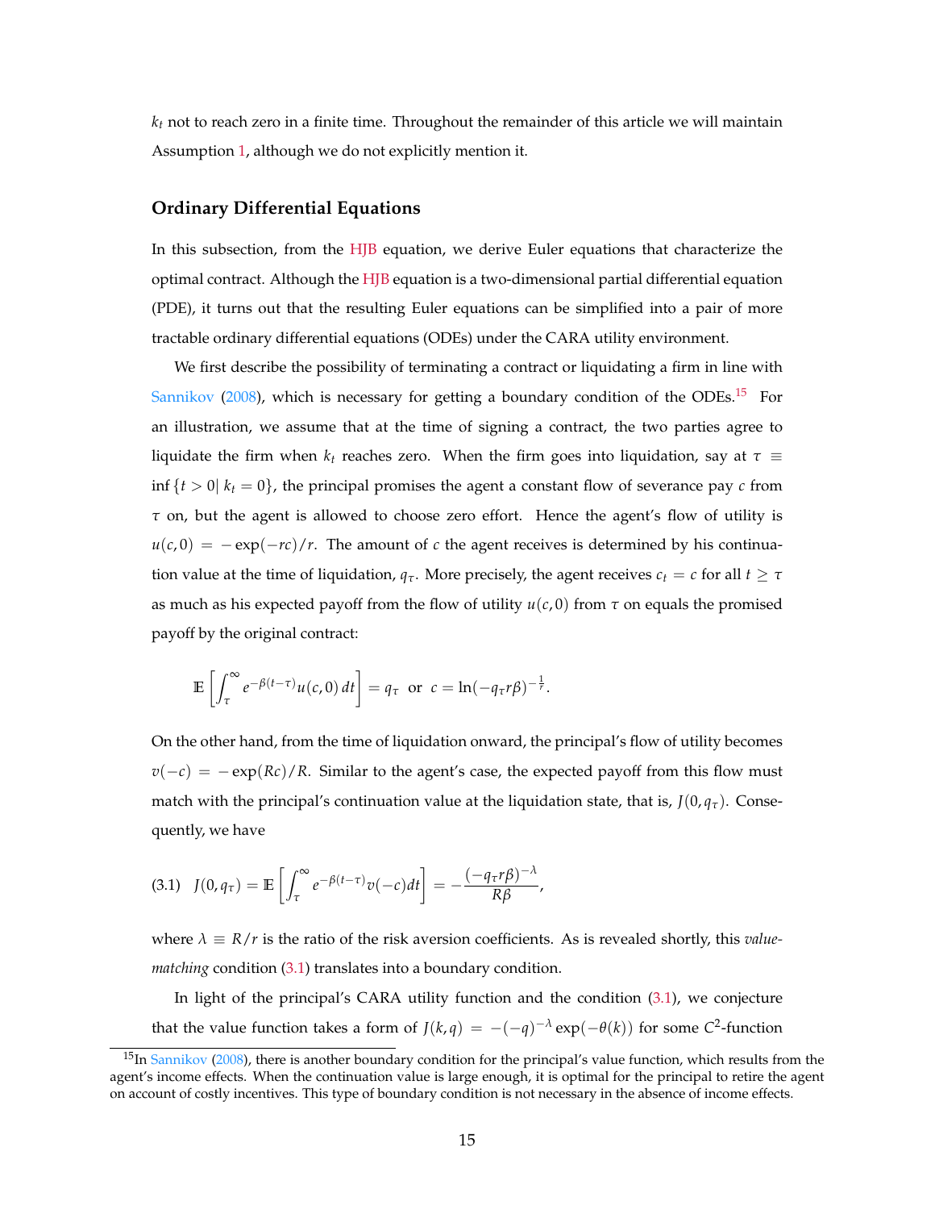$k_t$ not to reach zero in a finite time. Throughout the remainder of this article we will maintain Assumption 1, although we do not explicitly mention it.

### Ordinary Differential Equations

In this subsection, from the HJB equation, we derive Euler equations that characterize the optimal contract. Although the HJB equation is a two-dimensional partial differential equation (PDE), it turns out that the resulting Euler equations can be simplified into a pair of more tractable ordinary differential equations (ODEs) under the CARA utility environment.

We first describe the possibility of terminating a contract or liquidating a firm in line with Sannikov (2008), which is necessary for getting a boundary condition of the ODEs.[15] For an illustration, we assume that at the time of signing a contract, the two parties agree to liquidate the firm when $k_t$ reaches zero. When the firm goes into liquidation, say at $\tau \equiv \inf\{t > 0 | \; k_t = 0\}$, the principal promises the agent a constant flow of severance pay $c$ from $\tau$ on, but the agent is allowed to choose zero effort. Hence the agent's flow of utility is $u(c, 0) = -\exp(-rc)/r$. The amount of $c$ the agent receives is determined by his continuation value at the time of liquidation, $q_\tau$. More precisely, the agent receives $c_t = c$ for all $t \geq \tau$ as much as his expected payoff from the flow of utility $u(c, 0)$ from $\tau$ on equals the promised payoff by the original contract:

$$\mathbb{E}\left[\int_\tau^\infty e^{-\beta(t-\tau)} u(c, 0)\, dt\right] = q_\tau \;\text{ or }\; c = \ln(-q_\tau r\beta)^{-\frac{1}{r}}.$$

On the other hand, from the time of liquidation onward, the principal's flow of utility becomes $v(-c) = -\exp(Rc)/R$. Similar to the agent's case, the expected payoff from this flow must match with the principal's continuation value at the liquidation state, that is, $J(0, q_\tau)$. Consequently, we have

$$J(0, q_\tau) = \mathbb{E}\left[\int_\tau^\infty e^{-\beta(t-\tau)} v(-c) dt\right] = -\frac{(-q_\tau r\beta)^{-\lambda}}{R\beta}, \tag{3.1}$$

where $\lambda \equiv R/r$ is the ratio of the risk aversion coefficients. As is revealed shortly, this *value-matching* condition (3.1) translates into a boundary condition.

In light of the principal's CARA utility function and the condition (3.1), we conjecture that the value function takes a form of $J(k, q) = -(-q)^{-\lambda} \exp(-\theta(k))$ for some $C^2$-function

[15] In Sannikov (2008), there is another boundary condition for the principal's value function, which results from the agent's income effects. When the continuation value is large enough, it is optimal for the principal to retire the agent on account of costly incentives. This type of boundary condition is not necessary in the absence of income effects.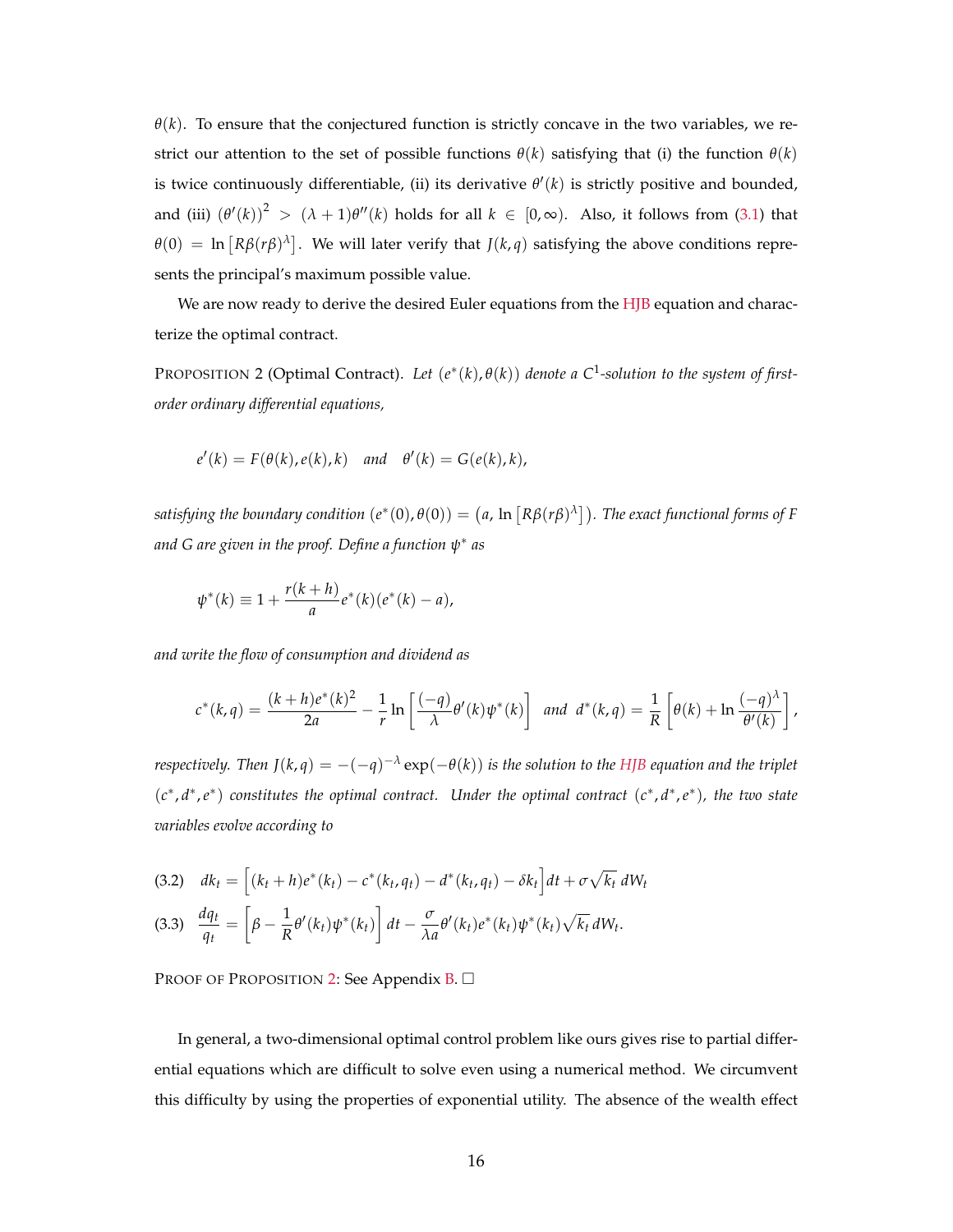$\theta(k)$. To ensure that the conjectured function is strictly concave in the two variables, we restrict our attention to the set of possible functions $\theta(k)$ satisfying that (i) the function $\theta(k)$ is twice continuously differentiable, (ii) its derivative $\theta'(k)$ is strictly positive and bounded, and (iii) $(\theta'(k))^2 > (\lambda+1)\theta''(k)$ holds for all $k \in [0,\infty)$. Also, it follows from (3.1) that $\theta(0) = \ln\left[R\beta(r\beta)^{\lambda}\right]$. We will later verify that $J(k,q)$ satisfying the above conditions represents the principal's maximum possible value.

We are now ready to derive the desired Euler equations from the HJB equation and characterize the optimal contract.

PROPOSITION 2 (Optimal Contract). *Let $(e^*(k), \theta(k))$ denote a $C^1$-solution to the system of first-order ordinary differential equations,*

$$e'(k) = F(\theta(k), e(k), k) \quad \textit{and} \quad \theta'(k) = G(e(k), k),$$

*satisfying the boundary condition $(e^*(0), \theta(0)) = \left(a, \ln\left[R\beta(r\beta)^{\lambda}\right]\right)$. The exact functional forms of $F$ and $G$ are given in the proof. Define a function $\psi^*$ as*

$$\psi^*(k) \equiv 1 + \frac{r(k+h)}{a} e^*(k)(e^*(k) - a),$$

*and write the flow of consumption and dividend as*

$$c^*(k,q) = \frac{(k+h)e^*(k)^2}{2a} - \frac{1}{r}\ln\left[\frac{(-q)}{\lambda}\theta'(k)\psi^*(k)\right] \quad \textit{and} \quad d^*(k,q) = \frac{1}{R}\left[\theta(k) + \ln\frac{(-q)^{\lambda}}{\theta'(k)}\right],$$

*respectively. Then $J(k,q) = -(-q)^{-\lambda}\exp(-\theta(k))$ is the solution to the HJB equation and the triplet $(c^*, d^*, e^*)$ constitutes the optimal contract. Under the optimal contract $(c^*, d^*, e^*)$, the two state variables evolve according to*

$$dk_t = \Big[(k_t + h)e^*(k_t) - c^*(k_t, q_t) - d^*(k_t, q_t) - \delta k_t\Big]dt + \sigma\sqrt{k_t}\, dW_t \tag{3.2}$$

$$\frac{dq_t}{q_t} = \left[\beta - \frac{1}{R}\theta'(k_t)\psi^*(k_t)\right]dt - \frac{\sigma}{\lambda a}\theta'(k_t)e^*(k_t)\psi^*(k_t)\sqrt{k_t}\, dW_t. \tag{3.3}$$

PROOF OF PROPOSITION 2: See Appendix B. □

In general, a two-dimensional optimal control problem like ours gives rise to partial differential equations which are difficult to solve even using a numerical method. We circumvent this difficulty by using the properties of exponential utility. The absence of the wealth effect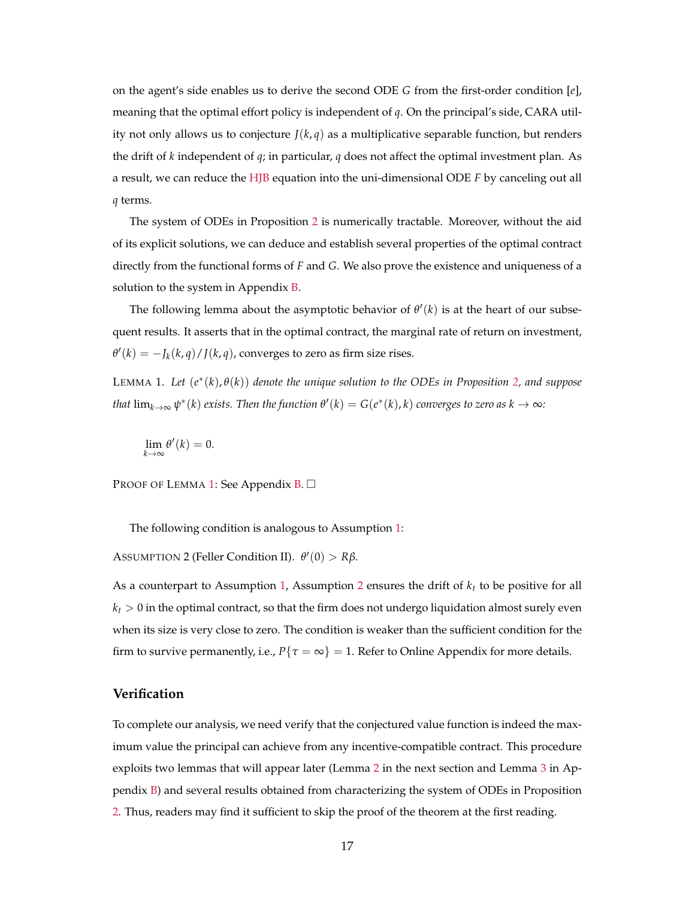on the agent's side enables us to derive the second ODE $G$ from the first-order condition [$e$], meaning that the optimal effort policy is independent of $q$. On the principal's side, CARA utility not only allows us to conjecture $J(k, q)$ as a multiplicative separable function, but renders the drift of $k$ independent of $q$; in particular, $q$ does not affect the optimal investment plan. As a result, we can reduce the HJB equation into the uni-dimensional ODE $F$ by canceling out all $q$ terms.

The system of ODEs in Proposition 2 is numerically tractable. Moreover, without the aid of its explicit solutions, we can deduce and establish several properties of the optimal contract directly from the functional forms of $F$ and $G$. We also prove the existence and uniqueness of a solution to the system in Appendix B.

The following lemma about the asymptotic behavior of $\theta'(k)$ is at the heart of our subsequent results. It asserts that in the optimal contract, the marginal rate of return on investment, $\theta'(k) = -J_k(k, q)/J(k, q)$, converges to zero as firm size rises.

LEMMA 1. *Let $(e^*(k), \theta(k))$ denote the unique solution to the ODEs in Proposition 2, and suppose that $\lim_{k\to\infty} \psi^*(k)$ exists. Then the function $\theta'(k) = G(e^*(k), k)$ converges to zero as $k \to \infty$:*

$$\lim_{k\to\infty} \theta'(k) = 0.$$

PROOF OF LEMMA 1: See Appendix B. □

The following condition is analogous to Assumption 1:

ASSUMPTION 2 (Feller Condition II). *$\theta'(0) > R\beta$.*

As a counterpart to Assumption 1, Assumption 2 ensures the drift of $k_t$ to be positive for all $k_t > 0$ in the optimal contract, so that the firm does not undergo liquidation almost surely even when its size is very close to zero. The condition is weaker than the sufficient condition for the firm to survive permanently, i.e., $P\{\tau = \infty\} = 1$. Refer to Online Appendix for more details.

### Verification

To complete our analysis, we need verify that the conjectured value function is indeed the maximum value the principal can achieve from any incentive-compatible contract. This procedure exploits two lemmas that will appear later (Lemma 2 in the next section and Lemma 3 in Appendix B) and several results obtained from characterizing the system of ODEs in Proposition 2. Thus, readers may find it sufficient to skip the proof of the theorem at the first reading.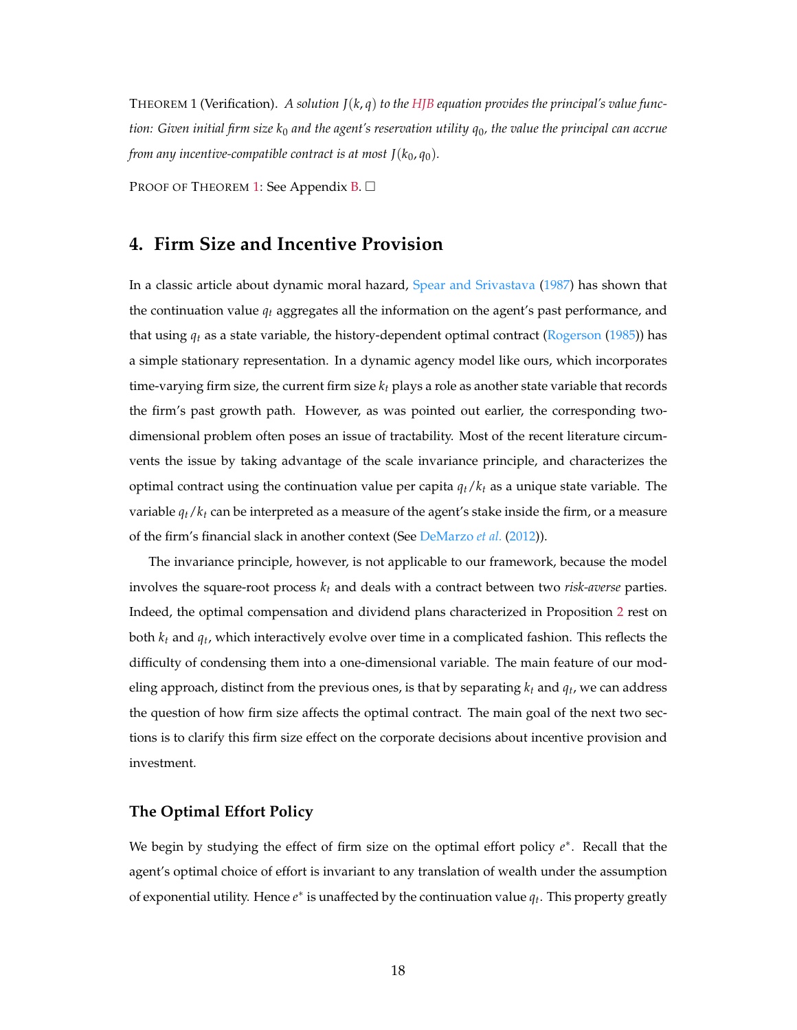THEOREM 1 (Verification). *A solution $J(k, q)$ to the HJB equation provides the principal's value function: Given initial firm size $k_0$ and the agent's reservation utility $q_0$, the value the principal can accrue from any incentive-compatible contract is at most $J(k_0, q_0)$.*

PROOF OF THEOREM 1: See Appendix B. □

## 4. Firm Size and Incentive Provision

In a classic article about dynamic moral hazard, Spear and Srivastava (1987) has shown that the continuation value $q_t$ aggregates all the information on the agent's past performance, and that using $q_t$ as a state variable, the history-dependent optimal contract (Rogerson (1985)) has a simple stationary representation. In a dynamic agency model like ours, which incorporates time-varying firm size, the current firm size $k_t$ plays a role as another state variable that records the firm's past growth path. However, as was pointed out earlier, the corresponding two-dimensional problem often poses an issue of tractability. Most of the recent literature circumvents the issue by taking advantage of the scale invariance principle, and characterizes the optimal contract using the continuation value per capita $q_t/k_t$ as a unique state variable. The variable $q_t/k_t$ can be interpreted as a measure of the agent's stake inside the firm, or a measure of the firm's financial slack in another context (See DeMarzo *et al.* (2012)).

The invariance principle, however, is not applicable to our framework, because the model involves the square-root process $k_t$ and deals with a contract between two *risk-averse* parties. Indeed, the optimal compensation and dividend plans characterized in Proposition 2 rest on both $k_t$ and $q_t$, which interactively evolve over time in a complicated fashion. This reflects the difficulty of condensing them into a one-dimensional variable. The main feature of our modeling approach, distinct from the previous ones, is that by separating $k_t$ and $q_t$, we can address the question of how firm size affects the optimal contract. The main goal of the next two sections is to clarify this firm size effect on the corporate decisions about incentive provision and investment.

### The Optimal Effort Policy

We begin by studying the effect of firm size on the optimal effort policy $e^*$. Recall that the agent's optimal choice of effort is invariant to any translation of wealth under the assumption of exponential utility. Hence $e^*$ is unaffected by the continuation value $q_t$. This property greatly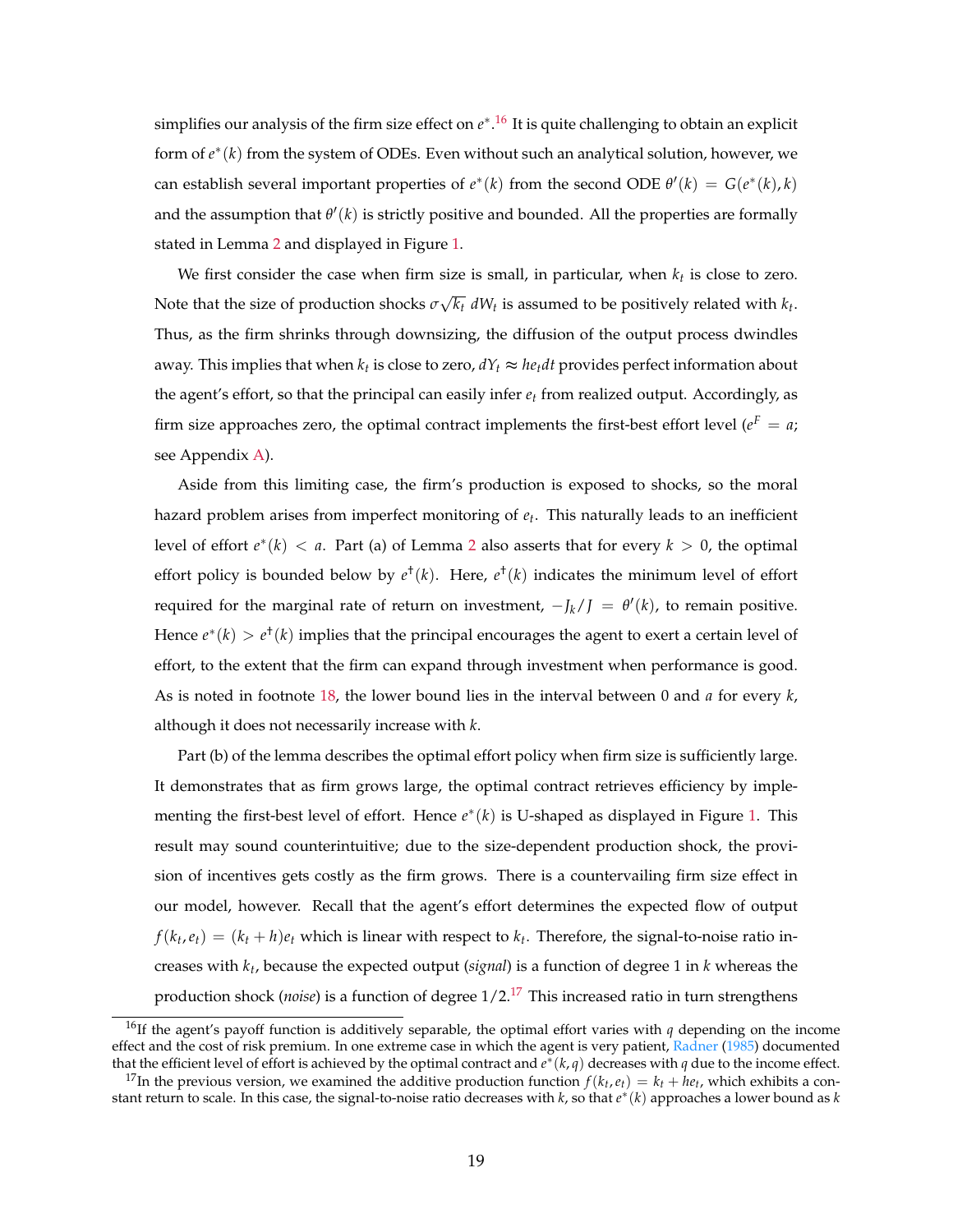simplifies our analysis of the firm size effect on $e^*$.[16] It is quite challenging to obtain an explicit form of $e^*(k)$ from the system of ODEs. Even without such an analytical solution, however, we can establish several important properties of $e^*(k)$ from the second ODE $\theta'(k) = G(e^*(k), k)$ and the assumption that $\theta'(k)$ is strictly positive and bounded. All the properties are formally stated in Lemma 2 and displayed in Figure 1.

We first consider the case when firm size is small, in particular, when $k_t$ is close to zero. Note that the size of production shocks $\sigma\sqrt{k_t}\, dW_t$ is assumed to be positively related with $k_t$. Thus, as the firm shrinks through downsizing, the diffusion of the output process dwindles away. This implies that when $k_t$ is close to zero, $dY_t \approx h e_t dt$ provides perfect information about the agent's effort, so that the principal can easily infer $e_t$ from realized output. Accordingly, as firm size approaches zero, the optimal contract implements the first-best effort level ($e^F = a$; see Appendix A).

Aside from this limiting case, the firm's production is exposed to shocks, so the moral hazard problem arises from imperfect monitoring of $e_t$. This naturally leads to an inefficient level of effort $e^*(k) < a$. Part (a) of Lemma 2 also asserts that for every $k > 0$, the optimal effort policy is bounded below by $e^\dagger(k)$. Here, $e^\dagger(k)$ indicates the minimum level of effort required for the marginal rate of return on investment, $-J_k/J = \theta'(k)$, to remain positive. Hence $e^*(k) > e^\dagger(k)$ implies that the principal encourages the agent to exert a certain level of effort, to the extent that the firm can expand through investment when performance is good. As is noted in footnote 18, the lower bound lies in the interval between 0 and $a$ for every $k$, although it does not necessarily increase with $k$.

Part (b) of the lemma describes the optimal effort policy when firm size is sufficiently large. It demonstrates that as firm grows large, the optimal contract retrieves efficiency by implementing the first-best level of effort. Hence $e^*(k)$ is U-shaped as displayed in Figure 1. This result may sound counterintuitive; due to the size-dependent production shock, the provision of incentives gets costly as the firm grows. There is a countervailing firm size effect in our model, however. Recall that the agent's effort determines the expected flow of output $f(k_t, e_t) = (k_t + h)e_t$ which is linear with respect to $k_t$. Therefore, the signal-to-noise ratio increases with $k_t$, because the expected output (*signal*) is a function of degree 1 in $k$ whereas the production shock (*noise*) is a function of degree $1/2$.[17] This increased ratio in turn strengthens

[16] If the agent's payoff function is additively separable, the optimal effort varies with $q$ depending on the income effect and the cost of risk premium. In one extreme case in which the agent is very patient, Radner (1985) documented that the efficient level of effort is achieved by the optimal contract and $e^*(k, q)$ decreases with $q$ due to the income effect.

[17] In the previous version, we examined the additive production function $f(k_t, e_t) = k_t + he_t$, which exhibits a constant return to scale. In this case, the signal-to-noise ratio decreases with $k$, so that $e^*(k)$ approaches a lower bound as $k$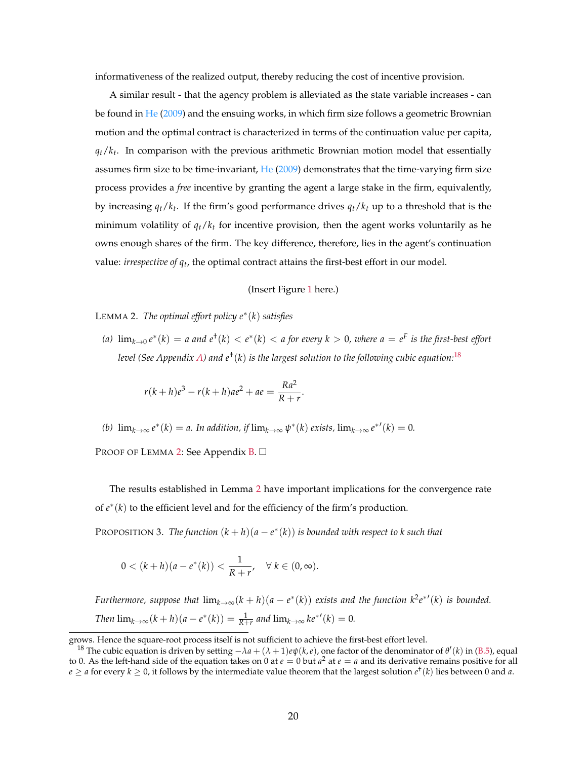informativeness of the realized output, thereby reducing the cost of incentive provision.

A similar result - that the agency problem is alleviated as the state variable increases - can be found in He (2009) and the ensuing works, in which firm size follows a geometric Brownian motion and the optimal contract is characterized in terms of the continuation value per capita, $q_t/k_t$. In comparison with the previous arithmetic Brownian motion model that essentially assumes firm size to be time-invariant, He (2009) demonstrates that the time-varying firm size process provides a *free* incentive by granting the agent a large stake in the firm, equivalently, by increasing $q_t/k_t$. If the firm's good performance drives $q_t/k_t$ up to a threshold that is the minimum volatility of $q_t/k_t$ for incentive provision, then the agent works voluntarily as he owns enough shares of the firm. The key difference, therefore, lies in the agent's continuation value: *irrespective of* $q_t$, the optimal contract attains the first-best effort in our model.

(Insert Figure 1 here.)

LEMMA 2. *The optimal effort policy $e^*(k)$ satisfies*

*(a) $\lim_{k\to 0} e^*(k) = a$ and $e^\dagger(k) < e^*(k) < a$ for every $k > 0$, where $a = e^F$ is the first-best effort level (See Appendix A) and $e^\dagger(k)$ is the largest solution to the following cubic equation:*[18]

$$r(k+h)e^3 - r(k+h)ae^2 + ae = \frac{Ra^2}{R+r}.$$

*(b) $\lim_{k\to\infty} e^*(k) = a$. In addition, if $\lim_{k\to\infty} \psi^*(k)$ exists, $\lim_{k\to\infty} e^{*\prime}(k) = 0$.*

PROOF OF LEMMA 2: See Appendix B. □

The results established in Lemma 2 have important implications for the convergence rate of $e^*(k)$ to the efficient level and for the efficiency of the firm's production.

PROPOSITION 3. *The function $(k+h)(a - e^*(k))$ is bounded with respect to $k$ such that*

$$0 < (k+h)(a - e^*(k)) < \frac{1}{R+r}, \quad \forall\, k \in (0, \infty).$$

*Furthermore, suppose that $\lim_{k\to\infty}(k+h)(a - e^*(k))$ exists and the function $k^2 e^{*\prime}(k)$ is bounded. Then $\lim_{k\to\infty}(k+h)(a - e^*(k)) = \frac{1}{R+r}$ and $\lim_{k\to\infty} k e^{*\prime}(k) = 0$.*

---

grows. Hence the square-root process itself is not sufficient to achieve the first-best effort level.

[18] The cubic equation is driven by setting $-\lambda a + (\lambda+1)e\psi(k,e)$, one factor of the denominator of $\theta'(k)$ in (B.5), equal to 0. As the left-hand side of the equation takes on 0 at $e = 0$ but $a^2$ at $e = a$ and its derivative remains positive for all $e \geq a$ for every $k \geq 0$, it follows by the intermediate value theorem that the largest solution $e^\dagger(k)$ lies between 0 and $a$.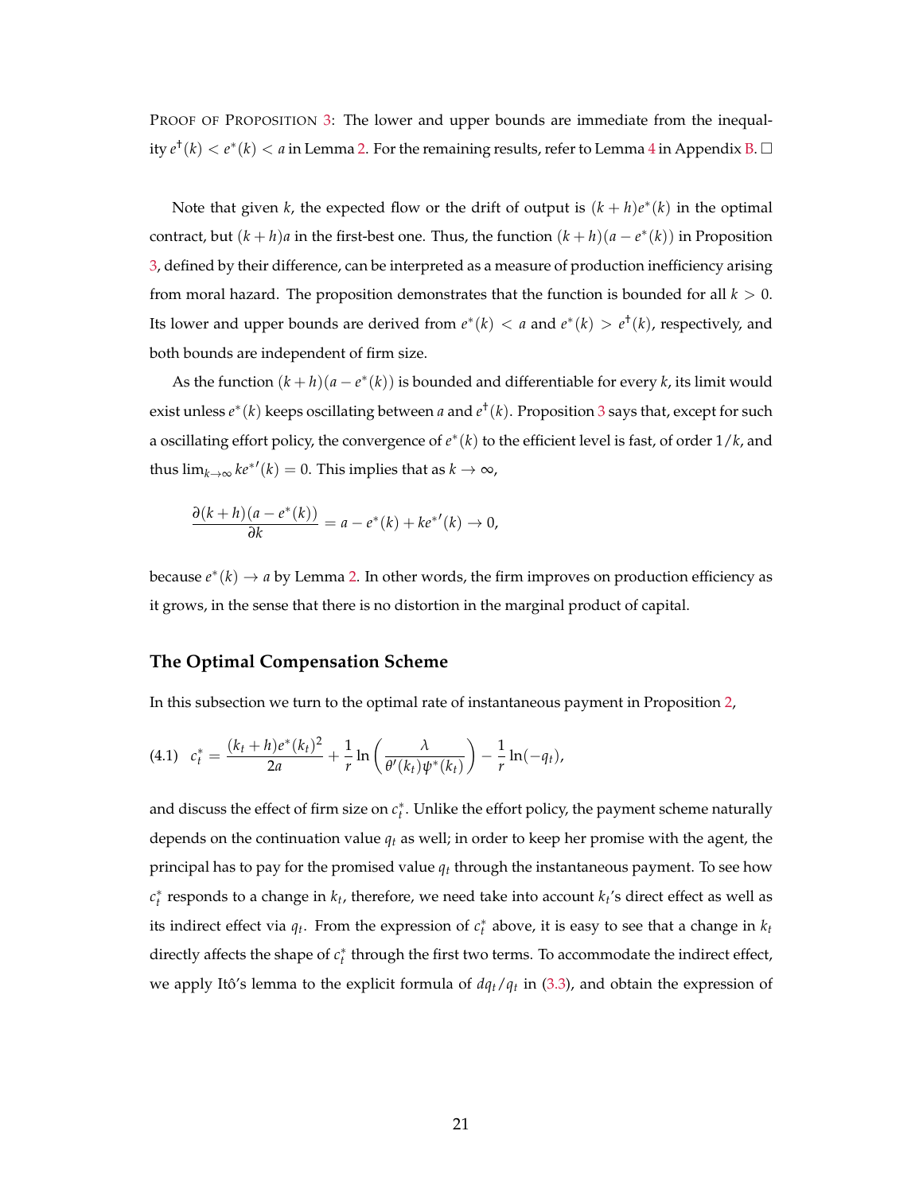PROOF OF PROPOSITION 3: The lower and upper bounds are immediate from the inequality $e^{\dagger}(k) < e^{*}(k) < a$ in Lemma 2. For the remaining results, refer to Lemma 4 in Appendix B. □

Note that given $k$, the expected flow or the drift of output is $(k+h)e^{*}(k)$ in the optimal contract, but $(k+h)a$ in the first-best one. Thus, the function $(k+h)(a - e^{*}(k))$ in Proposition 3, defined by their difference, can be interpreted as a measure of production inefficiency arising from moral hazard. The proposition demonstrates that the function is bounded for all $k > 0$. Its lower and upper bounds are derived from $e^{*}(k) < a$ and $e^{*}(k) > e^{\dagger}(k)$, respectively, and both bounds are independent of firm size.

As the function $(k+h)(a - e^{*}(k))$ is bounded and differentiable for every $k$, its limit would exist unless $e^{*}(k)$ keeps oscillating between $a$ and $e^{\dagger}(k)$. Proposition 3 says that, except for such a oscillating effort policy, the convergence of $e^{*}(k)$ to the efficient level is fast, of order $1/k$, and thus $\lim_{k\to\infty} k e^{*\prime}(k) = 0$. This implies that as $k \to \infty$,

$$\frac{\partial (k+h)(a - e^{*}(k))}{\partial k} = a - e^{*}(k) + k e^{*\prime}(k) \to 0,$$

because $e^{*}(k) \to a$ by Lemma 2. In other words, the firm improves on production efficiency as it grows, in the sense that there is no distortion in the marginal product of capital.

### The Optimal Compensation Scheme

In this subsection we turn to the optimal rate of instantaneous payment in Proposition 2,

$$(4.1) \quad c_t^{*} = \frac{(k_t + h)e^{*}(k_t)^2}{2a} + \frac{1}{r}\ln\left(\frac{\lambda}{\theta'(k_t)\psi^{*}(k_t)}\right) - \frac{1}{r}\ln(-q_t),$$

and discuss the effect of firm size on $c_t^{*}$. Unlike the effort policy, the payment scheme naturally depends on the continuation value $q_t$ as well; in order to keep her promise with the agent, the principal has to pay for the promised value $q_t$ through the instantaneous payment. To see how $c_t^{*}$ responds to a change in $k_t$, therefore, we need take into account $k_t$'s direct effect as well as its indirect effect via $q_t$. From the expression of $c_t^{*}$ above, it is easy to see that a change in $k_t$ directly affects the shape of $c_t^{*}$ through the first two terms. To accommodate the indirect effect, we apply Itô's lemma to the explicit formula of $dq_t/q_t$ in (3.3), and obtain the expression of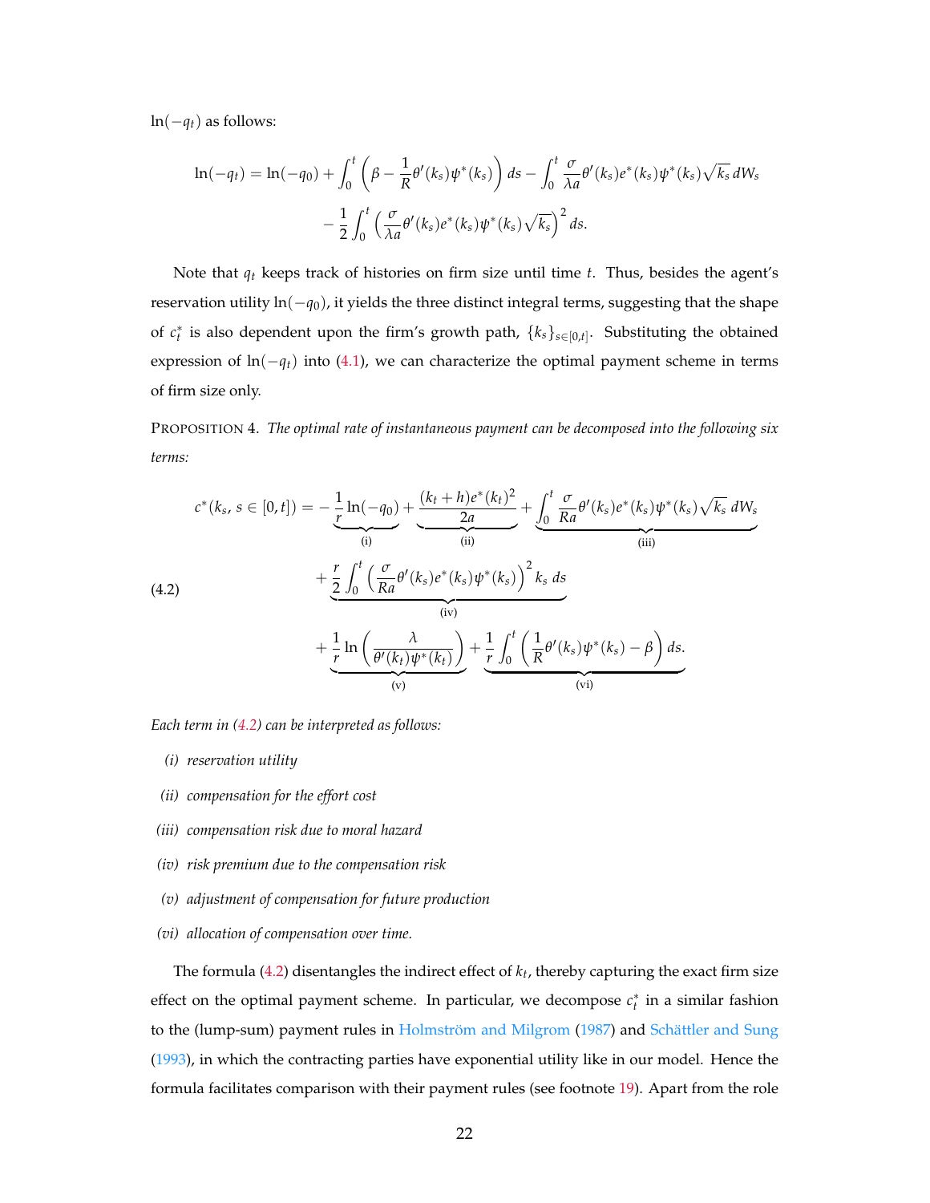$\ln(-q_t)$ as follows:

$$
\ln(-q_t) = \ln(-q_0) + \int_0^t \left(\beta - \frac{1}{R}\theta'(k_s)\psi^*(k_s)\right) ds - \int_0^t \frac{\sigma}{\lambda a}\theta'(k_s)e^*(k_s)\psi^*(k_s)\sqrt{k_s}\, dW_s
$$
$$
- \frac{1}{2}\int_0^t \left(\frac{\sigma}{\lambda a}\theta'(k_s)e^*(k_s)\psi^*(k_s)\sqrt{k_s}\right)^2 ds.
$$

Note that $q_t$ keeps track of histories on firm size until time $t$. Thus, besides the agent's reservation utility $\ln(-q_0)$, it yields the three distinct integral terms, suggesting that the shape of $c_t^*$ is also dependent upon the firm's growth path, $\{k_s\}_{s\in[0,t]}$. Substituting the obtained expression of $\ln(-q_t)$ into (4.1), we can characterize the optimal payment scheme in terms of firm size only.

PROPOSITION 4. *The optimal rate of instantaneous payment can be decomposed into the following six terms:*

$$
\begin{aligned}
c^*(k_s,\, s\in[0,t]) = & \underbrace{-\frac{1}{r}\ln(-q_0)}_{\text{(i)}} + \underbrace{\frac{(k_t+h)e^*(k_t)^2}{2a}}_{\text{(ii)}} + \underbrace{\int_0^t \frac{\sigma}{Ra}\theta'(k_s)e^*(k_s)\psi^*(k_s)\sqrt{k_s}\, dW_s}_{\text{(iii)}} \\
(4.2) \qquad & + \underbrace{\frac{r}{2}\int_0^t \left(\frac{\sigma}{Ra}\theta'(k_s)e^*(k_s)\psi^*(k_s)\right)^2 k_s\, ds}_{\text{(iv)}} \\
& + \underbrace{\frac{1}{r}\ln\left(\frac{\lambda}{\theta'(k_t)\psi^*(k_t)}\right)}_{\text{(v)}} + \underbrace{\frac{1}{r}\int_0^t \left(\frac{1}{R}\theta'(k_s)\psi^*(k_s) - \beta\right) ds}_{\text{(vi)}}.
\end{aligned}
$$

*Each term in (4.2) can be interpreted as follows:*

*(i) reservation utility*

*(ii) compensation for the effort cost*

*(iii) compensation risk due to moral hazard*

*(iv) risk premium due to the compensation risk*

*(v) adjustment of compensation for future production*

*(vi) allocation of compensation over time.*

The formula (4.2) disentangles the indirect effect of $k_t$, thereby capturing the exact firm size effect on the optimal payment scheme. In particular, we decompose $c_t^*$ in a similar fashion to the (lump-sum) payment rules in Holmström and Milgrom (1987) and Schättler and Sung (1993), in which the contracting parties have exponential utility like in our model. Hence the formula facilitates comparison with their payment rules (see footnote 19). Apart from the role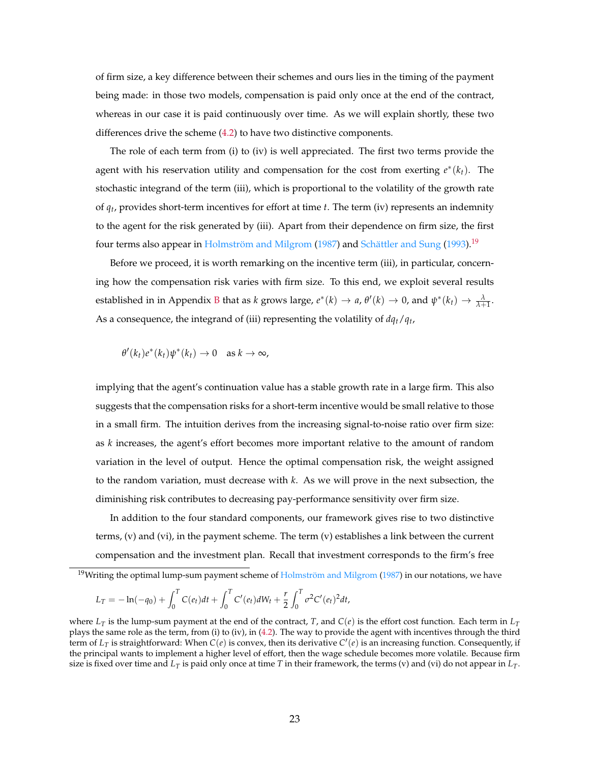of firm size, a key difference between their schemes and ours lies in the timing of the payment being made: in those two models, compensation is paid only once at the end of the contract, whereas in our case it is paid continuously over time. As we will explain shortly, these two differences drive the scheme (4.2) to have two distinctive components.

The role of each term from (i) to (iv) is well appreciated. The first two terms provide the agent with his reservation utility and compensation for the cost from exerting $e^*(k_t)$. The stochastic integrand of the term (iii), which is proportional to the volatility of the growth rate of $q_t$, provides short-term incentives for effort at time $t$. The term (iv) represents an indemnity to the agent for the risk generated by (iii). Apart from their dependence on firm size, the first four terms also appear in Holmström and Milgrom (1987) and Schättler and Sung (1993).[19]

Before we proceed, it is worth remarking on the incentive term (iii), in particular, concerning how the compensation risk varies with firm size. To this end, we exploit several results established in in Appendix B that as $k$ grows large, $e^*(k) \to a$, $\theta'(k) \to 0$, and $\psi^*(k_t) \to \frac{\lambda}{\lambda+1}$. As a consequence, the integrand of (iii) representing the volatility of $dq_t/q_t$,

$$\theta'(k_t)e^*(k_t)\psi^*(k_t) \to 0 \quad \text{as } k \to \infty,$$

implying that the agent's continuation value has a stable growth rate in a large firm. This also suggests that the compensation risks for a short-term incentive would be small relative to those in a small firm. The intuition derives from the increasing signal-to-noise ratio over firm size: as $k$ increases, the agent's effort becomes more important relative to the amount of random variation in the level of output. Hence the optimal compensation risk, the weight assigned to the random variation, must decrease with $k$. As we will prove in the next subsection, the diminishing risk contributes to decreasing pay-performance sensitivity over firm size.

In addition to the four standard components, our framework gives rise to two distinctive terms, (v) and (vi), in the payment scheme. The term (v) establishes a link between the current compensation and the investment plan. Recall that investment corresponds to the firm's free

[19] Writing the optimal lump-sum payment scheme of Holmström and Milgrom (1987) in our notations, we have

$$L_T = -\ln(-q_0) + \int_0^T C(e_t)dt + \int_0^T C'(e_t)dW_t + \frac{r}{2}\int_0^T \sigma^2 C'(e_t)^2 dt,$$

where $L_T$ is the lump-sum payment at the end of the contract, $T$, and $C(e)$ is the effort cost function. Each term in $L_T$ plays the same role as the term, from (i) to (iv), in (4.2). The way to provide the agent with incentives through the third term of $L_T$ is straightforward: When $C(e)$ is convex, then its derivative $C'(e)$ is an increasing function. Consequently, if the principal wants to implement a higher level of effort, then the wage schedule becomes more volatile. Because firm size is fixed over time and $L_T$ is paid only once at time $T$ in their framework, the terms (v) and (vi) do not appear in $L_T$.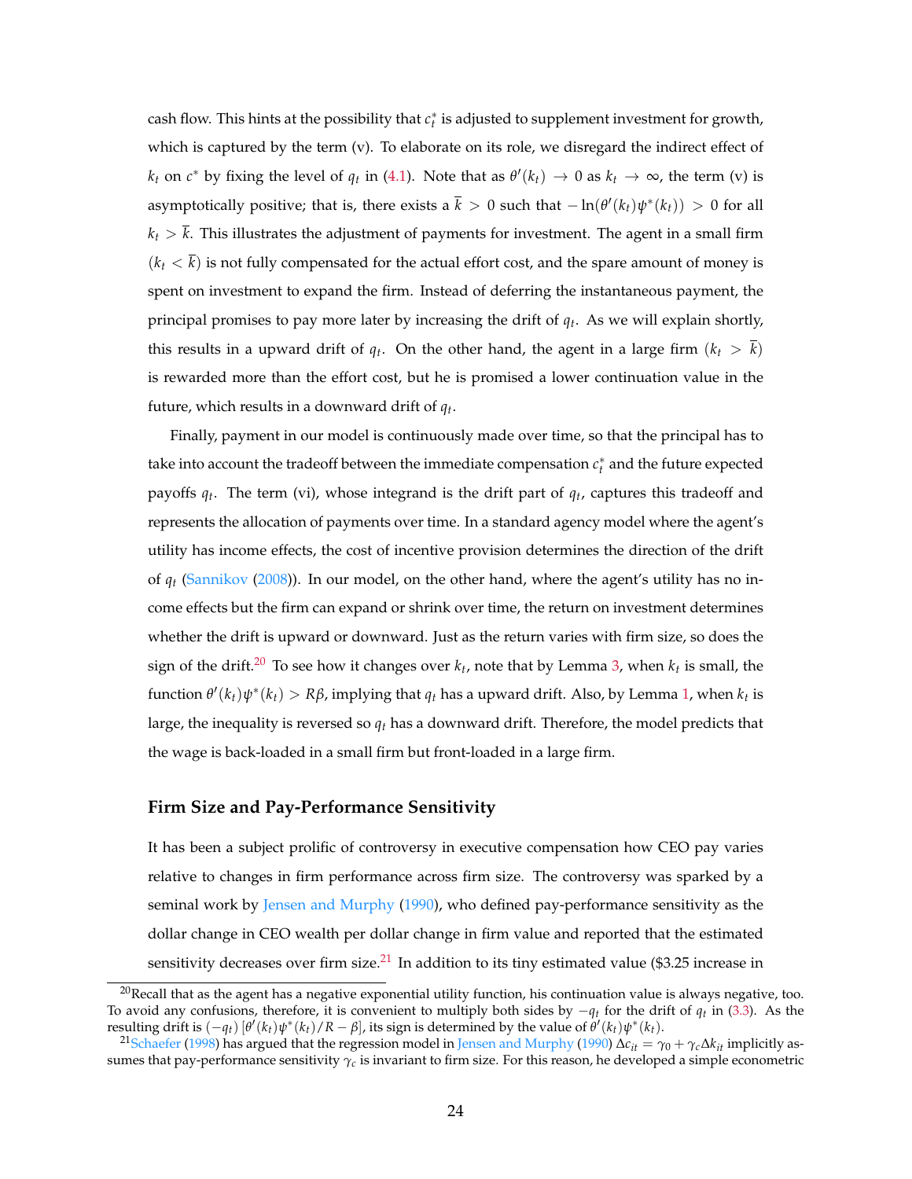cash flow. This hints at the possibility that $c_t^*$ is adjusted to supplement investment for growth, which is captured by the term (v). To elaborate on its role, we disregard the indirect effect of $k_t$ on $c^*$ by fixing the level of $q_t$ in (4.1). Note that as $\theta'(k_t) \to 0$ as $k_t \to \infty$, the term (v) is asymptotically positive; that is, there exists a $\overline{k} > 0$ such that $-\ln(\theta'(k_t)\psi^*(k_t)) > 0$ for all $k_t > \overline{k}$. This illustrates the adjustment of payments for investment. The agent in a small firm ($k_t < \overline{k}$) is not fully compensated for the actual effort cost, and the spare amount of money is spent on investment to expand the firm. Instead of deferring the instantaneous payment, the principal promises to pay more later by increasing the drift of $q_t$. As we will explain shortly, this results in a upward drift of $q_t$. On the other hand, the agent in a large firm ($k_t > \overline{k}$) is rewarded more than the effort cost, but he is promised a lower continuation value in the future, which results in a downward drift of $q_t$.

Finally, payment in our model is continuously made over time, so that the principal has to take into account the tradeoff between the immediate compensation $c_t^*$ and the future expected payoffs $q_t$. The term (vi), whose integrand is the drift part of $q_t$, captures this tradeoff and represents the allocation of payments over time. In a standard agency model where the agent's utility has income effects, the cost of incentive provision determines the direction of the drift of $q_t$ (Sannikov (2008)). In our model, on the other hand, where the agent's utility has no income effects but the firm can expand or shrink over time, the return on investment determines whether the drift is upward or downward. Just as the return varies with firm size, so does the sign of the drift.[20] To see how it changes over $k_t$, note that by Lemma 3, when $k_t$ is small, the function $\theta'(k_t)\psi^*(k_t) > R\beta$, implying that $q_t$ has a upward drift. Also, by Lemma 1, when $k_t$ is large, the inequality is reversed so $q_t$ has a downward drift. Therefore, the model predicts that the wage is back-loaded in a small firm but front-loaded in a large firm.

### Firm Size and Pay-Performance Sensitivity

It has been a subject prolific of controversy in executive compensation how CEO pay varies relative to changes in firm performance across firm size. The controversy was sparked by a seminal work by Jensen and Murphy (1990), who defined pay-performance sensitivity as the dollar change in CEO wealth per dollar change in firm value and reported that the estimated sensitivity decreases over firm size.[21] In addition to its tiny estimated value ($3.25 increase in

---

[20] Recall that as the agent has a negative exponential utility function, his continuation value is always negative, too. To avoid any confusions, therefore, it is convenient to multiply both sides by $-q_t$ for the drift of $q_t$ in (3.3). As the resulting drift is $(-q_t)\,[\theta'(k_t)\psi^*(k_t)/R - \beta]$, its sign is determined by the value of $\theta'(k_t)\psi^*(k_t)$.

[21] Schaefer (1998) has argued that the regression model in Jensen and Murphy (1990) $\Delta c_{it} = \gamma_0 + \gamma_c \Delta k_{it}$ implicitly assumes that pay-performance sensitivity $\gamma_c$ is invariant to firm size. For this reason, he developed a simple econometric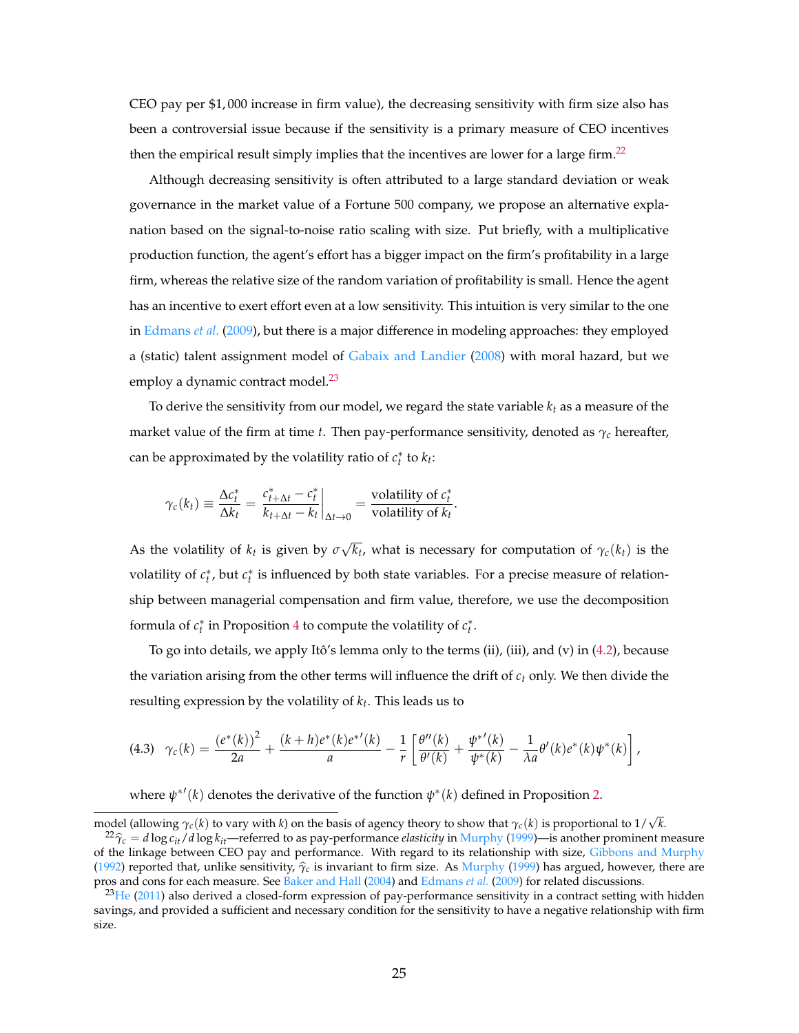CEO pay per $1,000 increase in firm value), the decreasing sensitivity with firm size also has been a controversial issue because if the sensitivity is a primary measure of CEO incentives then the empirical result simply implies that the incentives are lower for a large firm.[22]

Although decreasing sensitivity is often attributed to a large standard deviation or weak governance in the market value of a Fortune 500 company, we propose an alternative explanation based on the signal-to-noise ratio scaling with size. Put briefly, with a multiplicative production function, the agent's effort has a bigger impact on the firm's profitability in a large firm, whereas the relative size of the random variation of profitability is small. Hence the agent has an incentive to exert effort even at a low sensitivity. This intuition is very similar to the one in Edmans *et al.* (2009), but there is a major difference in modeling approaches: they employed a (static) talent assignment model of Gabaix and Landier (2008) with moral hazard, but we employ a dynamic contract model.[23]

To derive the sensitivity from our model, we regard the state variable $k_t$ as a measure of the market value of the firm at time $t$. Then pay-performance sensitivity, denoted as $\gamma_c$ hereafter, can be approximated by the volatility ratio of $c_t^*$ to $k_t$:

$$\gamma_c(k_t) \equiv \frac{\Delta c_t^*}{\Delta k_t} = \left.\frac{c_{t+\Delta t}^* - c_t^*}{k_{t+\Delta t} - k_t}\right|_{\Delta t \to 0} = \frac{\text{volatility of } c_t^*}{\text{volatility of } k_t}.$$

As the volatility of $k_t$ is given by $\sigma\sqrt{k_t}$, what is necessary for computation of $\gamma_c(k_t)$ is the volatility of $c_t^*$, but $c_t^*$ is influenced by both state variables. For a precise measure of relationship between managerial compensation and firm value, therefore, we use the decomposition formula of $c_t^*$ in Proposition 4 to compute the volatility of $c_t^*$.

To go into details, we apply Itô's lemma only to the terms (ii), (iii), and (v) in (4.2), because the variation arising from the other terms will influence the drift of $c_t$ only. We then divide the resulting expression by the volatility of $k_t$. This leads us to

$$(4.3) \quad \gamma_c(k) = \frac{(e^*(k))^2}{2a} + \frac{(k+h)e^*(k)e^{*\prime}(k)}{a} - \frac{1}{r}\left[\frac{\theta''(k)}{\theta'(k)} + \frac{\psi^{*\prime}(k)}{\psi^*(k)} - \frac{1}{\lambda a}\theta'(k)e^*(k)\psi^*(k)\right],$$

where $\psi^{*\prime}(k)$ denotes the derivative of the function $\psi^*(k)$ defined in Proposition 2.

model (allowing $\gamma_c(k)$ to vary with $k$) on the basis of agency theory to show that $\gamma_c(k)$ is proportional to $1/\sqrt{k}$.

[22] $\widehat{\gamma}_c = d\log c_{it}/d\log k_{it}$—referred to as pay-performance *elasticity* in Murphy (1999)—is another prominent measure of the linkage between CEO pay and performance. With regard to its relationship with size, Gibbons and Murphy (1992) reported that, unlike sensitivity, $\widehat{\gamma}_c$ is invariant to firm size. As Murphy (1999) has argued, however, there are pros and cons for each measure. See Baker and Hall (2004) and Edmans *et al.* (2009) for related discussions.

[23] He (2011) also derived a closed-form expression of pay-performance sensitivity in a contract setting with hidden savings, and provided a sufficient and necessary condition for the sensitivity to have a negative relationship with firm size.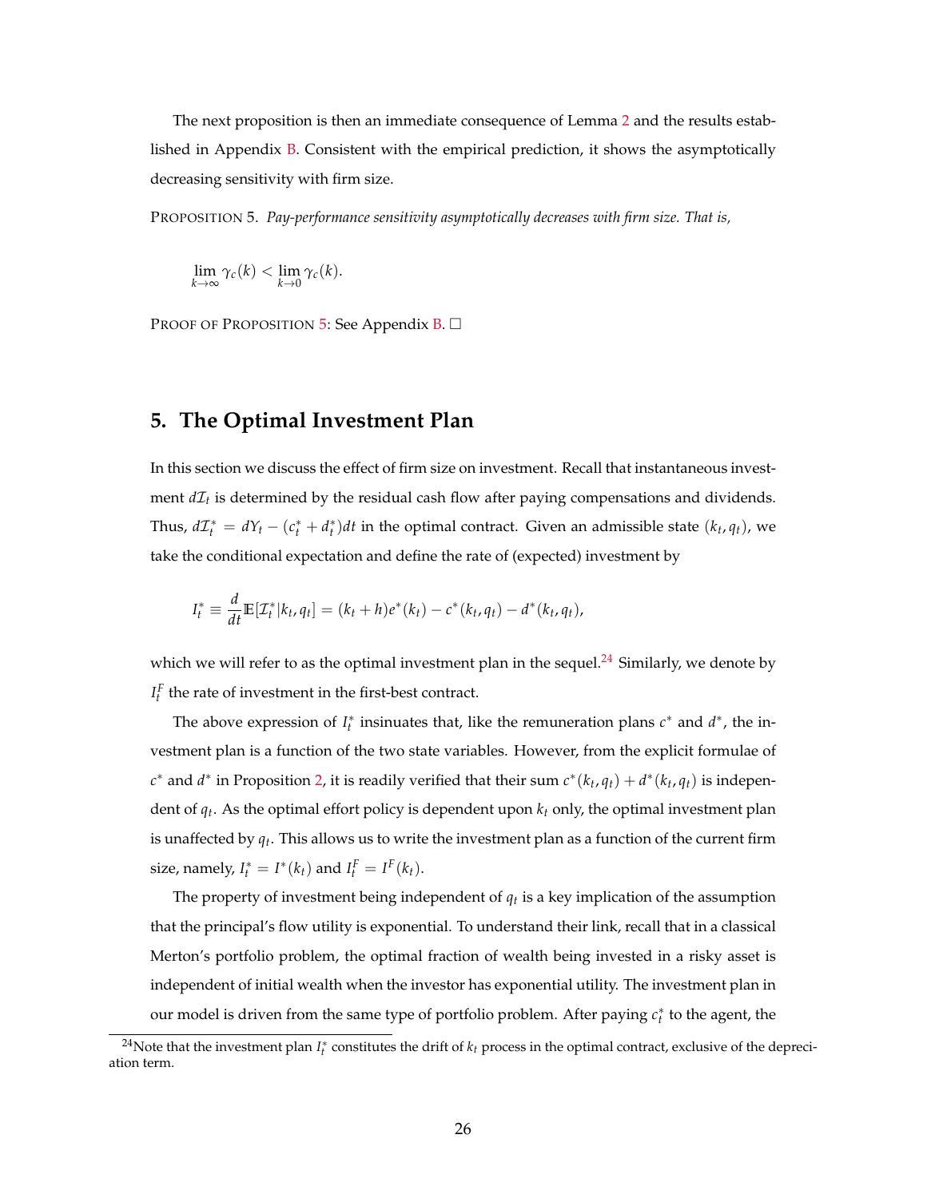The next proposition is then an immediate consequence of Lemma 2 and the results established in Appendix B. Consistent with the empirical prediction, it shows the asymptotically decreasing sensitivity with firm size.

PROPOSITION 5. *Pay-performance sensitivity asymptotically decreases with firm size. That is,*

$$\lim_{k \to \infty} \gamma_c(k) < \lim_{k \to 0} \gamma_c(k).$$

PROOF OF PROPOSITION 5: See Appendix B. □

## 5. The Optimal Investment Plan

In this section we discuss the effect of firm size on investment. Recall that instantaneous investment $d\mathcal{I}_t$ is determined by the residual cash flow after paying compensations and dividends. Thus, $d\mathcal{I}_t^* = dY_t - (c_t^* + d_t^*)dt$ in the optimal contract. Given an admissible state $(k_t, q_t)$, we take the conditional expectation and define the rate of (expected) investment by

$$I_t^* \equiv \frac{d}{dt}\mathbb{E}[\mathcal{I}_t^* | k_t, q_t] = (k_t + h)e^*(k_t) - c^*(k_t, q_t) - d^*(k_t, q_t),$$

which we will refer to as the optimal investment plan in the sequel.[24] Similarly, we denote by $I_t^F$ the rate of investment in the first-best contract.

The above expression of $I_t^*$ insinuates that, like the remuneration plans $c^*$ and $d^*$, the investment plan is a function of the two state variables. However, from the explicit formulae of $c^*$ and $d^*$ in Proposition 2, it is readily verified that their sum $c^*(k_t, q_t) + d^*(k_t, q_t)$ is independent of $q_t$. As the optimal effort policy is dependent upon $k_t$ only, the optimal investment plan is unaffected by $q_t$. This allows us to write the investment plan as a function of the current firm size, namely, $I_t^* = I^*(k_t)$ and $I_t^F = I^F(k_t)$.

The property of investment being independent of $q_t$ is a key implication of the assumption that the principal's flow utility is exponential. To understand their link, recall that in a classical Merton's portfolio problem, the optimal fraction of wealth being invested in a risky asset is independent of initial wealth when the investor has exponential utility. The investment plan in our model is driven from the same type of portfolio problem. After paying $c_t^*$ to the agent, the

[24] Note that the investment plan $I_t^*$ constitutes the drift of $k_t$ process in the optimal contract, exclusive of the depreciation term.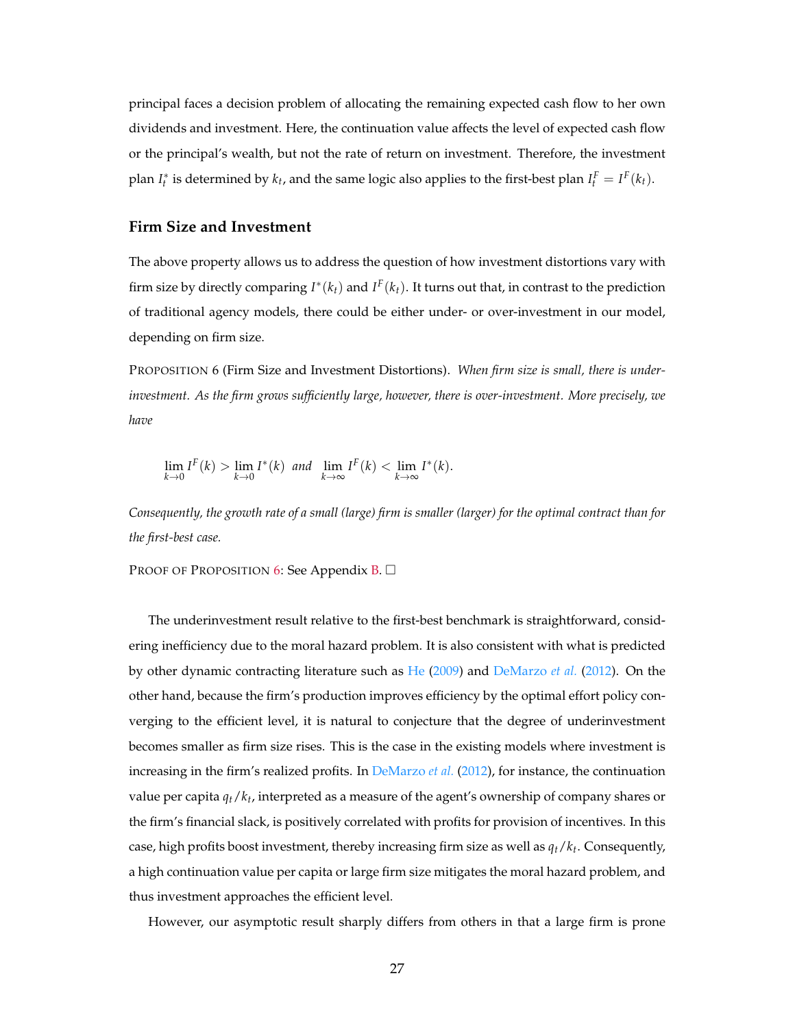principal faces a decision problem of allocating the remaining expected cash flow to her own dividends and investment. Here, the continuation value affects the level of expected cash flow or the principal's wealth, but not the rate of return on investment. Therefore, the investment plan $I_t^*$ is determined by $k_t$, and the same logic also applies to the first-best plan $I_t^F = I^F(k_t)$.

### Firm Size and Investment

The above property allows us to address the question of how investment distortions vary with firm size by directly comparing $I^*(k_t)$ and $I^F(k_t)$. It turns out that, in contrast to the prediction of traditional agency models, there could be either under- or over-investment in our model, depending on firm size.

PROPOSITION 6 (Firm Size and Investment Distortions). *When firm size is small, there is under-investment. As the firm grows sufficiently large, however, there is over-investment. More precisely, we have*

$$\lim_{k \to 0} I^F(k) > \lim_{k \to 0} I^*(k) \quad \textit{and} \quad \lim_{k \to \infty} I^F(k) < \lim_{k \to \infty} I^*(k).$$

*Consequently, the growth rate of a small (large) firm is smaller (larger) for the optimal contract than for the first-best case.*

PROOF OF PROPOSITION 6: See Appendix B. □

The underinvestment result relative to the first-best benchmark is straightforward, considering inefficiency due to the moral hazard problem. It is also consistent with what is predicted by other dynamic contracting literature such as He (2009) and DeMarzo *et al.* (2012). On the other hand, because the firm's production improves efficiency by the optimal effort policy converging to the efficient level, it is natural to conjecture that the degree of underinvestment becomes smaller as firm size rises. This is the case in the existing models where investment is increasing in the firm's realized profits. In DeMarzo *et al.* (2012), for instance, the continuation value per capita $q_t/k_t$, interpreted as a measure of the agent's ownership of company shares or the firm's financial slack, is positively correlated with profits for provision of incentives. In this case, high profits boost investment, thereby increasing firm size as well as $q_t/k_t$. Consequently, a high continuation value per capita or large firm size mitigates the moral hazard problem, and thus investment approaches the efficient level.

However, our asymptotic result sharply differs from others in that a large firm is prone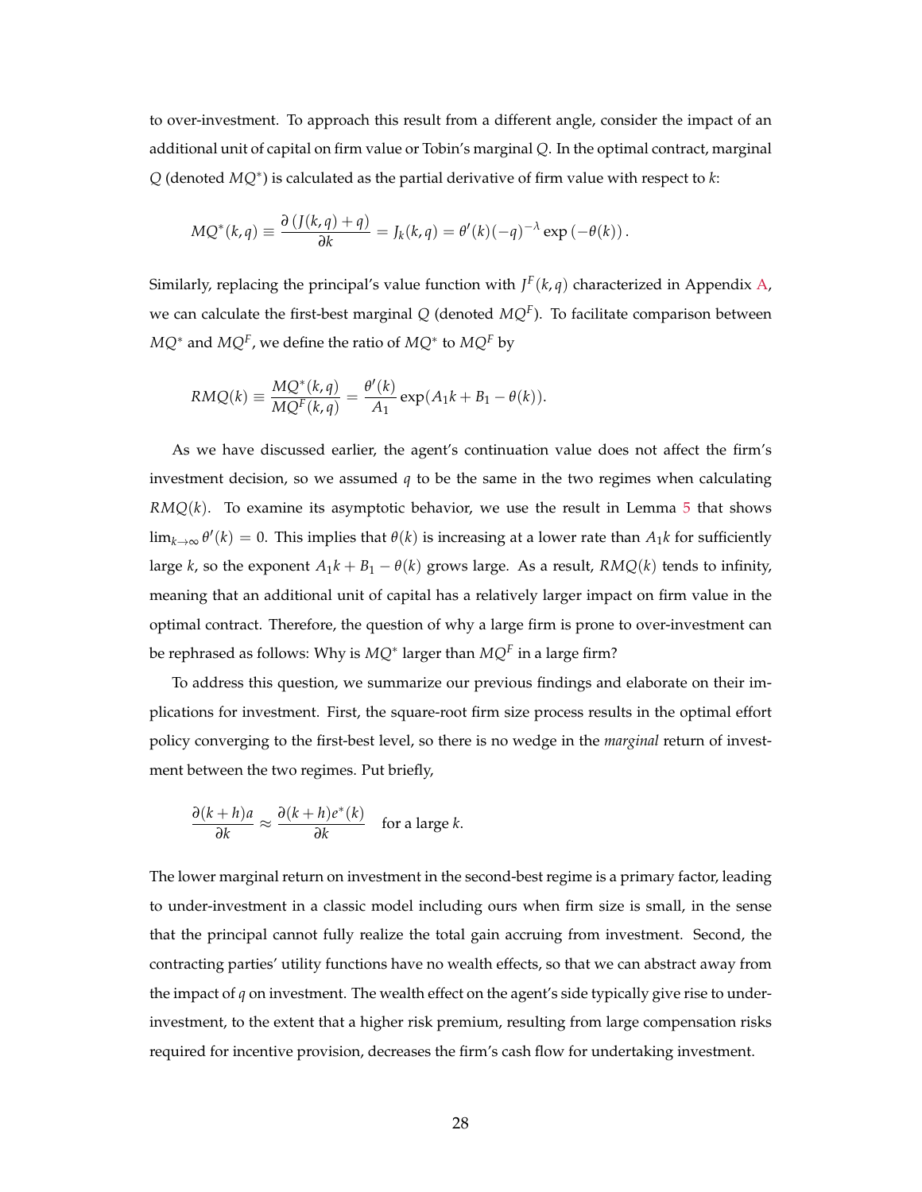to over-investment. To approach this result from a different angle, consider the impact of an additional unit of capital on firm value or Tobin's marginal $Q$. In the optimal contract, marginal $Q$ (denoted $MQ^*$) is calculated as the partial derivative of firm value with respect to $k$:

$$MQ^*(k,q) \equiv \frac{\partial \left(J(k,q)+q\right)}{\partial k} = J_k(k,q) = \theta'(k)(-q)^{-\lambda}\exp\left(-\theta(k)\right).$$

Similarly, replacing the principal's value function with $J^F(k,q)$ characterized in Appendix A, we can calculate the first-best marginal $Q$ (denoted $MQ^F$). To facilitate comparison between $MQ^*$ and $MQ^F$, we define the ratio of $MQ^*$ to $MQ^F$ by

$$RMQ(k) \equiv \frac{MQ^*(k,q)}{MQ^F(k,q)} = \frac{\theta'(k)}{A_1}\exp(A_1 k + B_1 - \theta(k)).$$

As we have discussed earlier, the agent's continuation value does not affect the firm's investment decision, so we assumed $q$ to be the same in the two regimes when calculating $RMQ(k)$. To examine its asymptotic behavior, we use the result in Lemma 5 that shows $\lim_{k\to\infty}\theta'(k) = 0$. This implies that $\theta(k)$ is increasing at a lower rate than $A_1 k$ for sufficiently large $k$, so the exponent $A_1 k + B_1 - \theta(k)$ grows large. As a result, $RMQ(k)$ tends to infinity, meaning that an additional unit of capital has a relatively larger impact on firm value in the optimal contract. Therefore, the question of why a large firm is prone to over-investment can be rephrased as follows: Why is $MQ^*$ larger than $MQ^F$ in a large firm?

To address this question, we summarize our previous findings and elaborate on their implications for investment. First, the square-root firm size process results in the optimal effort policy converging to the first-best level, so there is no wedge in the *marginal* return of investment between the two regimes. Put briefly,

$$\frac{\partial(k+h)a}{\partial k} \approx \frac{\partial(k+h)e^*(k)}{\partial k} \quad \text{for a large } k.$$

The lower marginal return on investment in the second-best regime is a primary factor, leading to under-investment in a classic model including ours when firm size is small, in the sense that the principal cannot fully realize the total gain accruing from investment. Second, the contracting parties' utility functions have no wealth effects, so that we can abstract away from the impact of $q$ on investment. The wealth effect on the agent's side typically give rise to under-investment, to the extent that a higher risk premium, resulting from large compensation risks required for incentive provision, decreases the firm's cash flow for undertaking investment.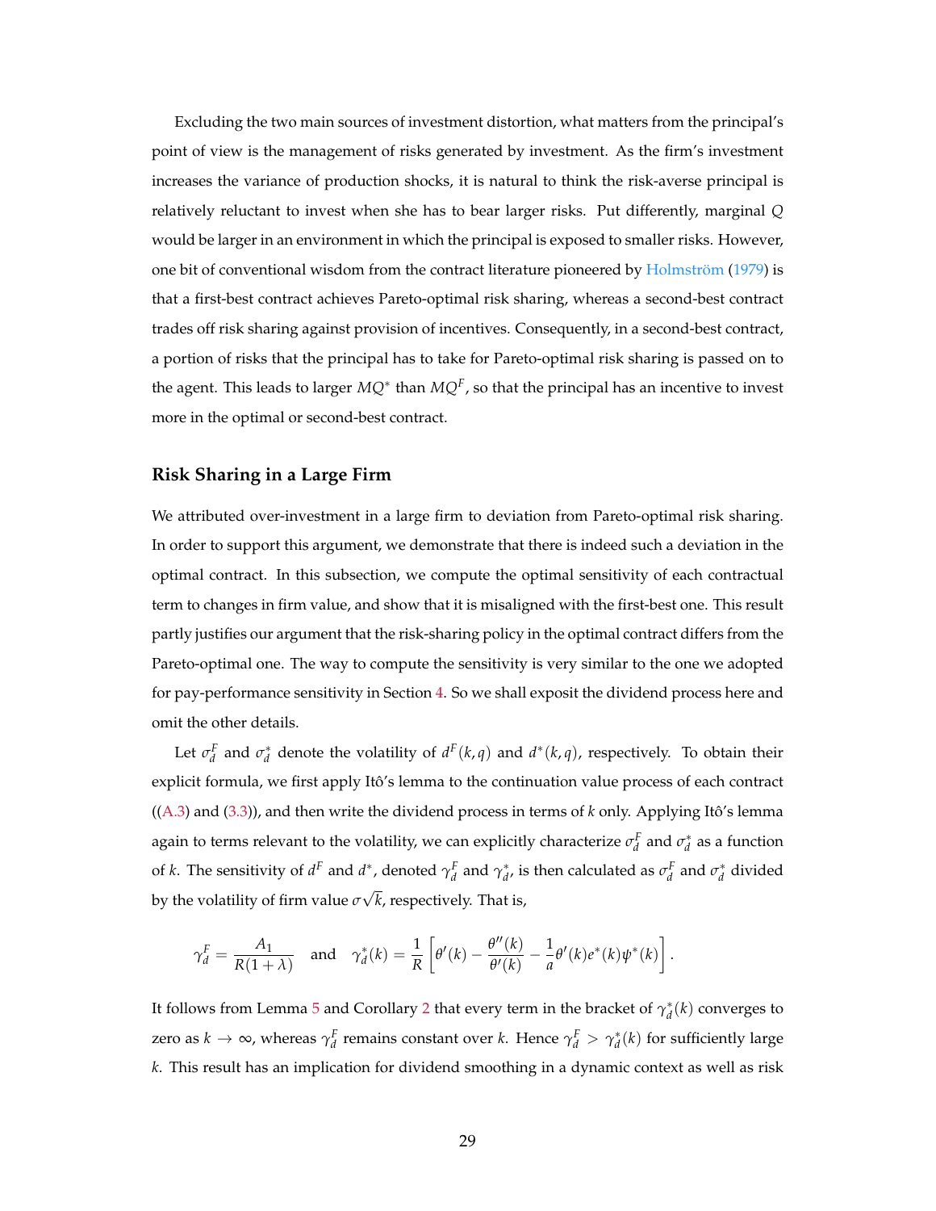Excluding the two main sources of investment distortion, what matters from the principal's point of view is the management of risks generated by investment. As the firm's investment increases the variance of production shocks, it is natural to think the risk-averse principal is relatively reluctant to invest when she has to bear larger risks. Put differently, marginal $Q$ would be larger in an environment in which the principal is exposed to smaller risks. However, one bit of conventional wisdom from the contract literature pioneered by Holmström (1979) is that a first-best contract achieves Pareto-optimal risk sharing, whereas a second-best contract trades off risk sharing against provision of incentives. Consequently, in a second-best contract, a portion of risks that the principal has to take for Pareto-optimal risk sharing is passed on to the agent. This leads to larger $MQ^*$ than $MQ^F$, so that the principal has an incentive to invest more in the optimal or second-best contract.

### Risk Sharing in a Large Firm

We attributed over-investment in a large firm to deviation from Pareto-optimal risk sharing. In order to support this argument, we demonstrate that there is indeed such a deviation in the optimal contract. In this subsection, we compute the optimal sensitivity of each contractual term to changes in firm value, and show that it is misaligned with the first-best one. This result partly justifies our argument that the risk-sharing policy in the optimal contract differs from the Pareto-optimal one. The way to compute the sensitivity is very similar to the one we adopted for pay-performance sensitivity in Section 4. So we shall exposit the dividend process here and omit the other details.

Let $\sigma_d^F$ and $\sigma_d^*$ denote the volatility of $d^F(k,q)$ and $d^*(k,q)$, respectively. To obtain their explicit formula, we first apply Itô's lemma to the continuation value process of each contract ((A.3) and (3.3)), and then write the dividend process in terms of $k$ only. Applying Itô's lemma again to terms relevant to the volatility, we can explicitly characterize $\sigma_d^F$ and $\sigma_d^*$ as a function of $k$. The sensitivity of $d^F$ and $d^*$, denoted $\gamma_d^F$ and $\gamma_d^*$, is then calculated as $\sigma_d^F$ and $\sigma_d^*$ divided by the volatility of firm value $\sigma\sqrt{k}$, respectively. That is,

$$\gamma_d^F = \frac{A_1}{R(1+\lambda)} \quad \text{and} \quad \gamma_d^*(k) = \frac{1}{R}\left[\theta'(k) - \frac{\theta''(k)}{\theta'(k)} - \frac{1}{a}\theta'(k)e^*(k)\psi^*(k)\right].$$

It follows from Lemma 5 and Corollary 2 that every term in the bracket of $\gamma_d^*(k)$ converges to zero as $k \to \infty$, whereas $\gamma_d^F$ remains constant over $k$. Hence $\gamma_d^F > \gamma_d^*(k)$ for sufficiently large $k$. This result has an implication for dividend smoothing in a dynamic context as well as risk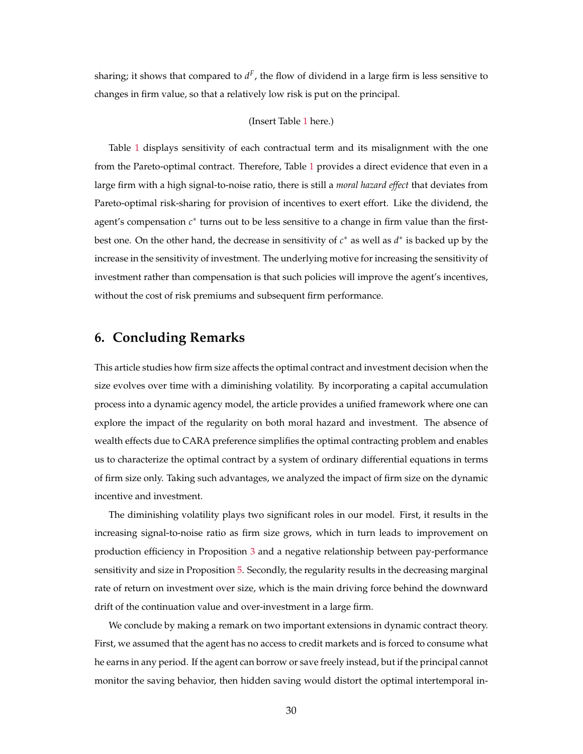sharing; it shows that compared to $d^F$, the flow of dividend in a large firm is less sensitive to changes in firm value, so that a relatively low risk is put on the principal.

(Insert Table 1 here.)

Table 1 displays sensitivity of each contractual term and its misalignment with the one from the Pareto-optimal contract. Therefore, Table 1 provides a direct evidence that even in a large firm with a high signal-to-noise ratio, there is still a *moral hazard effect* that deviates from Pareto-optimal risk-sharing for provision of incentives to exert effort. Like the dividend, the agent's compensation $c^*$ turns out to be less sensitive to a change in firm value than the first-best one. On the other hand, the decrease in sensitivity of $c^*$ as well as $d^*$ is backed up by the increase in the sensitivity of investment. The underlying motive for increasing the sensitivity of investment rather than compensation is that such policies will improve the agent's incentives, without the cost of risk premiums and subsequent firm performance.

## 6. Concluding Remarks

This article studies how firm size affects the optimal contract and investment decision when the size evolves over time with a diminishing volatility. By incorporating a capital accumulation process into a dynamic agency model, the article provides a unified framework where one can explore the impact of the regularity on both moral hazard and investment. The absence of wealth effects due to CARA preference simplifies the optimal contracting problem and enables us to characterize the optimal contract by a system of ordinary differential equations in terms of firm size only. Taking such advantages, we analyzed the impact of firm size on the dynamic incentive and investment.

The diminishing volatility plays two significant roles in our model. First, it results in the increasing signal-to-noise ratio as firm size grows, which in turn leads to improvement on production efficiency in Proposition 3 and a negative relationship between pay-performance sensitivity and size in Proposition 5. Secondly, the regularity results in the decreasing marginal rate of return on investment over size, which is the main driving force behind the downward drift of the continuation value and over-investment in a large firm.

We conclude by making a remark on two important extensions in dynamic contract theory. First, we assumed that the agent has no access to credit markets and is forced to consume what he earns in any period. If the agent can borrow or save freely instead, but if the principal cannot monitor the saving behavior, then hidden saving would distort the optimal intertemporal in-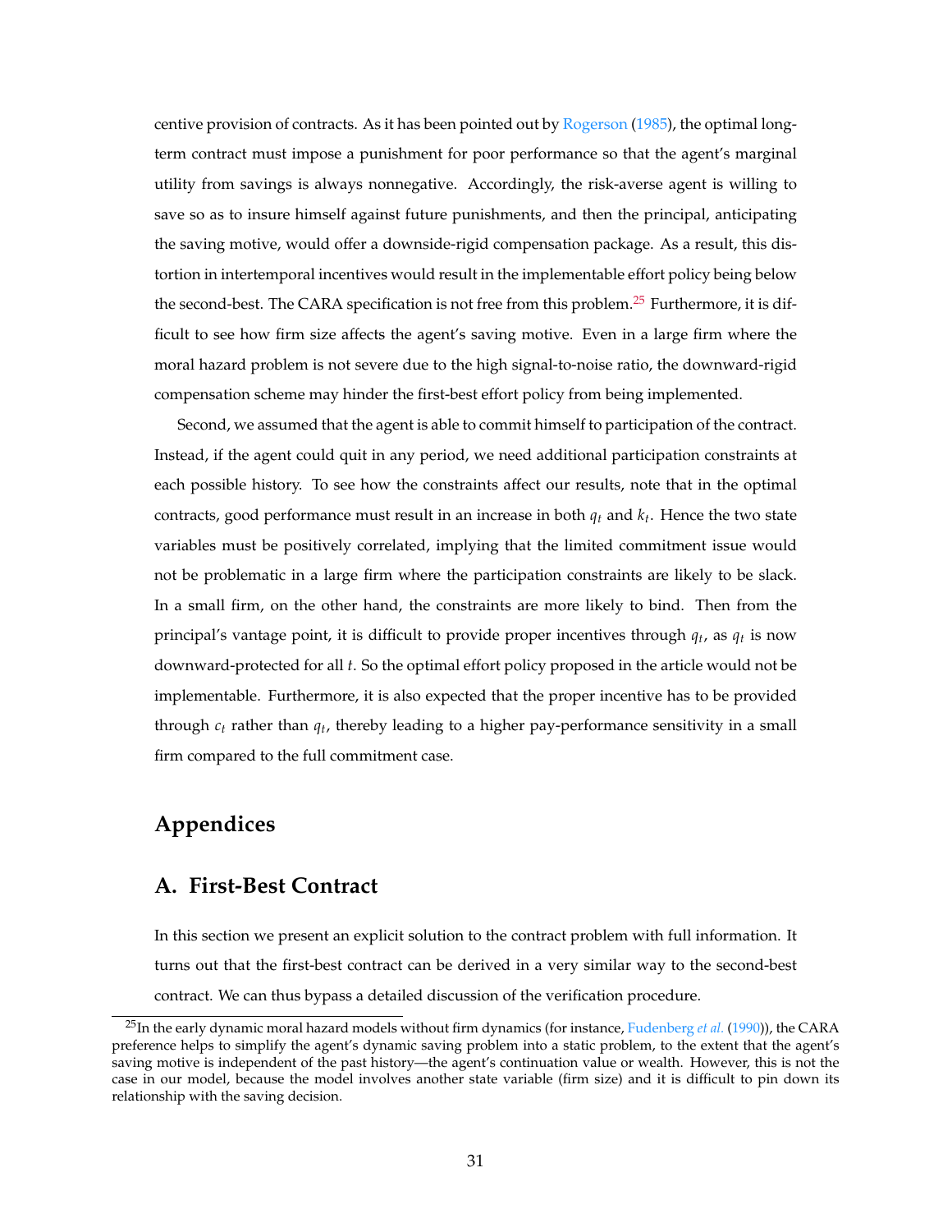centive provision of contracts. As it has been pointed out by Rogerson (1985), the optimal long-term contract must impose a punishment for poor performance so that the agent's marginal utility from savings is always nonnegative. Accordingly, the risk-averse agent is willing to save so as to insure himself against future punishments, and then the principal, anticipating the saving motive, would offer a downside-rigid compensation package. As a result, this distortion in intertemporal incentives would result in the implementable effort policy being below the second-best. The CARA specification is not free from this problem.[25] Furthermore, it is difficult to see how firm size affects the agent's saving motive. Even in a large firm where the moral hazard problem is not severe due to the high signal-to-noise ratio, the downward-rigid compensation scheme may hinder the first-best effort policy from being implemented.

Second, we assumed that the agent is able to commit himself to participation of the contract. Instead, if the agent could quit in any period, we need additional participation constraints at each possible history. To see how the constraints affect our results, note that in the optimal contracts, good performance must result in an increase in both $q_t$ and $k_t$. Hence the two state variables must be positively correlated, implying that the limited commitment issue would not be problematic in a large firm where the participation constraints are likely to be slack. In a small firm, on the other hand, the constraints are more likely to bind. Then from the principal's vantage point, it is difficult to provide proper incentives through $q_t$, as $q_t$ is now downward-protected for all $t$. So the optimal effort policy proposed in the article would not be implementable. Furthermore, it is also expected that the proper incentive has to be provided through $c_t$ rather than $q_t$, thereby leading to a higher pay-performance sensitivity in a small firm compared to the full commitment case.

# Appendices

## A. First-Best Contract

In this section we present an explicit solution to the contract problem with full information. It turns out that the first-best contract can be derived in a very similar way to the second-best contract. We can thus bypass a detailed discussion of the verification procedure.

[25] In the early dynamic moral hazard models without firm dynamics (for instance, Fudenberg *et al.* (1990)), the CARA preference helps to simplify the agent's dynamic saving problem into a static problem, to the extent that the agent's saving motive is independent of the past history—the agent's continuation value or wealth. However, this is not the case in our model, because the model involves another state variable (firm size) and it is difficult to pin down its relationship with the saving decision.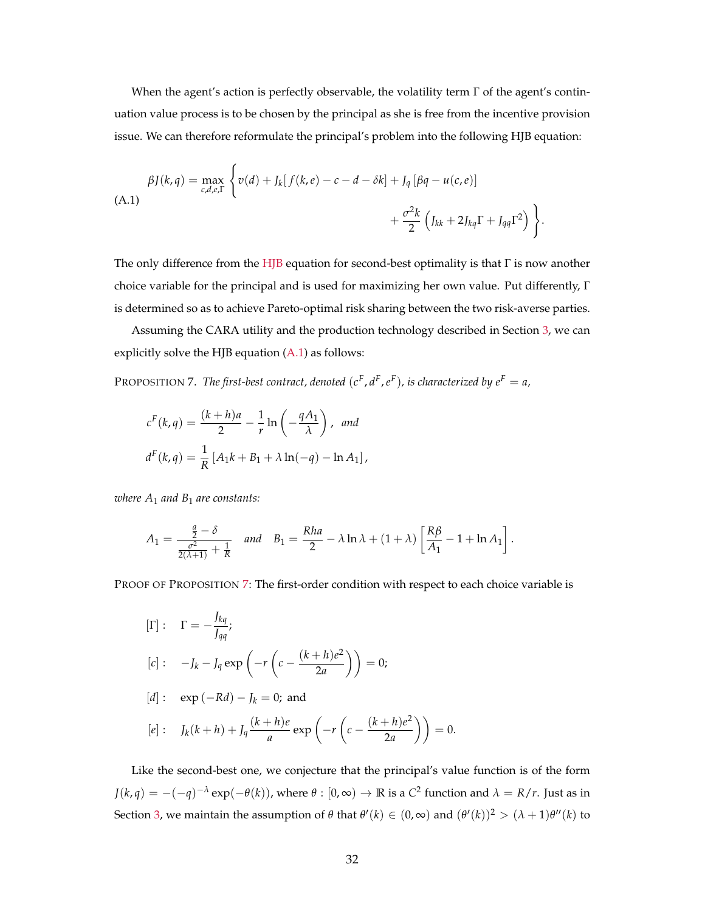When the agent's action is perfectly observable, the volatility term $\Gamma$ of the agent's continuation value process is to be chosen by the principal as she is free from the incentive provision issue. We can therefore reformulate the principal's problem into the following HJB equation:

$$
\text{(A.1)} \quad \beta J(k,q) = \max_{c,d,e,\Gamma} \Bigg\{ v(d) + J_k[f(k,e) - c - d - \delta k] + J_q[\beta q - u(c,e)] + \frac{\sigma^2 k}{2}\left(J_{kk} + 2J_{kq}\Gamma + J_{qq}\Gamma^2\right) \Bigg\}.
$$

The only difference from the HJB equation for second-best optimality is that $\Gamma$ is now another choice variable for the principal and is used for maximizing her own value. Put differently, $\Gamma$ is determined so as to achieve Pareto-optimal risk sharing between the two risk-averse parties.

Assuming the CARA utility and the production technology described in Section 3, we can explicitly solve the HJB equation (A.1) as follows:

PROPOSITION 7. *The first-best contract, denoted $(c^F, d^F, e^F)$, is characterized by $e^F = a$,*

$$
c^F(k,q) = \frac{(k+h)a}{2} - \frac{1}{r}\ln\left(-\frac{qA_1}{\lambda}\right), \quad \textit{and}
$$

$$
d^F(k,q) = \frac{1}{R}\left[A_1 k + B_1 + \lambda \ln(-q) - \ln A_1\right],
$$

*where $A_1$ and $B_1$ are constants:*

$$
A_1 = \frac{\frac{a}{2} - \delta}{\frac{\sigma^2}{2(\lambda+1)} + \frac{1}{R}} \quad \textit{and} \quad B_1 = \frac{Rha}{2} - \lambda \ln \lambda + (1+\lambda)\left[\frac{R\beta}{A_1} - 1 + \ln A_1\right].
$$

PROOF OF PROPOSITION 7: The first-order condition with respect to each choice variable is

$$
[\Gamma]: \quad \Gamma = -\frac{J_{kq}}{J_{qq}};
$$

$$
[c]: \quad -J_k - J_q \exp\left(-r\left(c - \frac{(k+h)e^2}{2a}\right)\right) = 0;
$$

$$
[d]: \quad \exp(-Rd) - J_k = 0; \text{ and}
$$

$$
[e]: \quad J_k(k+h) + J_q \frac{(k+h)e}{a} \exp\left(-r\left(c - \frac{(k+h)e^2}{2a}\right)\right) = 0.
$$

Like the second-best one, we conjecture that the principal's value function is of the form $J(k,q) = -(-q)^{-\lambda}\exp(-\theta(k))$, where $\theta : [0,\infty) \to \mathbb{R}$ is a $C^2$ function and $\lambda = R/r$. Just as in Section 3, we maintain the assumption of $\theta$ that $\theta'(k) \in (0,\infty)$ and $(\theta'(k))^2 > (\lambda+1)\theta''(k)$ to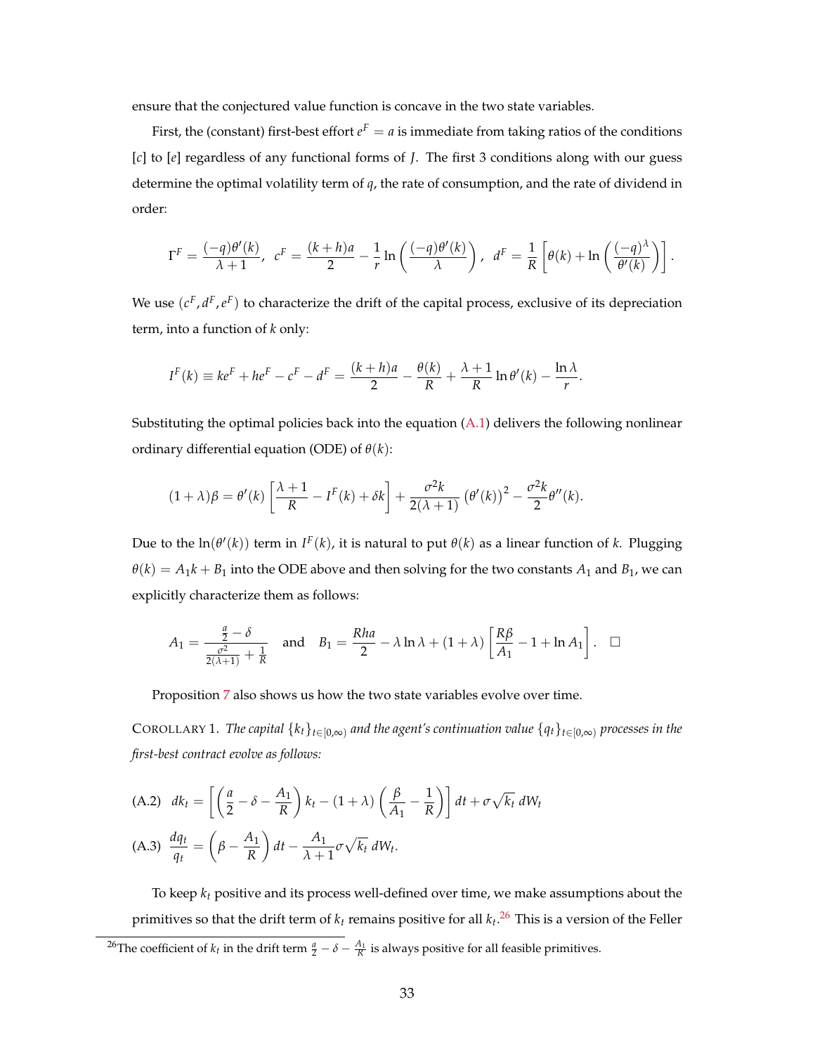ensure that the conjectured value function is concave in the two state variables.

First, the (constant) first-best effort $e^F = a$ is immediate from taking ratios of the conditions [$c$] to [$e$] regardless of any functional forms of $J$. The first 3 conditions along with our guess determine the optimal volatility term of $q$, the rate of consumption, and the rate of dividend in order:

$$\Gamma^F = \frac{(-q)\theta'(k)}{\lambda+1}, \;\; c^F = \frac{(k+h)a}{2} - \frac{1}{r}\ln\left(\frac{(-q)\theta'(k)}{\lambda}\right), \;\; d^F = \frac{1}{R}\left[\theta(k) + \ln\left(\frac{(-q)^\lambda}{\theta'(k)}\right)\right].$$

We use $(c^F, d^F, e^F)$ to characterize the drift of the capital process, exclusive of its depreciation term, into a function of $k$ only:

$$I^F(k) \equiv ke^F + he^F - c^F - d^F = \frac{(k+h)a}{2} - \frac{\theta(k)}{R} + \frac{\lambda+1}{R}\ln\theta'(k) - \frac{\ln\lambda}{r}.$$

Substituting the optimal policies back into the equation (A.1) delivers the following nonlinear ordinary differential equation (ODE) of $\theta(k)$:

$$(1+\lambda)\beta = \theta'(k)\left[\frac{\lambda+1}{R} - I^F(k) + \delta k\right] + \frac{\sigma^2 k}{2(\lambda+1)}\left(\theta'(k)\right)^2 - \frac{\sigma^2 k}{2}\theta''(k).$$

Due to the $\ln(\theta'(k))$ term in $I^F(k)$, it is natural to put $\theta(k)$ as a linear function of $k$. Plugging $\theta(k) = A_1 k + B_1$ into the ODE above and then solving for the two constants $A_1$ and $B_1$, we can explicitly characterize them as follows:

$$A_1 = \frac{\frac{a}{2} - \delta}{\frac{\sigma^2}{2(\lambda+1)} + \frac{1}{R}} \quad \text{and} \quad B_1 = \frac{Rha}{2} - \lambda\ln\lambda + (1+\lambda)\left[\frac{R\beta}{A_1} - 1 + \ln A_1\right]. \quad \square$$

Proposition 7 also shows us how the two state variables evolve over time.

COROLLARY 1. *The capital $\{k_t\}_{t\in[0,\infty)}$ and the agent's continuation value $\{q_t\}_{t\in[0,\infty)}$ processes in the first-best contract evolve as follows:*

$$\text{(A.2)} \quad dk_t = \left[\left(\frac{a}{2} - \delta - \frac{A_1}{R}\right)k_t - (1+\lambda)\left(\frac{\beta}{A_1} - \frac{1}{R}\right)\right]dt + \sigma\sqrt{k_t}\,dW_t$$

$$\text{(A.3)} \quad \frac{dq_t}{q_t} = \left(\beta - \frac{A_1}{R}\right)dt - \frac{A_1}{\lambda+1}\sigma\sqrt{k_t}\,dW_t.$$

To keep $k_t$ positive and its process well-defined over time, we make assumptions about the primitives so that the drift term of $k_t$ remains positive for all $k_t$.[26] This is a version of the Feller

[26] The coefficient of $k_t$ in the drift term $\frac{a}{2} - \delta - \frac{A_1}{R}$ is always positive for all feasible primitives.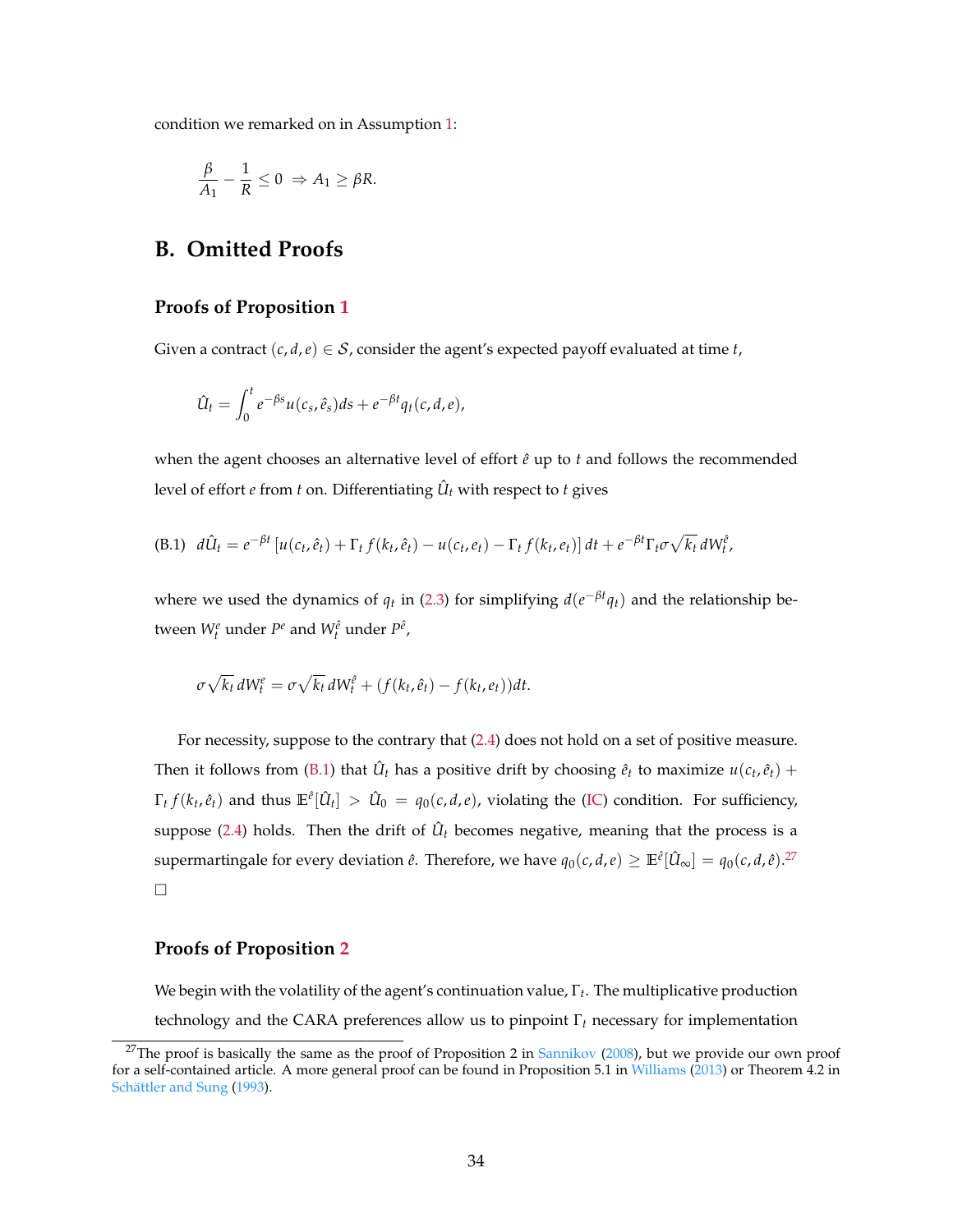condition we remarked on in Assumption 1:

$$\frac{\beta}{A_1} - \frac{1}{R} \leq 0 \;\Rightarrow A_1 \geq \beta R.$$

# B. Omitted Proofs

### Proofs of Proposition 1

Given a contract $(c, d, e) \in \mathcal{S}$, consider the agent's expected payoff evaluated at time $t$,

$$\hat{U}_t = \int_0^t e^{-\beta s} u(c_s, \hat{e}_s) ds + e^{-\beta t} q_t(c, d, e),$$

when the agent chooses an alternative level of effort $\hat{e}$ up to $t$ and follows the recommended level of effort $e$ from $t$ on. Differentiating $\hat{U}_t$ with respect to $t$ gives

$$\text{(B.1)} \quad d\hat{U}_t = e^{-\beta t} \left[ u(c_t, \hat{e}_t) + \Gamma_t f(k_t, \hat{e}_t) - u(c_t, e_t) - \Gamma_t f(k_t, e_t) \right] dt + e^{-\beta t} \Gamma_t \sigma \sqrt{k_t}\, dW_t^{\hat{e}},$$

where we used the dynamics of $q_t$ in (2.3) for simplifying $d(e^{-\beta t} q_t)$ and the relationship between $W_t^e$ under $P^e$ and $W_t^{\hat{e}}$ under $P^{\hat{e}}$,

$$\sigma \sqrt{k_t}\, dW_t^e = \sigma \sqrt{k_t}\, dW_t^{\hat{e}} + (f(k_t, \hat{e}_t) - f(k_t, e_t)) dt.$$

For necessity, suppose to the contrary that (2.4) does not hold on a set of positive measure. Then it follows from (B.1) that $\hat{U}_t$ has a positive drift by choosing $\hat{e}_t$ to maximize $u(c_t, \hat{e}_t) + \Gamma_t f(k_t, \hat{e}_t)$ and thus $\mathbb{E}^{\hat{e}}[\hat{U}_t] > \hat{U}_0 = q_0(c, d, e)$, violating the (IC) condition. For sufficiency, suppose (2.4) holds. Then the drift of $\hat{U}_t$ becomes negative, meaning that the process is a supermartingale for every deviation $\hat{e}$. Therefore, we have $q_0(c, d, e) \geq \mathbb{E}^{\hat{e}}[\hat{U}_\infty] = q_0(c, d, \hat{e})$.[27] □

### Proofs of Proposition 2

We begin with the volatility of the agent's continuation value, $\Gamma_t$. The multiplicative production technology and the CARA preferences allow us to pinpoint $\Gamma_t$ necessary for implementation

[27] The proof is basically the same as the proof of Proposition 2 in Sannikov (2008), but we provide our own proof for a self-contained article. A more general proof can be found in Proposition 5.1 in Williams (2013) or Theorem 4.2 in Schättler and Sung (1993).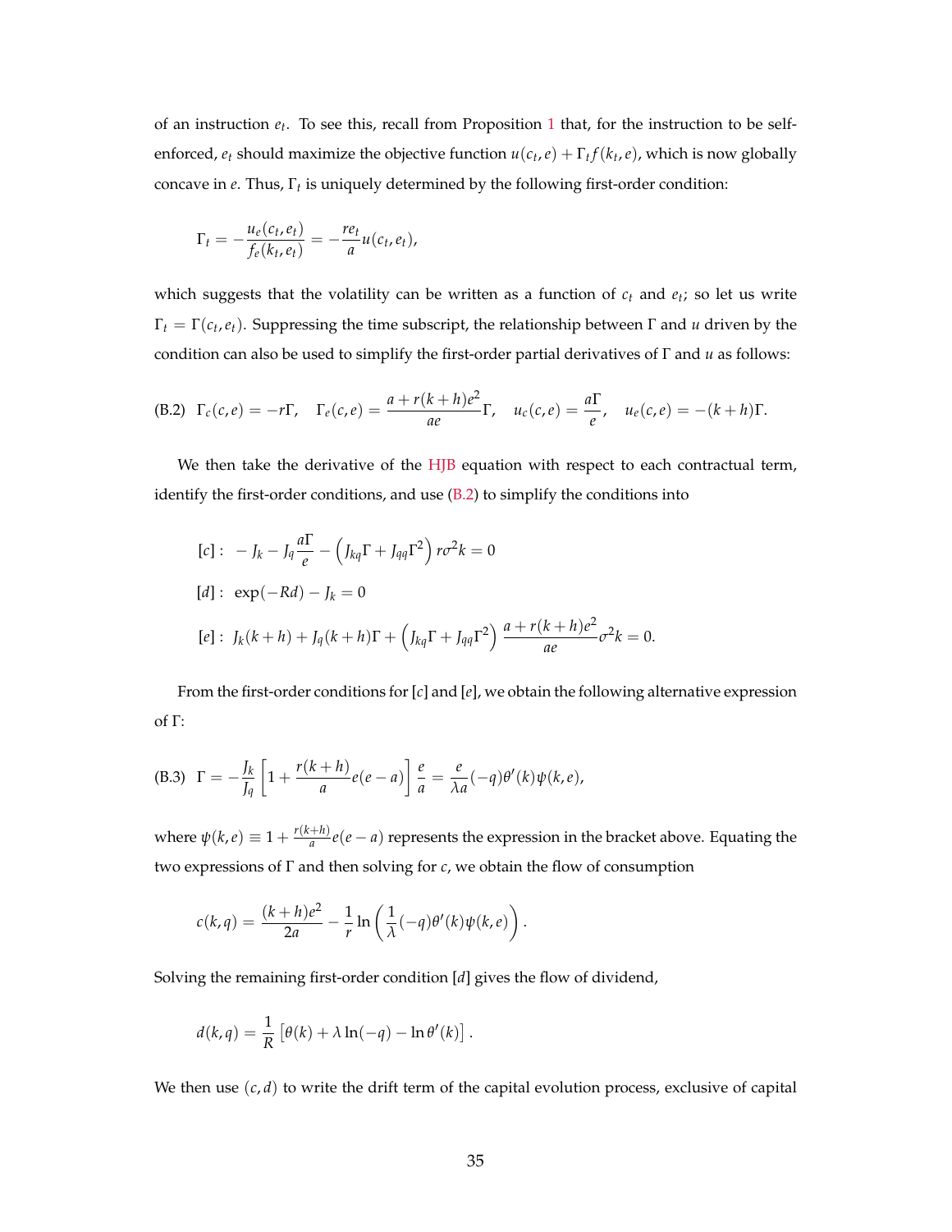of an instruction $e_t$. To see this, recall from Proposition 1 that, for the instruction to be self-enforced, $e_t$ should maximize the objective function $u(c_t, e) + \Gamma_t f(k_t, e)$, which is now globally concave in $e$. Thus, $\Gamma_t$ is uniquely determined by the following first-order condition:

$$\Gamma_t = -\frac{u_e(c_t, e_t)}{f_e(k_t, e_t)} = -\frac{re_t}{a} u(c_t, e_t),$$

which suggests that the volatility can be written as a function of $c_t$ and $e_t$; so let us write $\Gamma_t = \Gamma(c_t, e_t)$. Suppressing the time subscript, the relationship between $\Gamma$ and $u$ driven by the condition can also be used to simplify the first-order partial derivatives of $\Gamma$ and $u$ as follows:

$$\text{(B.2)} \quad \Gamma_c(c, e) = -r\Gamma, \quad \Gamma_e(c, e) = \frac{a + r(k+h)e^2}{ae}\Gamma, \quad u_c(c, e) = \frac{a\Gamma}{e}, \quad u_e(c, e) = -(k+h)\Gamma.$$

We then take the derivative of the HJB equation with respect to each contractual term, identify the first-order conditions, and use (B.2) to simplify the conditions into

$$[c]: \; -J_k - J_q \frac{a\Gamma}{e} - \left(J_{kq}\Gamma + J_{qq}\Gamma^2\right) r\sigma^2 k = 0$$

$$[d]: \; \exp(-Rd) - J_k = 0$$

$$[e]: \; J_k(k+h) + J_q(k+h)\Gamma + \left(J_{kq}\Gamma + J_{qq}\Gamma^2\right) \frac{a + r(k+h)e^2}{ae} \sigma^2 k = 0.$$

From the first-order conditions for $[c]$ and $[e]$, we obtain the following alternative expression of $\Gamma$:

$$\text{(B.3)} \quad \Gamma = -\frac{J_k}{J_q}\left[1 + \frac{r(k+h)}{a} e(e-a)\right] \frac{e}{a} = \frac{e}{\lambda a}(-q)\theta'(k)\psi(k, e),$$

where $\psi(k, e) \equiv 1 + \frac{r(k+h)}{a} e(e-a)$ represents the expression in the bracket above. Equating the two expressions of $\Gamma$ and then solving for $c$, we obtain the flow of consumption

$$c(k, q) = \frac{(k+h)e^2}{2a} - \frac{1}{r} \ln\left(\frac{1}{\lambda}(-q)\theta'(k)\psi(k, e)\right).$$

Solving the remaining first-order condition $[d]$ gives the flow of dividend,

$$d(k, q) = \frac{1}{R}\left[\theta(k) + \lambda \ln(-q) - \ln \theta'(k)\right].$$

We then use $(c, d)$ to write the drift term of the capital evolution process, exclusive of capital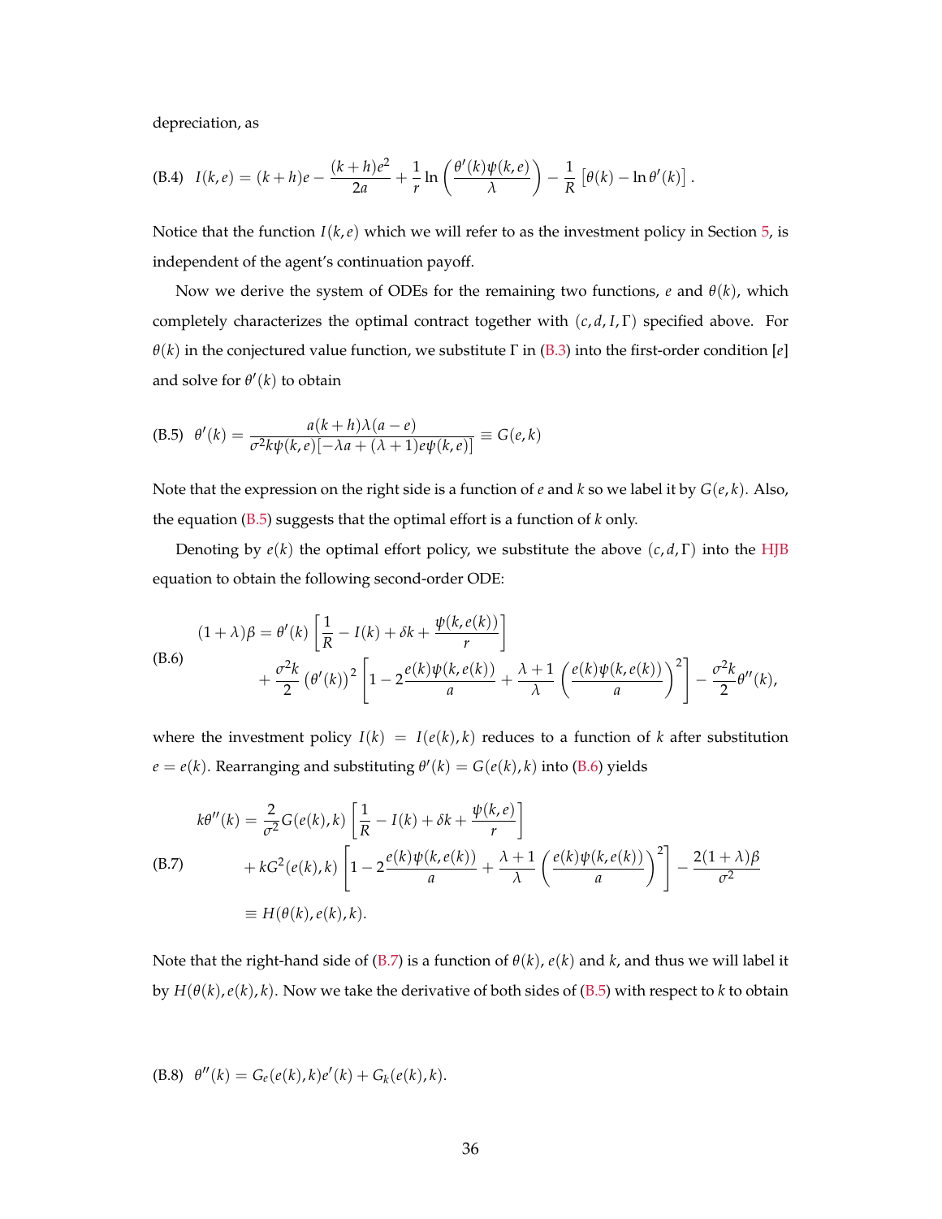depreciation, as

$$\text{(B.4)} \quad I(k,e) = (k+h)e - \frac{(k+h)e^2}{2a} + \frac{1}{r}\ln\left(\frac{\theta'(k)\psi(k,e)}{\lambda}\right) - \frac{1}{R}\left[\theta(k) - \ln\theta'(k)\right].$$

Notice that the function $I(k,e)$ which we will refer to as the investment policy in Section 5, is independent of the agent's continuation payoff.

Now we derive the system of ODEs for the remaining two functions, $e$ and $\theta(k)$, which completely characterizes the optimal contract together with $(c, d, I, \Gamma)$ specified above. For $\theta(k)$ in the conjectured value function, we substitute $\Gamma$ in (B.3) into the first-order condition [$e$] and solve for $\theta'(k)$ to obtain

$$\text{(B.5)} \quad \theta'(k) = \frac{a(k+h)\lambda(a-e)}{\sigma^2 k\psi(k,e)[-\lambda a + (\lambda+1)e\psi(k,e)]} \equiv G(e,k)$$

Note that the expression on the right side is a function of $e$ and $k$ so we label it by $G(e,k)$. Also, the equation (B.5) suggests that the optimal effort is a function of $k$ only.

Denoting by $e(k)$ the optimal effort policy, we substitute the above $(c, d, \Gamma)$ into the HJB equation to obtain the following second-order ODE:

$$\text{(B.6)} \quad \begin{aligned} (1+\lambda)\beta &= \theta'(k)\left[\frac{1}{R} - I(k) + \delta k + \frac{\psi(k,e(k))}{r}\right] \\ &\quad + \frac{\sigma^2 k}{2}\left(\theta'(k)\right)^2\left[1 - 2\frac{e(k)\psi(k,e(k))}{a} + \frac{\lambda+1}{\lambda}\left(\frac{e(k)\psi(k,e(k))}{a}\right)^2\right] - \frac{\sigma^2 k}{2}\theta''(k), \end{aligned}$$

where the investment policy $I(k) = I(e(k),k)$ reduces to a function of $k$ after substitution $e = e(k)$. Rearranging and substituting $\theta'(k) = G(e(k),k)$ into (B.6) yields

$$\text{(B.7)} \quad \begin{aligned} k\theta''(k) &= \frac{2}{\sigma^2}G(e(k),k)\left[\frac{1}{R} - I(k) + \delta k + \frac{\psi(k,e)}{r}\right] \\ &\quad + kG^2(e(k),k)\left[1 - 2\frac{e(k)\psi(k,e(k))}{a} + \frac{\lambda+1}{\lambda}\left(\frac{e(k)\psi(k,e(k))}{a}\right)^2\right] - \frac{2(1+\lambda)\beta}{\sigma^2} \\ &\equiv H(\theta(k), e(k), k). \end{aligned}$$

Note that the right-hand side of (B.7) is a function of $\theta(k)$, $e(k)$ and $k$, and thus we will label it by $H(\theta(k), e(k), k)$. Now we take the derivative of both sides of (B.5) with respect to $k$ to obtain

$$\text{(B.8)} \quad \theta''(k) = G_e(e(k),k)e'(k) + G_k(e(k),k).$$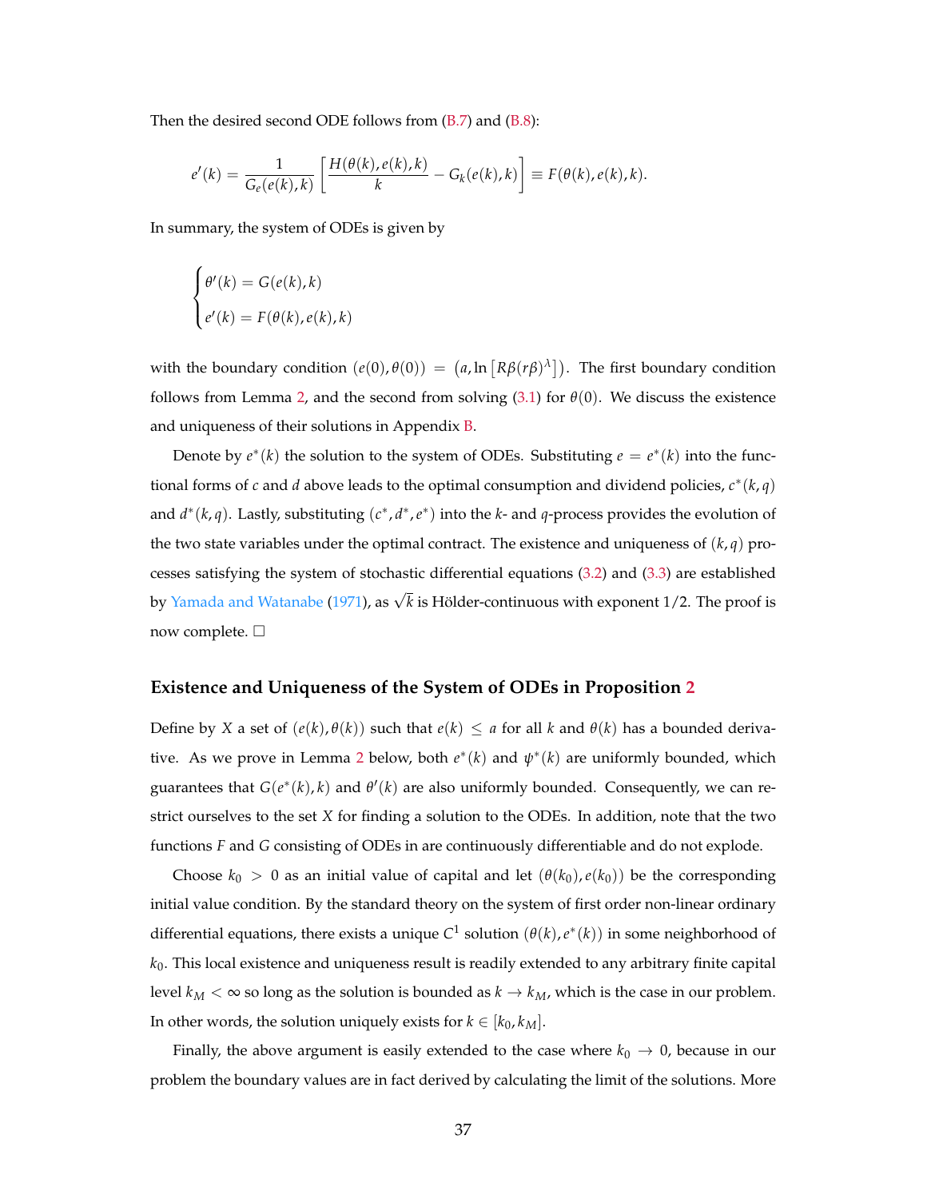Then the desired second ODE follows from (B.7) and (B.8):

$$e'(k) = \frac{1}{G_e(e(k),k)}\left[\frac{H(\theta(k),e(k),k)}{k} - G_k(e(k),k)\right] \equiv F(\theta(k),e(k),k).$$

In summary, the system of ODEs is given by

$$\begin{cases} \theta'(k) = G(e(k),k) \\ e'(k) = F(\theta(k),e(k),k) \end{cases}$$

with the boundary condition $(e(0),\theta(0)) = \left(a, \ln\left[R\beta(r\beta)^{\lambda}\right]\right)$. The first boundary condition follows from Lemma 2, and the second from solving (3.1) for $\theta(0)$. We discuss the existence and uniqueness of their solutions in Appendix B.

Denote by $e^*(k)$ the solution to the system of ODEs. Substituting $e = e^*(k)$ into the functional forms of $c$ and $d$ above leads to the optimal consumption and dividend policies, $c^*(k,q)$ and $d^*(k,q)$. Lastly, substituting $(c^*, d^*, e^*)$ into the $k$- and $q$-process provides the evolution of the two state variables under the optimal contract. The existence and uniqueness of $(k,q)$ processes satisfying the system of stochastic differential equations (3.2) and (3.3) are established by Yamada and Watanabe (1971), as $\sqrt{k}$ is Hölder-continuous with exponent $1/2$. The proof is now complete. □

### Existence and Uniqueness of the System of ODEs in Proposition 2

Define by $X$ a set of $(e(k),\theta(k))$ such that $e(k) \leq a$ for all $k$ and $\theta(k)$ has a bounded derivative. As we prove in Lemma 2 below, both $e^*(k)$ and $\psi^*(k)$ are uniformly bounded, which guarantees that $G(e^*(k),k)$ and $\theta'(k)$ are also uniformly bounded. Consequently, we can restrict ourselves to the set $X$ for finding a solution to the ODEs. In addition, note that the two functions $F$ and $G$ consisting of ODEs in are continuously differentiable and do not explode.

Choose $k_0 > 0$ as an initial value of capital and let $(\theta(k_0), e(k_0))$ be the corresponding initial value condition. By the standard theory on the system of first order non-linear ordinary differential equations, there exists a unique $C^1$ solution $(\theta(k), e^*(k))$ in some neighborhood of $k_0$. This local existence and uniqueness result is readily extended to any arbitrary finite capital level $k_M < \infty$ so long as the solution is bounded as $k \to k_M$, which is the case in our problem. In other words, the solution uniquely exists for $k \in [k_0, k_M]$.

Finally, the above argument is easily extended to the case where $k_0 \to 0$, because in our problem the boundary values are in fact derived by calculating the limit of the solutions. More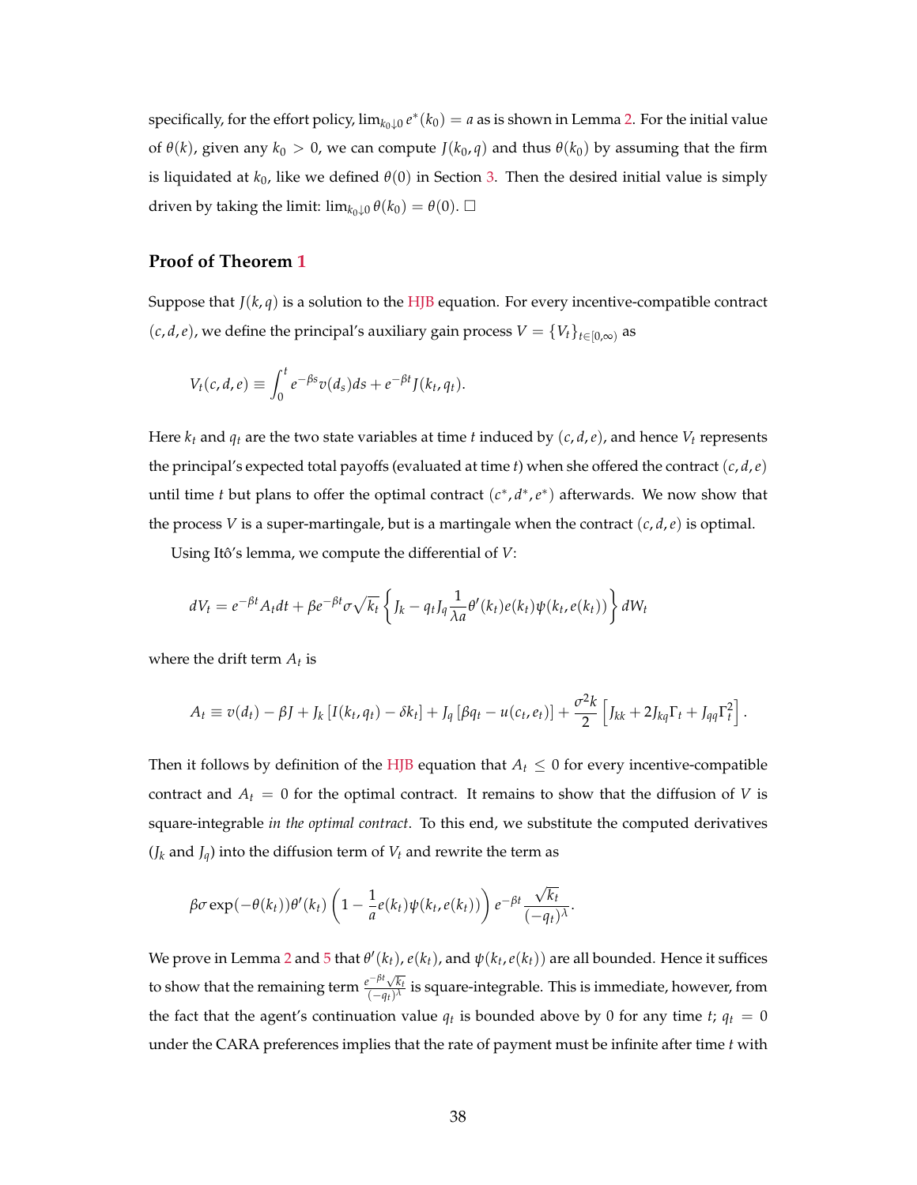specifically, for the effort policy, $\lim_{k_0 \downarrow 0} e^*(k_0) = a$ as is shown in Lemma 2. For the initial value of $\theta(k)$, given any $k_0 > 0$, we can compute $J(k_0, q)$ and thus $\theta(k_0)$ by assuming that the firm is liquidated at $k_0$, like we defined $\theta(0)$ in Section 3. Then the desired initial value is simply driven by taking the limit: $\lim_{k_0 \downarrow 0} \theta(k_0) = \theta(0)$. □

### Proof of Theorem 1

Suppose that $J(k, q)$ is a solution to the HJB equation. For every incentive-compatible contract $(c, d, e)$, we define the principal's auxiliary gain process $V = \{V_t\}_{t \in [0,\infty)}$ as

$$V_t(c, d, e) \equiv \int_0^t e^{-\beta s} v(d_s) ds + e^{-\beta t} J(k_t, q_t).$$

Here $k_t$ and $q_t$ are the two state variables at time $t$ induced by $(c, d, e)$, and hence $V_t$ represents the principal's expected total payoffs (evaluated at time $t$) when she offered the contract $(c, d, e)$ until time $t$ but plans to offer the optimal contract $(c^*, d^*, e^*)$ afterwards. We now show that the process $V$ is a super-martingale, but is a martingale when the contract $(c, d, e)$ is optimal.

Using Itô's lemma, we compute the differential of $V$:

$$dV_t = e^{-\beta t} A_t dt + \beta e^{-\beta t} \sigma \sqrt{k_t} \left\{ J_k - q_t J_q \frac{1}{\lambda a} \theta'(k_t) e(k_t) \psi(k_t, e(k_t)) \right\} dW_t$$

where the drift term $A_t$ is

$$A_t \equiv v(d_t) - \beta J + J_k \left[ I(k_t, q_t) - \delta k_t \right] + J_q \left[ \beta q_t - u(c_t, e_t) \right] + \frac{\sigma^2 k}{2} \left[ J_{kk} + 2 J_{kq} \Gamma_t + J_{qq} \Gamma_t^2 \right].$$

Then it follows by definition of the HJB equation that $A_t \leq 0$ for every incentive-compatible contract and $A_t = 0$ for the optimal contract. It remains to show that the diffusion of $V$ is square-integrable *in the optimal contract*. To this end, we substitute the computed derivatives ($J_k$ and $J_q$) into the diffusion term of $V_t$ and rewrite the term as

$$\beta \sigma \exp(-\theta(k_t)) \theta'(k_t) \left( 1 - \frac{1}{a} e(k_t) \psi(k_t, e(k_t)) \right) e^{-\beta t} \frac{\sqrt{k_t}}{(-q_t)^\lambda}.$$

We prove in Lemma 2 and 5 that $\theta'(k_t)$, $e(k_t)$, and $\psi(k_t, e(k_t))$ are all bounded. Hence it suffices to show that the remaining term $\frac{e^{-\beta t} \sqrt{k_t}}{(-q_t)^\lambda}$ is square-integrable. This is immediate, however, from the fact that the agent's continuation value $q_t$ is bounded above by 0 for any time $t$; $q_t = 0$ under the CARA preferences implies that the rate of payment must be infinite after time $t$ with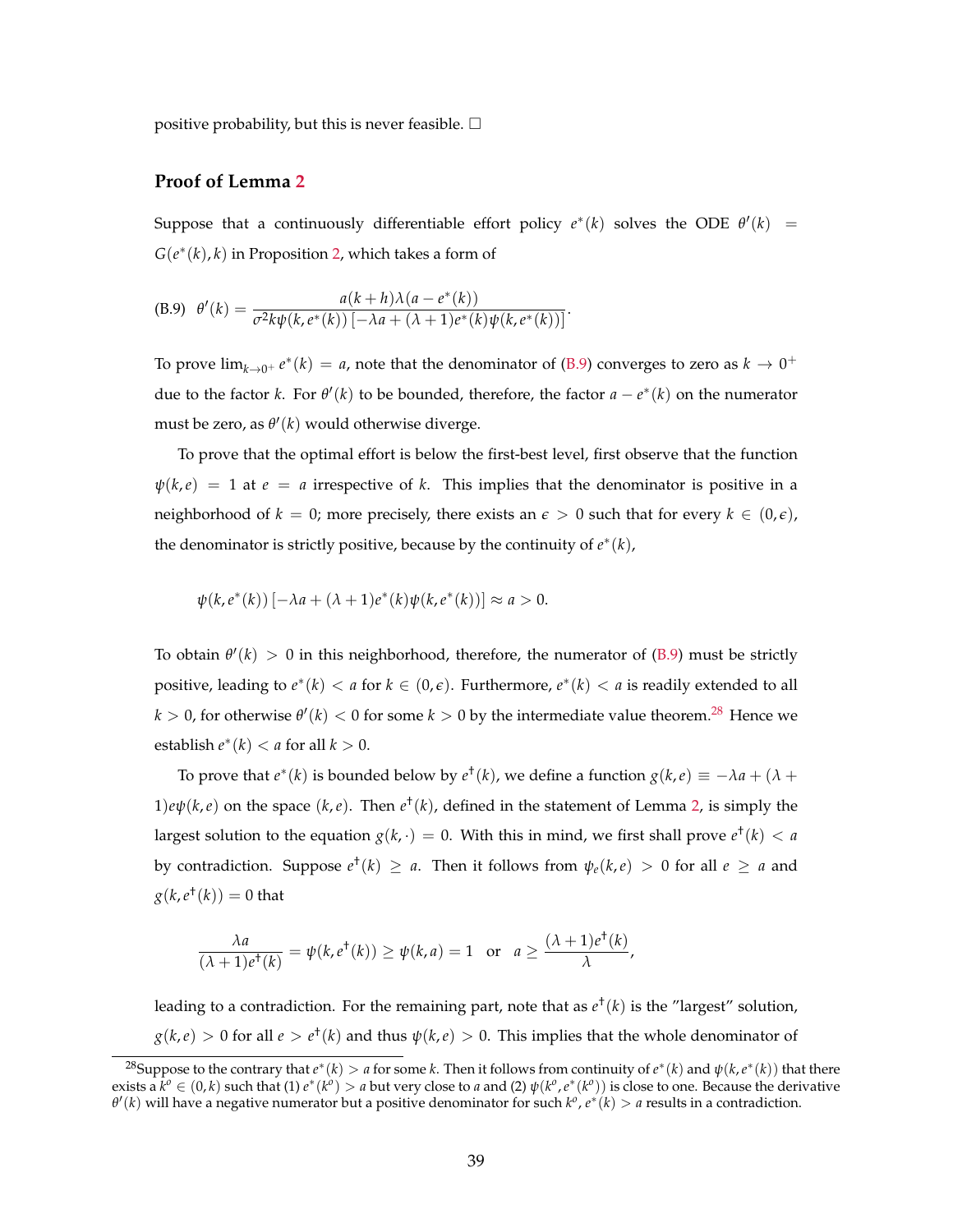positive probability, but this is never feasible. □

### Proof of Lemma 2

Suppose that a continuously differentiable effort policy $e^*(k)$ solves the ODE $\theta'(k) = G(e^*(k), k)$ in Proposition 2, which takes a form of

$$\text{(B.9)}\quad \theta'(k) = \frac{a(k+h)\lambda(a - e^*(k))}{\sigma^2 k \psi(k, e^*(k)) \left[-\lambda a + (\lambda+1)e^*(k)\psi(k, e^*(k))\right]}.$$

To prove $\lim_{k \to 0^+} e^*(k) = a$, note that the denominator of (B.9) converges to zero as $k \to 0^+$ due to the factor $k$. For $\theta'(k)$ to be bounded, therefore, the factor $a - e^*(k)$ on the numerator must be zero, as $\theta'(k)$ would otherwise diverge.

To prove that the optimal effort is below the first-best level, first observe that the function $\psi(k, e) = 1$ at $e = a$ irrespective of $k$. This implies that the denominator is positive in a neighborhood of $k = 0$; more precisely, there exists an $\epsilon > 0$ such that for every $k \in (0, \epsilon)$, the denominator is strictly positive, because by the continuity of $e^*(k)$,

$$\psi(k, e^*(k)) \left[-\lambda a + (\lambda+1)e^*(k)\psi(k, e^*(k))\right] \approx a > 0.$$

To obtain $\theta'(k) > 0$ in this neighborhood, therefore, the numerator of (B.9) must be strictly positive, leading to $e^*(k) < a$ for $k \in (0, \epsilon)$. Furthermore, $e^*(k) < a$ is readily extended to all $k > 0$, for otherwise $\theta'(k) < 0$ for some $k > 0$ by the intermediate value theorem.[28] Hence we establish $e^*(k) < a$ for all $k > 0$.

To prove that $e^*(k)$ is bounded below by $e^\dagger(k)$, we define a function $g(k, e) \equiv -\lambda a + (\lambda + 1)e\psi(k, e)$ on the space $(k, e)$. Then $e^\dagger(k)$, defined in the statement of Lemma 2, is simply the largest solution to the equation $g(k, \cdot) = 0$. With this in mind, we first shall prove $e^\dagger(k) < a$ by contradiction. Suppose $e^\dagger(k) \geq a$. Then it follows from $\psi_e(k, e) > 0$ for all $e \geq a$ and $g(k, e^\dagger(k)) = 0$ that

$$\frac{\lambda a}{(\lambda+1)e^\dagger(k)} = \psi(k, e^\dagger(k)) \geq \psi(k, a) = 1 \quad \text{or} \quad a \geq \frac{(\lambda+1)e^\dagger(k)}{\lambda},$$

leading to a contradiction. For the remaining part, note that as $e^\dagger(k)$ is the "largest" solution, $g(k, e) > 0$ for all $e > e^\dagger(k)$ and thus $\psi(k, e) > 0$. This implies that the whole denominator of

[28] Suppose to the contrary that $e^*(k) > a$ for some $k$. Then it follows from continuity of $e^*(k)$ and $\psi(k, e^*(k))$ that there exists a $k^o \in (0, k)$ such that (1) $e^*(k^o) > a$ but very close to $a$ and (2) $\psi(k^o, e^*(k^o))$ is close to one. Because the derivative $\theta'(k)$ will have a negative numerator but a positive denominator for such $k^o$, $e^*(k) > a$ results in a contradiction.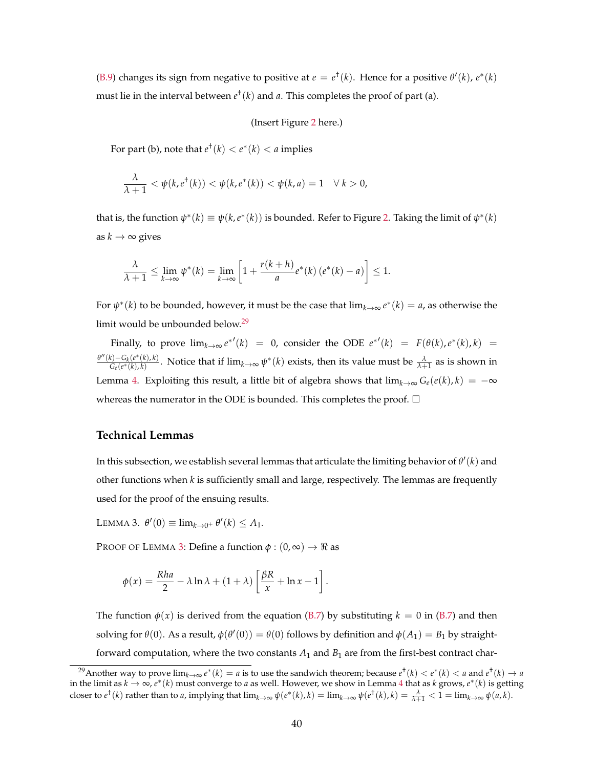(B.9) changes its sign from negative to positive at $e = e^{\dagger}(k)$. Hence for a positive $\theta'(k)$, $e^*(k)$ must lie in the interval between $e^{\dagger}(k)$ and $a$. This completes the proof of part (a).

(Insert Figure 2 here.)

For part (b), note that $e^{\dagger}(k) < e^*(k) < a$ implies

$$\frac{\lambda}{\lambda+1} < \psi(k, e^{\dagger}(k)) < \psi(k, e^*(k)) < \psi(k, a) = 1 \quad \forall\, k > 0,$$

that is, the function $\psi^*(k) \equiv \psi(k, e^*(k))$ is bounded. Refer to Figure 2. Taking the limit of $\psi^*(k)$ as $k \to \infty$ gives

$$\frac{\lambda}{\lambda+1} \leq \lim_{k\to\infty} \psi^*(k) = \lim_{k\to\infty} \left[1 + \frac{r(k+h)}{a} e^*(k)\,(e^*(k) - a)\right] \leq 1.$$

For $\psi^*(k)$ to be bounded, however, it must be the case that $\lim_{k\to\infty} e^*(k) = a$, as otherwise the limit would be unbounded below.[29]

Finally, to prove $\lim_{k\to\infty} e^{*\prime}(k) = 0$, consider the ODE $e^{*\prime}(k) = F(\theta(k), e^*(k), k) = \frac{\theta''(k) - G_k(e^*(k),k)}{G_e(e^*(k),k)}$. Notice that if $\lim_{k\to\infty} \psi^*(k)$ exists, then its value must be $\frac{\lambda}{\lambda+1}$ as is shown in Lemma 4. Exploiting this result, a little bit of algebra shows that $\lim_{k\to\infty} G_e(e(k), k) = -\infty$ whereas the numerator in the ODE is bounded. This completes the proof. □

### Technical Lemmas

In this subsection, we establish several lemmas that articulate the limiting behavior of $\theta'(k)$ and other functions when $k$ is sufficiently small and large, respectively. The lemmas are frequently used for the proof of the ensuing results.

LEMMA 3. $\theta'(0) \equiv \lim_{k\to 0^+} \theta'(k) \leq A_1$.

PROOF OF LEMMA 3: Define a function $\phi : (0, \infty) \to \Re$ as

$$\phi(x) = \frac{Rha}{2} - \lambda \ln \lambda + (1+\lambda)\left[\frac{\beta R}{x} + \ln x - 1\right].$$

The function $\phi(x)$ is derived from the equation (B.7) by substituting $k = 0$ in (B.7) and then solving for $\theta(0)$. As a result, $\phi(\theta'(0)) = \theta(0)$ follows by definition and $\phi(A_1) = B_1$ by straightforward computation, where the two constants $A_1$ and $B_1$ are from the first-best contract char-

[29] Another way to prove $\lim_{k\to\infty} e^*(k) = a$ is to use the sandwich theorem; because $e^{\dagger}(k) < e^*(k) < a$ and $e^{\dagger}(k) \to a$ in the limit as $k \to \infty$, $e^*(k)$ must converge to $a$ as well. However, we show in Lemma 4 that as $k$ grows, $e^*(k)$ is getting closer to $e^{\dagger}(k)$ rather than to $a$, implying that $\lim_{k\to\infty} \psi(e^*(k), k) = \lim_{k\to\infty} \psi(e^{\dagger}(k), k) = \frac{\lambda}{\lambda+1} < 1 = \lim_{k\to\infty} \psi(a, k)$.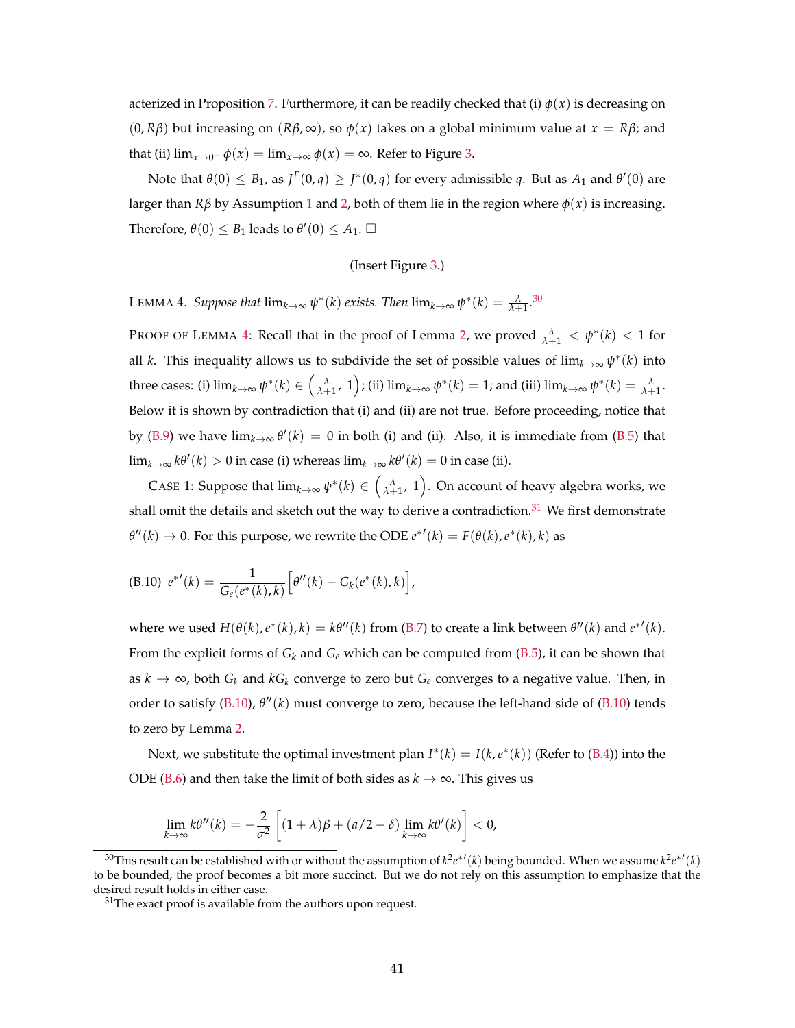acterized in Proposition 7. Furthermore, it can be readily checked that (i) $\phi(x)$ is decreasing on $(0, R\beta)$ but increasing on $(R\beta, \infty)$, so $\phi(x)$ takes on a global minimum value at $x = R\beta$; and that (ii) $\lim_{x\to 0^+} \phi(x) = \lim_{x\to\infty} \phi(x) = \infty$. Refer to Figure 3.

Note that $\theta(0) \le B_1$, as $J^F(0, q) \ge J^*(0, q)$ for every admissible $q$. But as $A_1$ and $\theta'(0)$ are larger than $R\beta$ by Assumption 1 and 2, both of them lie in the region where $\phi(x)$ is increasing. Therefore, $\theta(0) \le B_1$ leads to $\theta'(0) \le A_1$. □

(Insert Figure 3.)

LEMMA 4. *Suppose that* $\lim_{k\to\infty} \psi^*(k)$ *exists. Then* $\lim_{k\to\infty} \psi^*(k) = \frac{\lambda}{\lambda+1}$.[30]

PROOF OF LEMMA 4: Recall that in the proof of Lemma 2, we proved $\frac{\lambda}{\lambda+1} < \psi^*(k) < 1$ for all $k$. This inequality allows us to subdivide the set of possible values of $\lim_{k\to\infty} \psi^*(k)$ into three cases: (i) $\lim_{k\to\infty} \psi^*(k) \in \left(\frac{\lambda}{\lambda+1},\, 1\right)$; (ii) $\lim_{k\to\infty} \psi^*(k) = 1$; and (iii) $\lim_{k\to\infty} \psi^*(k) = \frac{\lambda}{\lambda+1}$. Below it is shown by contradiction that (i) and (ii) are not true. Before proceeding, notice that by (B.9) we have $\lim_{k\to\infty} \theta'(k) = 0$ in both (i) and (ii). Also, it is immediate from (B.5) that $\lim_{k\to\infty} k\theta'(k) > 0$ in case (i) whereas $\lim_{k\to\infty} k\theta'(k) = 0$ in case (ii).

CASE 1: Suppose that $\lim_{k\to\infty} \psi^*(k) \in \left(\frac{\lambda}{\lambda+1},\, 1\right)$. On account of heavy algebra works, we shall omit the details and sketch out the way to derive a contradiction.[31] We first demonstrate $\theta''(k) \to 0$. For this purpose, we rewrite the ODE $e^{*\prime}(k) = F(\theta(k), e^*(k), k)$ as

$$\text{(B.10)}\quad e^{*\prime}(k) = \frac{1}{G_e(e^*(k), k)}\left[\theta''(k) - G_k(e^*(k), k)\right],$$

where we used $H(\theta(k), e^*(k), k) = k\theta''(k)$ from (B.7) to create a link between $\theta''(k)$ and $e^{*\prime}(k)$. From the explicit forms of $G_k$ and $G_e$ which can be computed from (B.5), it can be shown that as $k \to \infty$, both $G_k$ and $kG_k$ converge to zero but $G_e$ converges to a negative value. Then, in order to satisfy (B.10), $\theta''(k)$ must converge to zero, because the left-hand side of (B.10) tends to zero by Lemma 2.

Next, we substitute the optimal investment plan $I^*(k) = I(k, e^*(k))$ (Refer to (B.4)) into the ODE (B.6) and then take the limit of both sides as $k \to \infty$. This gives us

$$\lim_{k\to\infty} k\theta''(k) = -\frac{2}{\sigma^2}\left[(1+\lambda)\beta + (a/2 - \delta)\lim_{k\to\infty} k\theta'(k)\right] < 0,$$

[30] This result can be established with or without the assumption of $k^2 e^{*\prime}(k)$ being bounded. When we assume $k^2 e^{*\prime}(k)$ to be bounded, the proof becomes a bit more succinct. But we do not rely on this assumption to emphasize that the desired result holds in either case.

[31] The exact proof is available from the authors upon request.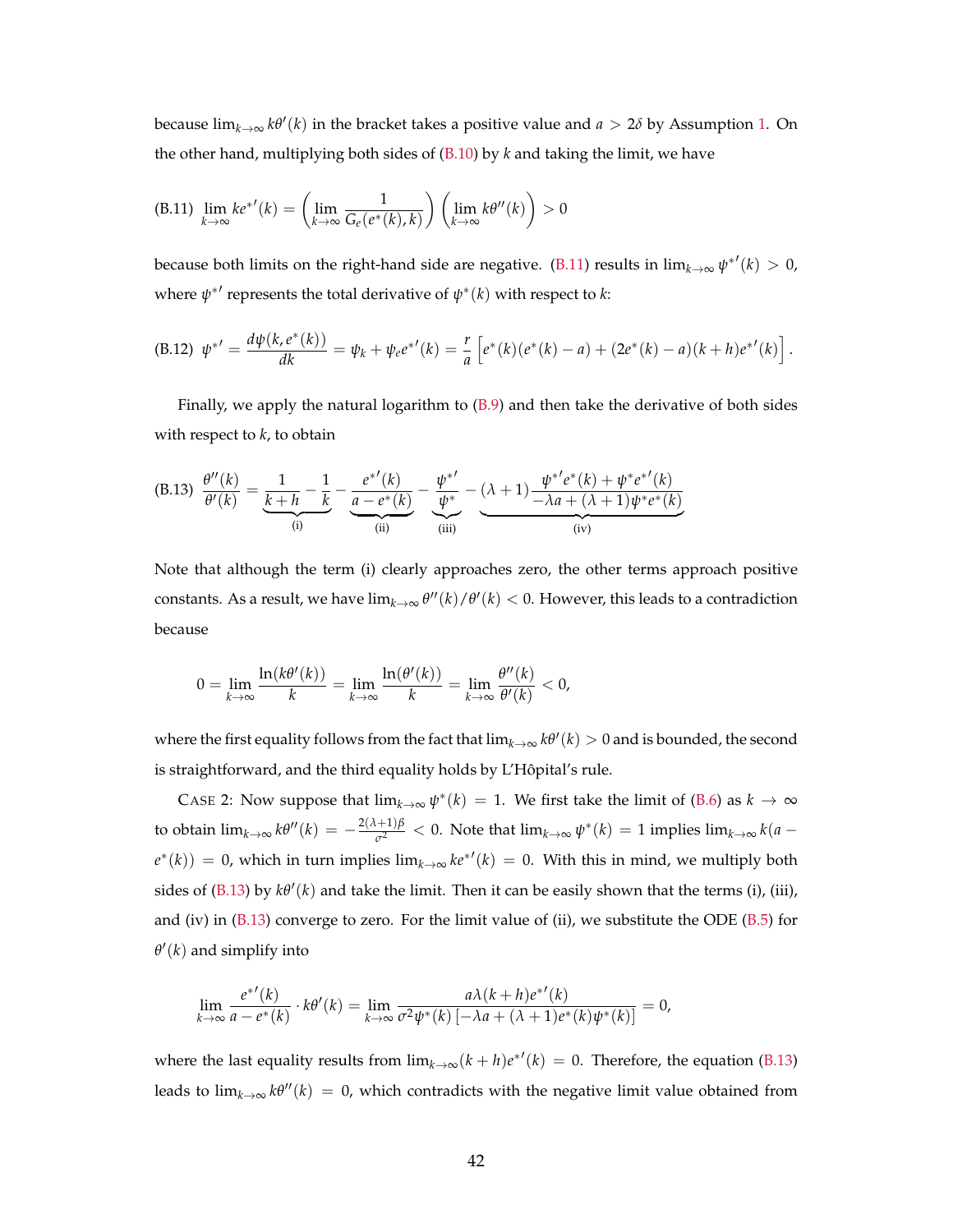because $\lim_{k\to\infty} k\theta'(k)$ in the bracket takes a positive value and $a > 2\delta$ by Assumption 1. On the other hand, multiplying both sides of (B.10) by $k$ and taking the limit, we have

$$\text{(B.11)}\quad \lim_{k\to\infty} k{e^*}'(k) = \left(\lim_{k\to\infty} \frac{1}{G_e(e^*(k),k)}\right)\left(\lim_{k\to\infty} k\theta''(k)\right) > 0$$

because both limits on the right-hand side are negative. (B.11) results in $\lim_{k\to\infty} {\psi^*}'(k) > 0$, where ${\psi^*}'$ represents the total derivative of $\psi^*(k)$ with respect to $k$:

$$\text{(B.12)}\quad {\psi^*}' = \frac{d\psi(k,e^*(k))}{dk} = \psi_k + \psi_e {e^*}'(k) = \frac{r}{a}\left[e^*(k)(e^*(k)-a) + (2e^*(k)-a)(k+h){e^*}'(k)\right].$$

Finally, we apply the natural logarithm to (B.9) and then take the derivative of both sides with respect to $k$, to obtain

$$\text{(B.13)}\quad \frac{\theta''(k)}{\theta'(k)} = \underbrace{\frac{1}{k+h} - \frac{1}{k}}_{\text{(i)}} - \underbrace{\frac{{e^*}'(k)}{a-e^*(k)}}_{\text{(ii)}} - \underbrace{\frac{{\psi^*}'}{\psi^*}}_{\text{(iii)}} - \underbrace{(\lambda+1)\frac{{\psi^*}'e^*(k) + \psi^*{e^*}'(k)}{-\lambda a + (\lambda+1)\psi^* e^*(k)}}_{\text{(iv)}}$$

Note that although the term (i) clearly approaches zero, the other terms approach positive constants. As a result, we have $\lim_{k\to\infty} \theta''(k)/\theta'(k) < 0$. However, this leads to a contradiction because

$$0 = \lim_{k\to\infty} \frac{\ln(k\theta'(k))}{k} = \lim_{k\to\infty} \frac{\ln(\theta'(k))}{k} = \lim_{k\to\infty} \frac{\theta''(k)}{\theta'(k)} < 0,$$

where the first equality follows from the fact that $\lim_{k\to\infty} k\theta'(k) > 0$ and is bounded, the second is straightforward, and the third equality holds by L'Hôpital's rule.

CASE 2: Now suppose that $\lim_{k\to\infty} \psi^*(k) = 1$. We first take the limit of (B.6) as $k \to \infty$ to obtain $\lim_{k\to\infty} k\theta''(k) = -\frac{2(\lambda+1)\beta}{\sigma^2} < 0$. Note that $\lim_{k\to\infty} \psi^*(k) = 1$ implies $\lim_{k\to\infty} k(a - e^*(k)) = 0$, which in turn implies $\lim_{k\to\infty} k{e^*}'(k) = 0$. With this in mind, we multiply both sides of (B.13) by $k\theta'(k)$ and take the limit. Then it can be easily shown that the terms (i), (iii), and (iv) in (B.13) converge to zero. For the limit value of (ii), we substitute the ODE (B.5) for $\theta'(k)$ and simplify into

$$\lim_{k\to\infty} \frac{{e^*}'(k)}{a-e^*(k)} \cdot k\theta'(k) = \lim_{k\to\infty} \frac{a\lambda(k+h){e^*}'(k)}{\sigma^2\psi^*(k)\left[-\lambda a + (\lambda+1)e^*(k)\psi^*(k)\right]} = 0,$$

where the last equality results from $\lim_{k\to\infty}(k+h){e^*}'(k) = 0$. Therefore, the equation (B.13) leads to $\lim_{k\to\infty} k\theta''(k) = 0$, which contradicts with the negative limit value obtained from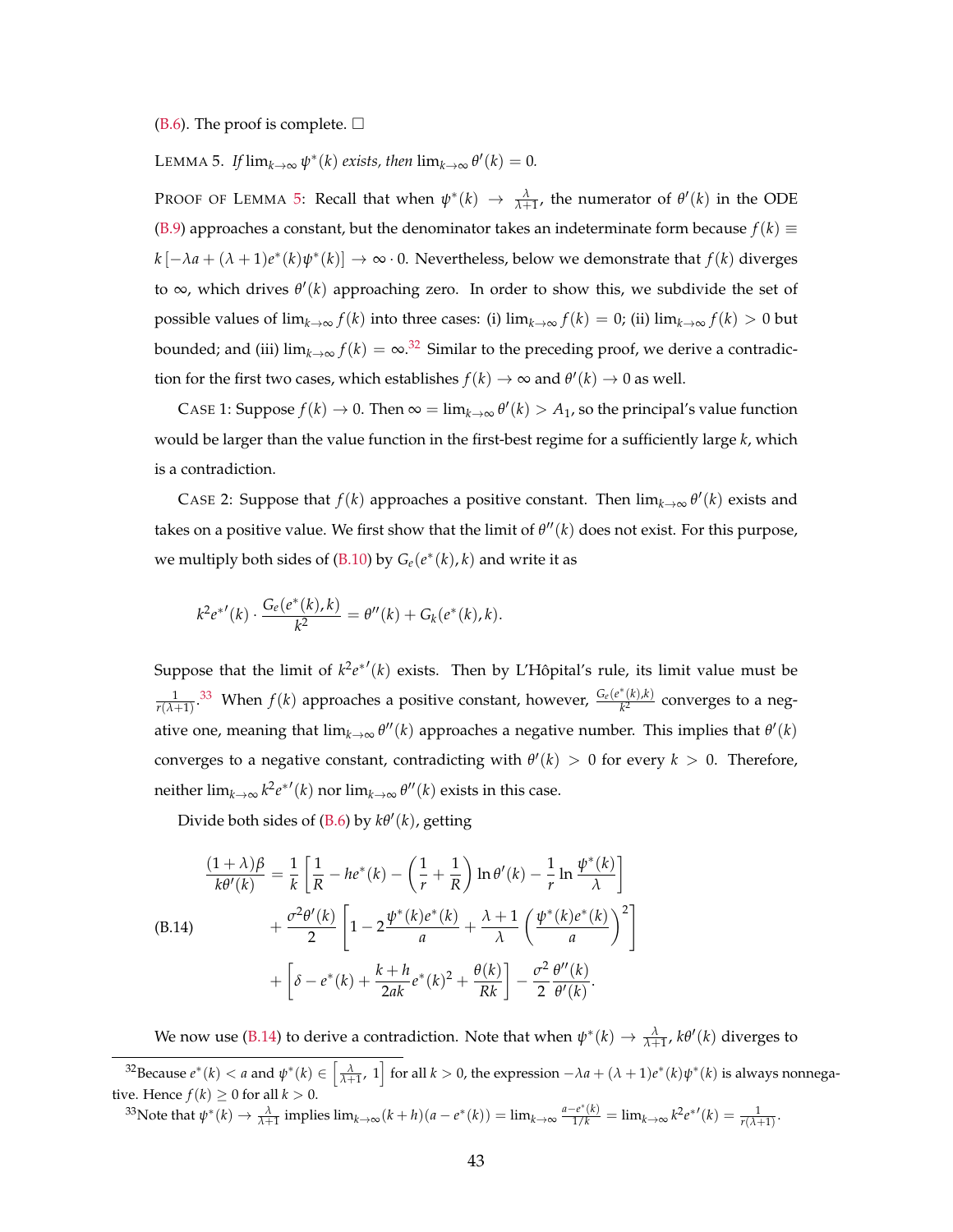(B.6). The proof is complete. □

LEMMA 5. *If* $\lim_{k\to\infty}\psi^*(k)$ *exists, then* $\lim_{k\to\infty}\theta'(k)=0$.

PROOF OF LEMMA 5: Recall that when $\psi^*(k)\to\frac{\lambda}{\lambda+1}$, the numerator of $\theta'(k)$ in the ODE (B.9) approaches a constant, but the denominator takes an indeterminate form because $f(k)\equiv k\left[-\lambda a+(\lambda+1)e^*(k)\psi^*(k)\right]\to\infty\cdot 0$. Nevertheless, below we demonstrate that $f(k)$ diverges to $\infty$, which drives $\theta'(k)$ approaching zero. In order to show this, we subdivide the set of possible values of $\lim_{k\to\infty}f(k)$ into three cases: (i) $\lim_{k\to\infty}f(k)=0$; (ii) $\lim_{k\to\infty}f(k)>0$ but bounded; and (iii) $\lim_{k\to\infty}f(k)=\infty$.[32] Similar to the preceding proof, we derive a contradiction for the first two cases, which establishes $f(k)\to\infty$ and $\theta'(k)\to 0$ as well.

CASE 1: Suppose $f(k)\to 0$. Then $\infty=\lim_{k\to\infty}\theta'(k)>A_1$, so the principal's value function would be larger than the value function in the first-best regime for a sufficiently large $k$, which is a contradiction.

CASE 2: Suppose that $f(k)$ approaches a positive constant. Then $\lim_{k\to\infty}\theta'(k)$ exists and takes on a positive value. We first show that the limit of $\theta''(k)$ does not exist. For this purpose, we multiply both sides of (B.10) by $G_e(e^*(k),k)$ and write it as

$$k^2 e^{*\prime}(k)\cdot\frac{G_e(e^*(k),k)}{k^2}=\theta''(k)+G_k(e^*(k),k).$$

Suppose that the limit of $k^2e^{*\prime}(k)$ exists. Then by L'Hôpital's rule, its limit value must be $\frac{1}{r(\lambda+1)}$.[33] When $f(k)$ approaches a positive constant, however, $\frac{G_e(e^*(k),k)}{k^2}$ converges to a negative one, meaning that $\lim_{k\to\infty}\theta''(k)$ approaches a negative number. This implies that $\theta'(k)$ converges to a negative constant, contradicting with $\theta'(k)>0$ for every $k>0$. Therefore, neither $\lim_{k\to\infty}k^2e^{*\prime}(k)$ nor $\lim_{k\to\infty}\theta''(k)$ exists in this case.

Divide both sides of (B.6) by $k\theta'(k)$, getting

$$\text{(B.14)}\qquad \begin{aligned}\frac{(1+\lambda)\beta}{k\theta'(k)}&=\frac{1}{k}\left[\frac{1}{R}-he^*(k)-\left(\frac{1}{r}+\frac{1}{R}\right)\ln\theta'(k)-\frac{1}{r}\ln\frac{\psi^*(k)}{\lambda}\right]\\&\quad+\frac{\sigma^2\theta'(k)}{2}\left[1-2\frac{\psi^*(k)e^*(k)}{a}+\frac{\lambda+1}{\lambda}\left(\frac{\psi^*(k)e^*(k)}{a}\right)^2\right]\\&\quad+\left[\delta-e^*(k)+\frac{k+h}{2ak}e^*(k)^2+\frac{\theta(k)}{Rk}\right]-\frac{\sigma^2}{2}\frac{\theta''(k)}{\theta'(k)}.\end{aligned}$$

We now use (B.14) to derive a contradiction. Note that when $\psi^*(k)\to\frac{\lambda}{\lambda+1}$, $k\theta'(k)$ diverges to

[32] Because $e^*(k)<a$ and $\psi^*(k)\in\left[\frac{\lambda}{\lambda+1},\,1\right]$ for all $k>0$, the expression $-\lambda a+(\lambda+1)e^*(k)\psi^*(k)$ is always nonnegative. Hence $f(k)\geq 0$ for all $k>0$.

[33] Note that $\psi^*(k)\to\frac{\lambda}{\lambda+1}$ implies $\lim_{k\to\infty}(k+h)(a-e^*(k))=\lim_{k\to\infty}\frac{a-e^*(k)}{1/k}=\lim_{k\to\infty}k^2e^{*\prime}(k)=\frac{1}{r(\lambda+1)}$.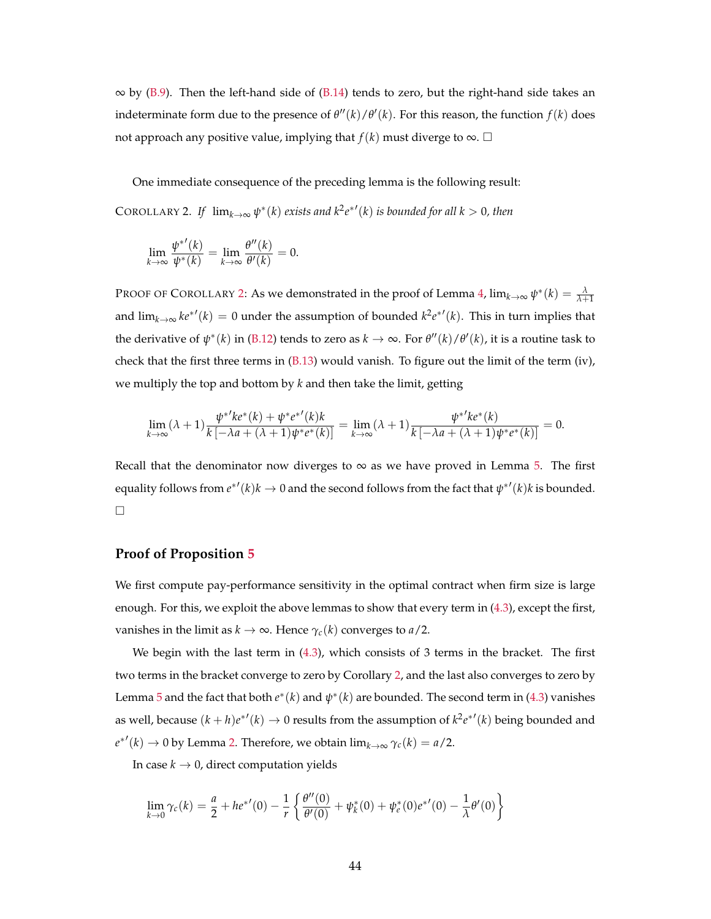$\infty$ by (B.9). Then the left-hand side of (B.14) tends to zero, but the right-hand side takes an indeterminate form due to the presence of $\theta''(k)/\theta'(k)$. For this reason, the function $f(k)$ does not approach any positive value, implying that $f(k)$ must diverge to $\infty$. □

One immediate consequence of the preceding lemma is the following result:

COROLLARY 2. *If* $\lim_{k\to\infty} \psi^*(k)$ *exists and* $k^2 e^{*\prime}(k)$ *is bounded for all* $k > 0$*, then*

$$\lim_{k\to\infty} \frac{\psi^{*\prime}(k)}{\psi^*(k)} = \lim_{k\to\infty} \frac{\theta''(k)}{\theta'(k)} = 0.$$

PROOF OF COROLLARY 2: As we demonstrated in the proof of Lemma 4, $\lim_{k\to\infty} \psi^*(k) = \frac{\lambda}{\lambda+1}$ and $\lim_{k\to\infty} k e^{*\prime}(k) = 0$ under the assumption of bounded $k^2 e^{*\prime}(k)$. This in turn implies that the derivative of $\psi^*(k)$ in (B.12) tends to zero as $k \to \infty$. For $\theta''(k)/\theta'(k)$, it is a routine task to check that the first three terms in (B.13) would vanish. To figure out the limit of the term (iv), we multiply the top and bottom by $k$ and then take the limit, getting

$$\lim_{k\to\infty} (\lambda+1) \frac{\psi^{*\prime} k e^*(k) + \psi^* e^{*\prime}(k) k}{k\left[-\lambda a + (\lambda+1)\psi^* e^*(k)\right]} = \lim_{k\to\infty} (\lambda+1) \frac{\psi^{*\prime} k e^*(k)}{k\left[-\lambda a + (\lambda+1)\psi^* e^*(k)\right]} = 0.$$

Recall that the denominator now diverges to $\infty$ as we have proved in Lemma 5. The first equality follows from $e^{*\prime}(k)k \to 0$ and the second follows from the fact that $\psi^{*\prime}(k)k$ is bounded. □

## Proof of Proposition 5

We first compute pay-performance sensitivity in the optimal contract when firm size is large enough. For this, we exploit the above lemmas to show that every term in (4.3), except the first, vanishes in the limit as $k \to \infty$. Hence $\gamma_c(k)$ converges to $a/2$.

We begin with the last term in (4.3), which consists of 3 terms in the bracket. The first two terms in the bracket converge to zero by Corollary 2, and the last also converges to zero by Lemma 5 and the fact that both $e^*(k)$ and $\psi^*(k)$ are bounded. The second term in (4.3) vanishes as well, because $(k+h)e^{*\prime}(k) \to 0$ results from the assumption of $k^2 e^{*\prime}(k)$ being bounded and $e^{*\prime}(k) \to 0$ by Lemma 2. Therefore, we obtain $\lim_{k\to\infty} \gamma_c(k) = a/2$.

In case $k \to 0$, direct computation yields

$$\lim_{k\to 0} \gamma_c(k) = \frac{a}{2} + h e^{*\prime}(0) - \frac{1}{r}\left\{ \frac{\theta''(0)}{\theta'(0)} + \psi_k^*(0) + \psi_e^*(0) e^{*\prime}(0) - \frac{1}{\lambda}\theta'(0) \right\}$$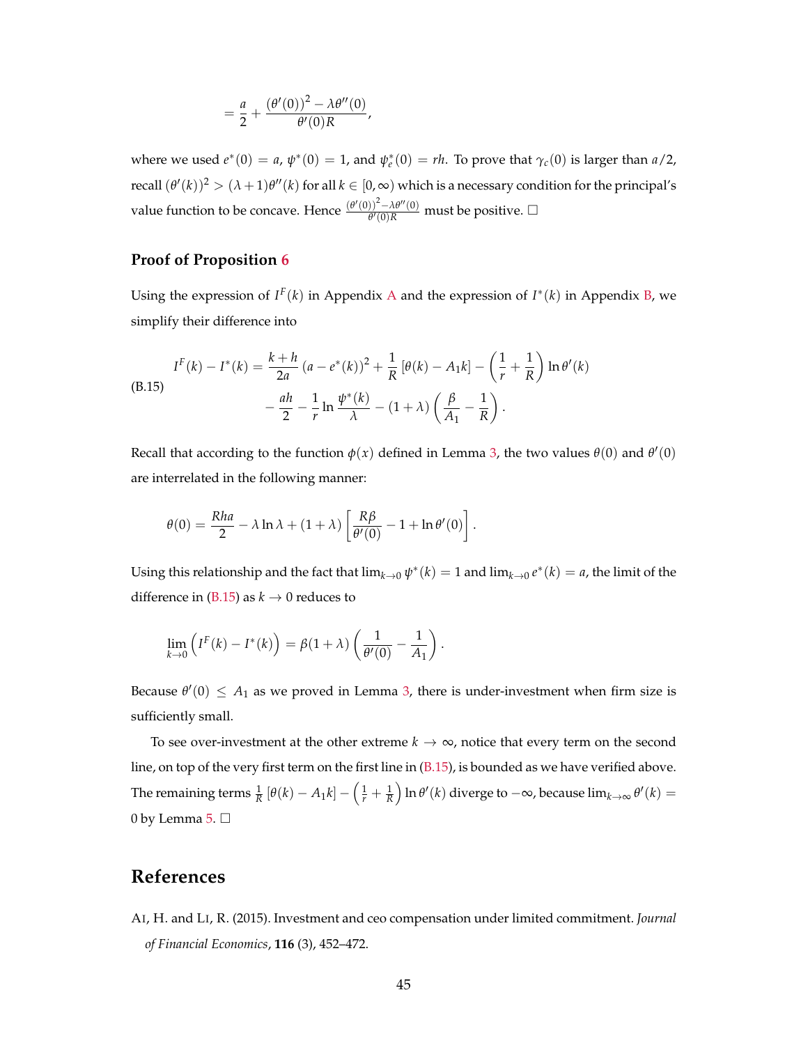$$= \frac{a}{2} + \frac{(\theta'(0))^2 - \lambda\theta''(0)}{\theta'(0)R},$$

where we used $e^*(0) = a$, $\psi^*(0) = 1$, and $\psi_e^*(0) = rh$. To prove that $\gamma_c(0)$ is larger than $a/2$, recall $(\theta'(k))^2 > (\lambda+1)\theta''(k)$ for all $k \in [0, \infty)$ which is a necessary condition for the principal's value function to be concave. Hence $\frac{(\theta'(0))^2 - \lambda\theta''(0)}{\theta'(0)R}$ must be positive. □

### Proof of Proposition 6

Using the expression of $I^F(k)$ in Appendix A and the expression of $I^*(k)$ in Appendix B, we simplify their difference into

$$I^F(k) - I^*(k) = \frac{k+h}{2a}(a - e^*(k))^2 + \frac{1}{R}[\theta(k) - A_1 k] - \left(\frac{1}{r} + \frac{1}{R}\right)\ln\theta'(k)$$
$$- \frac{ah}{2} - \frac{1}{r}\ln\frac{\psi^*(k)}{\lambda} - (1+\lambda)\left(\frac{\beta}{A_1} - \frac{1}{R}\right). \tag{B.15}$$

Recall that according to the function $\phi(x)$ defined in Lemma 3, the two values $\theta(0)$ and $\theta'(0)$ are interrelated in the following manner:

$$\theta(0) = \frac{Rha}{2} - \lambda\ln\lambda + (1+\lambda)\left[\frac{R\beta}{\theta'(0)} - 1 + \ln\theta'(0)\right].$$

Using this relationship and the fact that $\lim_{k\to 0}\psi^*(k) = 1$ and $\lim_{k\to 0} e^*(k) = a$, the limit of the difference in (B.15) as $k \to 0$ reduces to

$$\lim_{k\to 0}\left(I^F(k) - I^*(k)\right) = \beta(1+\lambda)\left(\frac{1}{\theta'(0)} - \frac{1}{A_1}\right).$$

Because $\theta'(0) \leq A_1$ as we proved in Lemma 3, there is under-investment when firm size is sufficiently small.

To see over-investment at the other extreme $k \to \infty$, notice that every term on the second line, on top of the very first term on the first line in (B.15), is bounded as we have verified above. The remaining terms $\frac{1}{R}[\theta(k) - A_1 k] - \left(\frac{1}{r} + \frac{1}{R}\right)\ln\theta'(k)$ diverge to $-\infty$, because $\lim_{k\to\infty}\theta'(k) = 0$ by Lemma 5. □

## References

Ai, H. and Li, R. (2015). Investment and ceo compensation under limited commitment. *Journal of Financial Economics*, **116** (3), 452–472.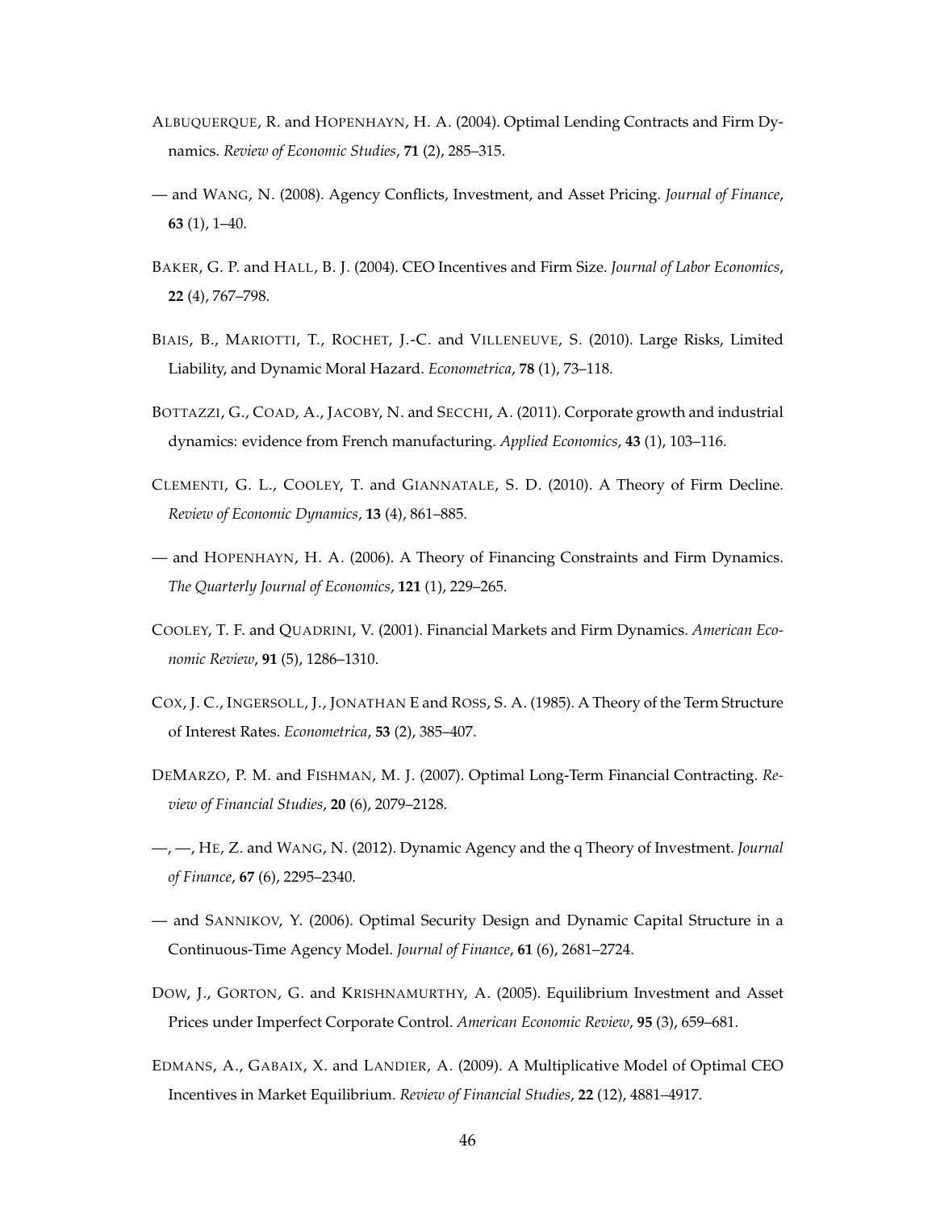ALBUQUERQUE, R. and HOPENHAYN, H. A. (2004). Optimal Lending Contracts and Firm Dynamics. *Review of Economic Studies*, **71** (2), 285–315.

— and WANG, N. (2008). Agency Conflicts, Investment, and Asset Pricing. *Journal of Finance*, **63** (1), 1–40.

BAKER, G. P. and HALL, B. J. (2004). CEO Incentives and Firm Size. *Journal of Labor Economics*, **22** (4), 767–798.

BIAIS, B., MARIOTTI, T., ROCHET, J.-C. and VILLENEUVE, S. (2010). Large Risks, Limited Liability, and Dynamic Moral Hazard. *Econometrica*, **78** (1), 73–118.

BOTTAZZI, G., COAD, A., JACOBY, N. and SECCHI, A. (2011). Corporate growth and industrial dynamics: evidence from French manufacturing. *Applied Economics*, **43** (1), 103–116.

CLEMENTI, G. L., COOLEY, T. and GIANNATALE, S. D. (2010). A Theory of Firm Decline. *Review of Economic Dynamics*, **13** (4), 861–885.

— and HOPENHAYN, H. A. (2006). A Theory of Financing Constraints and Firm Dynamics. *The Quarterly Journal of Economics*, **121** (1), 229–265.

COOLEY, T. F. and QUADRINI, V. (2001). Financial Markets and Firm Dynamics. *American Economic Review*, **91** (5), 1286–1310.

COX, J. C., INGERSOLL, J., JONATHAN E and ROSS, S. A. (1985). A Theory of the Term Structure of Interest Rates. *Econometrica*, **53** (2), 385–407.

DEMARZO, P. M. and FISHMAN, M. J. (2007). Optimal Long-Term Financial Contracting. *Review of Financial Studies*, **20** (6), 2079–2128.

—, —, HE, Z. and WANG, N. (2012). Dynamic Agency and the q Theory of Investment. *Journal of Finance*, **67** (6), 2295–2340.

— and SANNIKOV, Y. (2006). Optimal Security Design and Dynamic Capital Structure in a Continuous-Time Agency Model. *Journal of Finance*, **61** (6), 2681–2724.

DOW, J., GORTON, G. and KRISHNAMURTHY, A. (2005). Equilibrium Investment and Asset Prices under Imperfect Corporate Control. *American Economic Review*, **95** (3), 659–681.

EDMANS, A., GABAIX, X. and LANDIER, A. (2009). A Multiplicative Model of Optimal CEO Incentives in Market Equilibrium. *Review of Financial Studies*, **22** (12), 4881–4917.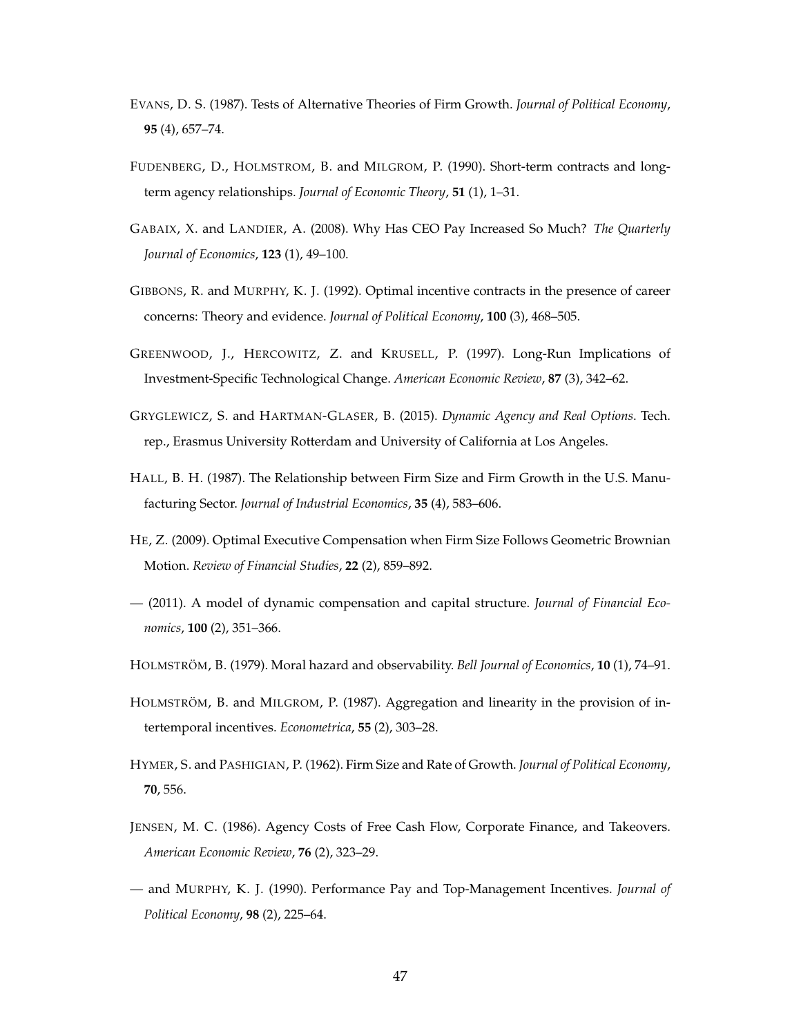Evans, D. S. (1987). Tests of Alternative Theories of Firm Growth. *Journal of Political Economy*, **95** (4), 657–74.

Fudenberg, D., Holmstrom, B. and Milgrom, P. (1990). Short-term contracts and long-term agency relationships. *Journal of Economic Theory*, **51** (1), 1–31.

Gabaix, X. and Landier, A. (2008). Why Has CEO Pay Increased So Much? *The Quarterly Journal of Economics*, **123** (1), 49–100.

Gibbons, R. and Murphy, K. J. (1992). Optimal incentive contracts in the presence of career concerns: Theory and evidence. *Journal of Political Economy*, **100** (3), 468–505.

Greenwood, J., Hercowitz, Z. and Krusell, P. (1997). Long-Run Implications of Investment-Specific Technological Change. *American Economic Review*, **87** (3), 342–62.

Gryglewicz, S. and Hartman-Glaser, B. (2015). *Dynamic Agency and Real Options*. Tech. rep., Erasmus University Rotterdam and University of California at Los Angeles.

Hall, B. H. (1987). The Relationship between Firm Size and Firm Growth in the U.S. Manufacturing Sector. *Journal of Industrial Economics*, **35** (4), 583–606.

He, Z. (2009). Optimal Executive Compensation when Firm Size Follows Geometric Brownian Motion. *Review of Financial Studies*, **22** (2), 859–892.

— (2011). A model of dynamic compensation and capital structure. *Journal of Financial Economics*, **100** (2), 351–366.

Holmström, B. (1979). Moral hazard and observability. *Bell Journal of Economics*, **10** (1), 74–91.

Holmström, B. and Milgrom, P. (1987). Aggregation and linearity in the provision of intertemporal incentives. *Econometrica*, **55** (2), 303–28.

Hymer, S. and Pashigian, P. (1962). Firm Size and Rate of Growth. *Journal of Political Economy*, **70**, 556.

Jensen, M. C. (1986). Agency Costs of Free Cash Flow, Corporate Finance, and Takeovers. *American Economic Review*, **76** (2), 323–29.

— and Murphy, K. J. (1990). Performance Pay and Top-Management Incentives. *Journal of Political Economy*, **98** (2), 225–64.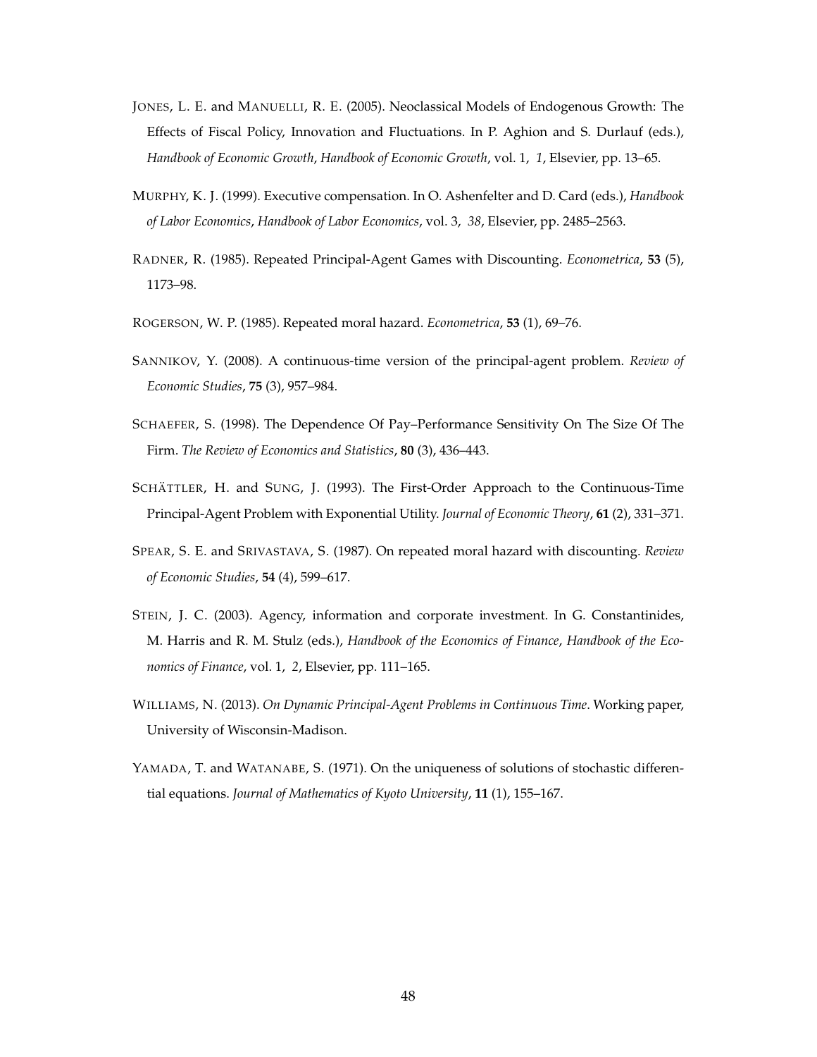JONES, L. E. and MANUELLI, R. E. (2005). Neoclassical Models of Endogenous Growth: The Effects of Fiscal Policy, Innovation and Fluctuations. In P. Aghion and S. Durlauf (eds.), *Handbook of Economic Growth*, *Handbook of Economic Growth*, vol. 1, *1*, Elsevier, pp. 13–65.

MURPHY, K. J. (1999). Executive compensation. In O. Ashenfelter and D. Card (eds.), *Handbook of Labor Economics*, *Handbook of Labor Economics*, vol. 3, *38*, Elsevier, pp. 2485–2563.

RADNER, R. (1985). Repeated Principal-Agent Games with Discounting. *Econometrica*, **53** (5), 1173–98.

ROGERSON, W. P. (1985). Repeated moral hazard. *Econometrica*, **53** (1), 69–76.

SANNIKOV, Y. (2008). A continuous-time version of the principal-agent problem. *Review of Economic Studies*, **75** (3), 957–984.

SCHAEFER, S. (1998). The Dependence Of Pay–Performance Sensitivity On The Size Of The Firm. *The Review of Economics and Statistics*, **80** (3), 436–443.

SCHÄTTLER, H. and SUNG, J. (1993). The First-Order Approach to the Continuous-Time Principal-Agent Problem with Exponential Utility. *Journal of Economic Theory*, **61** (2), 331–371.

SPEAR, S. E. and SRIVASTAVA, S. (1987). On repeated moral hazard with discounting. *Review of Economic Studies*, **54** (4), 599–617.

STEIN, J. C. (2003). Agency, information and corporate investment. In G. Constantinides, M. Harris and R. M. Stulz (eds.), *Handbook of the Economics of Finance*, *Handbook of the Economics of Finance*, vol. 1, *2*, Elsevier, pp. 111–165.

WILLIAMS, N. (2013). *On Dynamic Principal-Agent Problems in Continuous Time*. Working paper, University of Wisconsin-Madison.

YAMADA, T. and WATANABE, S. (1971). On the uniqueness of solutions of stochastic differential equations. *Journal of Mathematics of Kyoto University*, **11** (1), 155–167.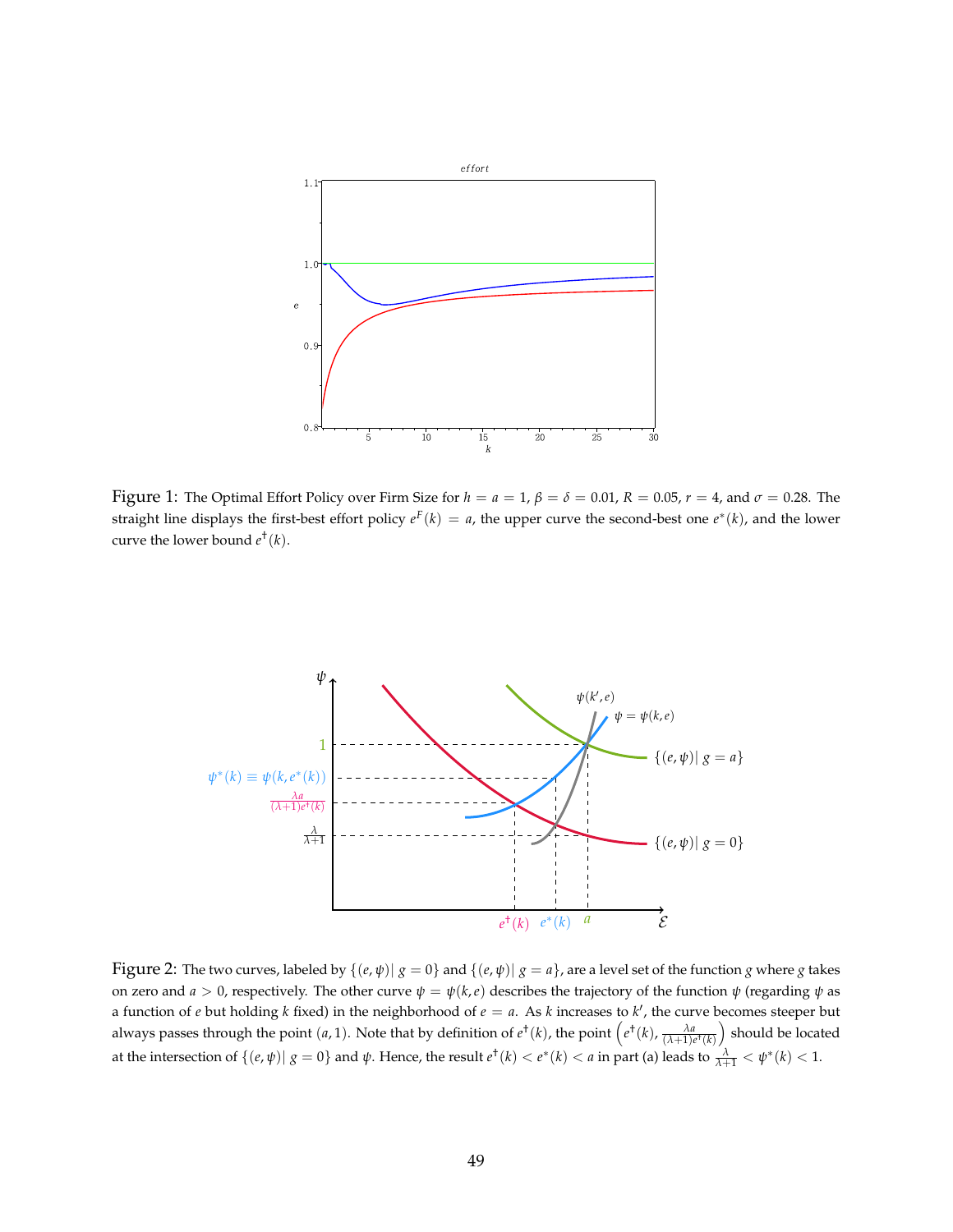Figure 1: The Optimal Effort Policy over Firm Size for $h = a = 1$, $\beta = \delta = 0.01$, $R = 0.05$, $r = 4$, and $\sigma = 0.28$. The straight line displays the first-best effort policy $e^F(k) = a$, the upper curve the second-best one $e^*(k)$, and the lower curve the lower bound $e^\dagger(k)$.

Figure 2: The two curves, labeled by $\{(e, \psi) | \, g = 0\}$ and $\{(e, \psi) | \, g = a\}$, are a level set of the function $g$ where $g$ takes on zero and $a > 0$, respectively. The other curve $\psi = \psi(k, e)$ describes the trajectory of the function $\psi$ (regarding $\psi$ as a function of $e$ but holding $k$ fixed) in the neighborhood of $e = a$. As $k$ increases to $k'$, the curve becomes steeper but always passes through the point $(a, 1)$. Note that by definition of $e^\dagger(k)$, the point $\left(e^\dagger(k), \frac{\lambda a}{(\lambda+1)e^\dagger(k)}\right)$ should be located at the intersection of $\{(e, \psi) | \, g = 0\}$ and $\psi$. Hence, the result $e^\dagger(k) < e^*(k) < a$ in part (a) leads to $\frac{\lambda}{\lambda+1} < \psi^*(k) < 1$.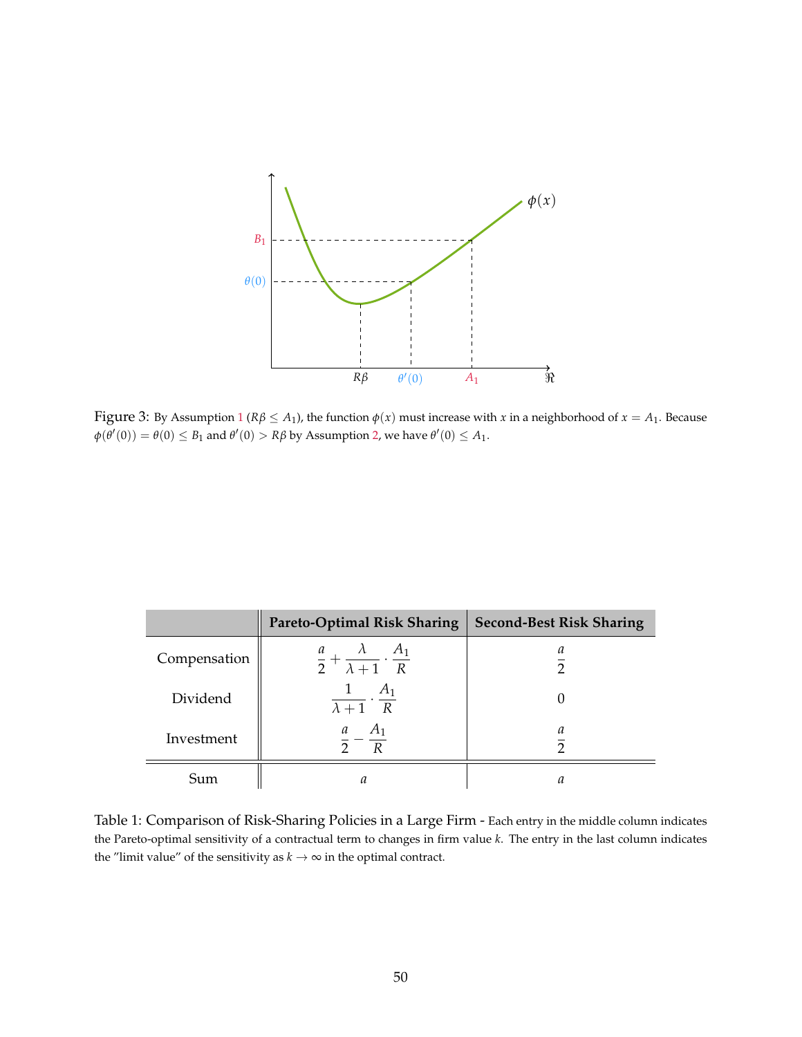$\phi(x)$

$B_1$

$\theta(0)$

$R\beta$

$\theta'(0)$

$A_1$

$\Re$

Figure 3: By Assumption 1 ($R\beta \leq A_1$), the function $\phi(x)$ must increase with $x$ in a neighborhood of $x = A_1$. Because $\phi(\theta'(0)) = \theta(0) \leq B_1$ and $\theta'(0) > R\beta$ by Assumption 2, we have $\theta'(0) \leq A_1$.

| | **Pareto-Optimal Risk Sharing** | **Second-Best Risk Sharing** |
|---|---|---|
| Compensation | $\frac{a}{2} + \frac{\lambda}{\lambda+1} \cdot \frac{A_1}{R}$ | $\frac{a}{2}$ |
| Dividend | $\frac{1}{\lambda+1} \cdot \frac{A_1}{R}$ | $0$ |
| Investment | $\frac{a}{2} - \frac{A_1}{R}$ | $\frac{a}{2}$ |
| Sum | $a$ | $a$ |

Table 1: Comparison of Risk-Sharing Policies in a Large Firm - Each entry in the middle column indicates the Pareto-optimal sensitivity of a contractual term to changes in firm value $k$. The entry in the last column indicates the "limit value" of the sensitivity as $k \to \infty$ in the optimal contract.